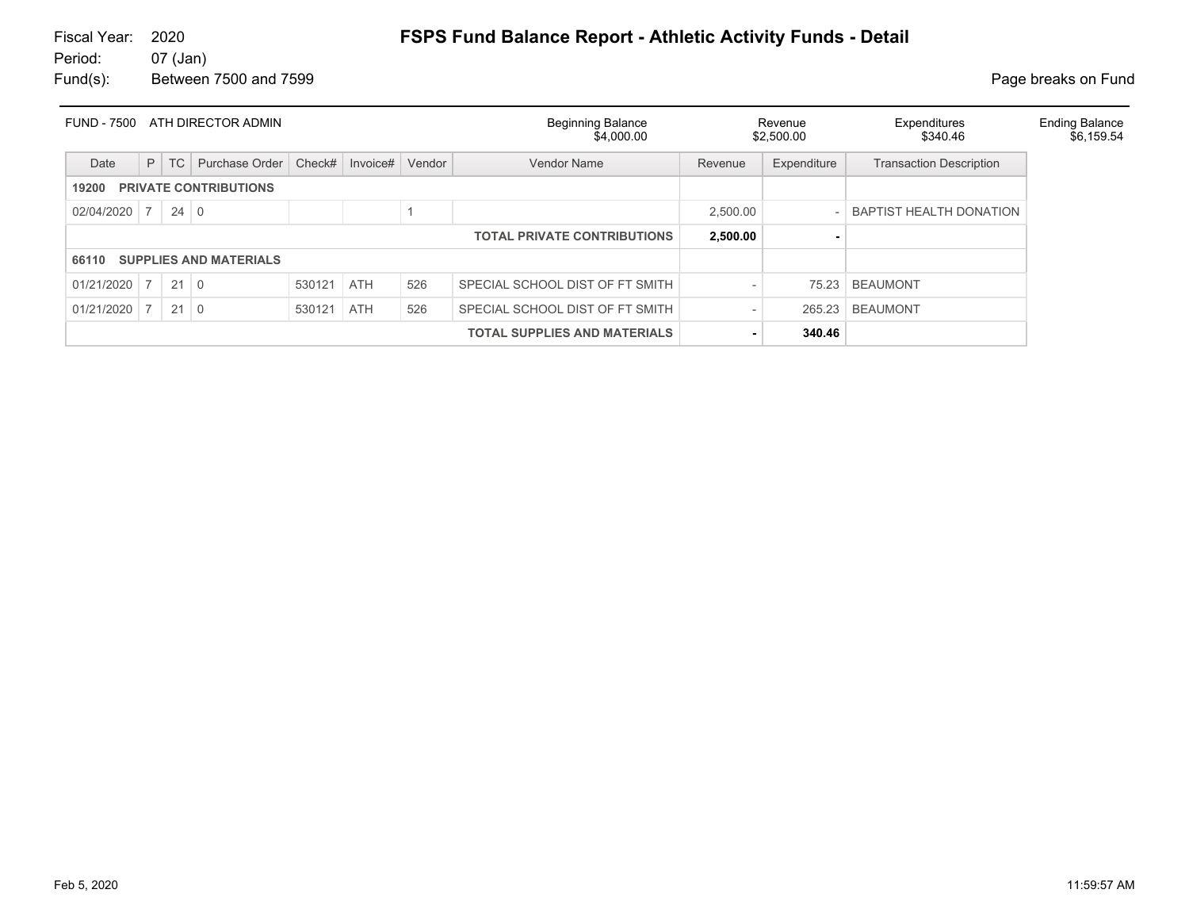Fiscal Year: 2020
Period: 07 (Jan)
Fund(s): Between 7500 and 7599

# FSPS Fund Balance Report - Athletic Activity Funds - Detail

Page breaks on Fund

**FUND - 7500 ATH DIRECTOR ADMIN**

| Beginning Balance | Revenue | Expenditures | Ending Balance |
|---|---|---|---|
| $4,000.00 | $2,500.00 | $340.46 | $6,159.54 |

| Date | P | TC | Purchase Order | Check# | Invoice# | Vendor | Vendor Name | Revenue | Expenditure | Transaction Description |
|---|---|---|---|---|---|---|---|---|---|---|
| **19200 PRIVATE CONTRIBUTIONS** | | | | | | | | | | |
| 02/04/2020 | 7 | 24 | 0 | | | 1 | | 2,500.00 | - | BAPTIST HEALTH DONATION |
| | | | | | | | **TOTAL PRIVATE CONTRIBUTIONS** | **2,500.00** | **-** | |
| **66110 SUPPLIES AND MATERIALS** | | | | | | | | | | |
| 01/21/2020 | 7 | 21 | 0 | 530121 | ATH | 526 | SPECIAL SCHOOL DIST OF FT SMITH | - | 75.23 | BEAUMONT |
| 01/21/2020 | 7 | 21 | 0 | 530121 | ATH | 526 | SPECIAL SCHOOL DIST OF FT SMITH | - | 265.23 | BEAUMONT |
| | | | | | | | **TOTAL SUPPLIES AND MATERIALS** | **-** | **340.46** | |

Feb 5, 2020 11:59:57 AM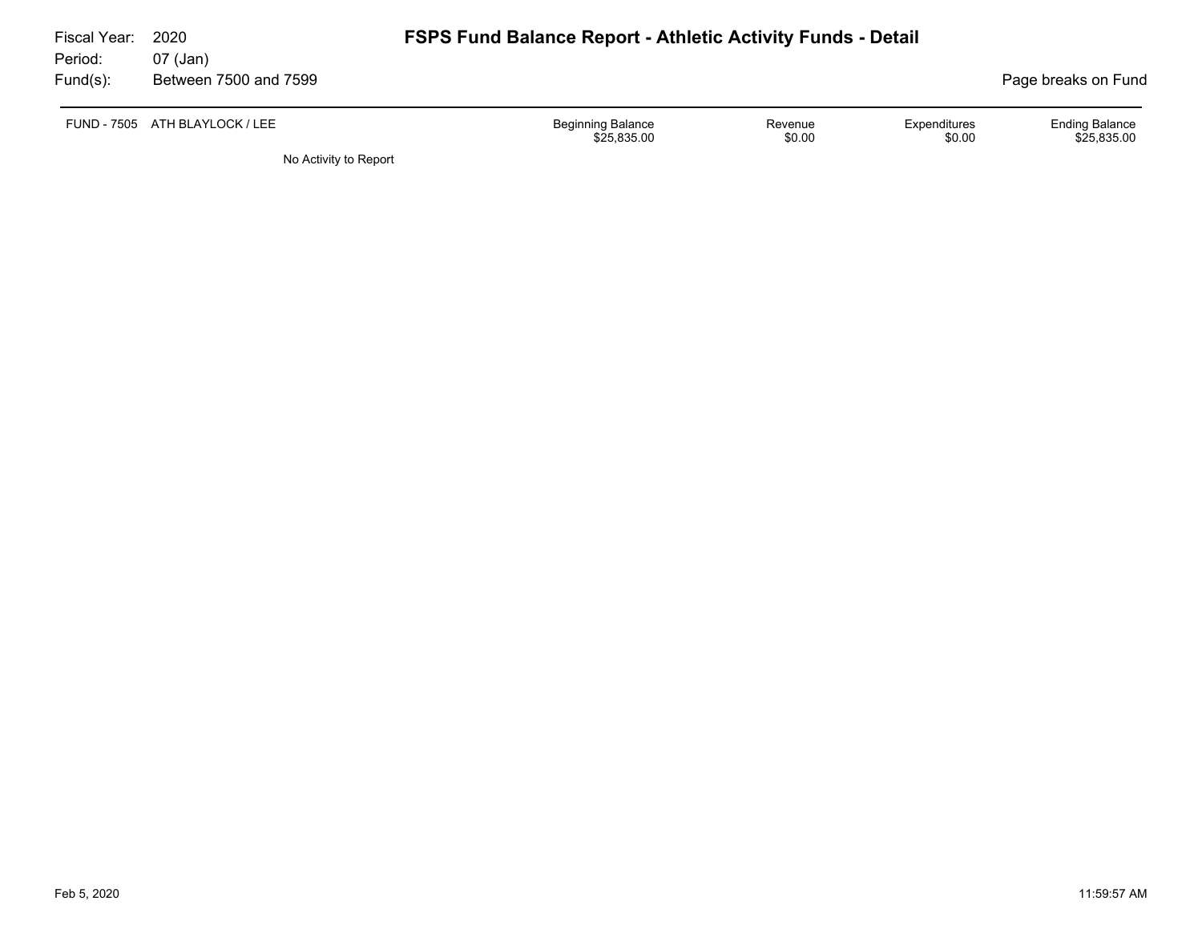Fiscal Year: 2020
Period: 07 (Jan)
Fund(s): Between 7500 and 7599

# FSPS Fund Balance Report - Athletic Activity Funds - Detail

Page breaks on Fund

| FUND - 7505 ATH BLAYLOCK / LEE | Beginning Balance | Revenue | Expenditures | Ending Balance |
|---|---|---|---|---|
| | $25,835.00 | $0.00 | $0.00 | $25,835.00 |

No Activity to Report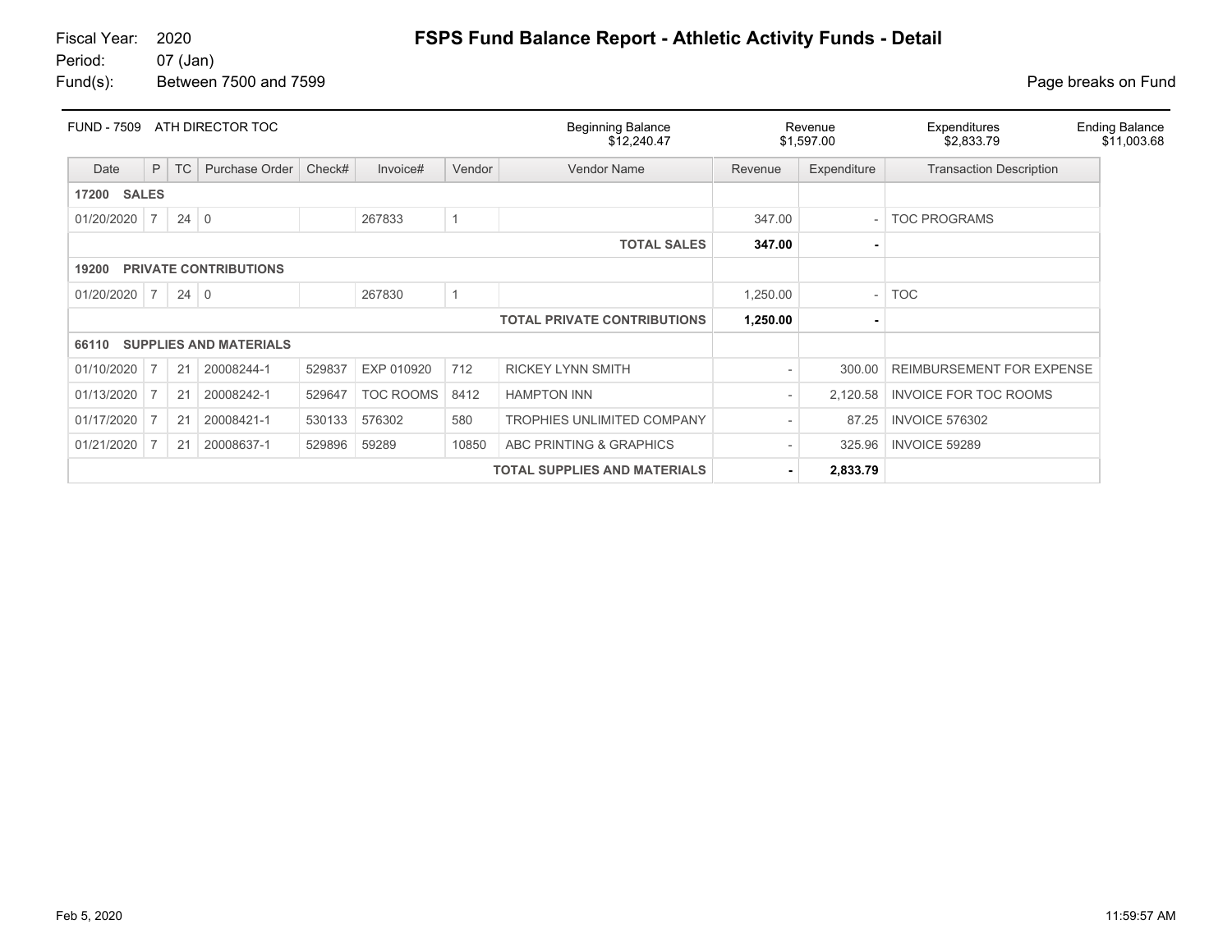Fiscal Year: 2020
Period: 07 (Jan)
Fund(s): Between 7500 and 7599

# FSPS Fund Balance Report - Athletic Activity Funds - Detail

Page breaks on Fund

| FUND - 7509 ATH DIRECTOR TOC | Beginning Balance | Revenue | Expenditures | Ending Balance |
|---|---|---|---|---|
| | $12,240.47 | $1,597.00 | $2,833.79 | $11,003.68 |

| Date | P | TC | Purchase Order | Check# | Invoice# | Vendor | Vendor Name | Revenue | Expenditure | Transaction Description |
|---|---|---|---|---|---|---|---|---|---|---|
| **17200 SALES** | | | | | | | | | | |
| 01/20/2020 | 7 | 24 | 0 | | 267833 | 1 | | 347.00 | - | TOC PROGRAMS |
| | | | | | | | **TOTAL SALES** | **347.00** | **-** | |
| **19200 PRIVATE CONTRIBUTIONS** | | | | | | | | | | |
| 01/20/2020 | 7 | 24 | 0 | | 267830 | 1 | | 1,250.00 | - | TOC |
| | | | | | | | **TOTAL PRIVATE CONTRIBUTIONS** | **1,250.00** | **-** | |
| **66110 SUPPLIES AND MATERIALS** | | | | | | | | | | |
| 01/10/2020 | 7 | 21 | 20008244-1 | 529837 | EXP 010920 | 712 | RICKEY LYNN SMITH | - | 300.00 | REIMBURSEMENT FOR EXPENSE |
| 01/13/2020 | 7 | 21 | 20008242-1 | 529647 | TOC ROOMS | 8412 | HAMPTON INN | - | 2,120.58 | INVOICE FOR TOC ROOMS |
| 01/17/2020 | 7 | 21 | 20008421-1 | 530133 | 576302 | 580 | TROPHIES UNLIMITED COMPANY | - | 87.25 | INVOICE 576302 |
| 01/21/2020 | 7 | 21 | 20008637-1 | 529896 | 59289 | 10850 | ABC PRINTING & GRAPHICS | - | 325.96 | INVOICE 59289 |
| | | | | | | | **TOTAL SUPPLIES AND MATERIALS** | **-** | **2,833.79** | |

Feb 5, 2020 11:59:57 AM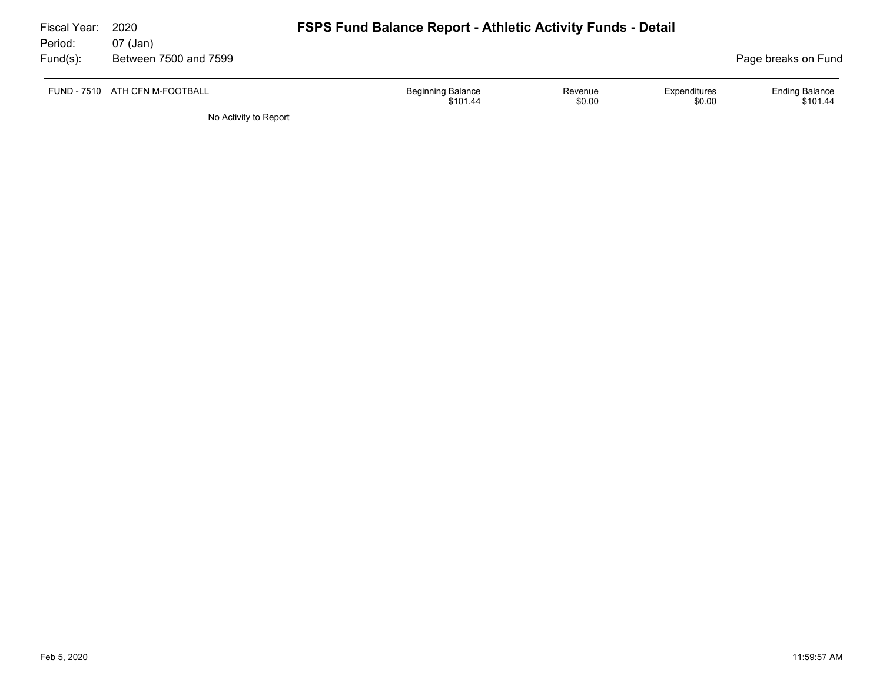Fiscal Year: 2020
Period: 07 (Jan)
Fund(s): Between 7500 and 7599

# FSPS Fund Balance Report - Athletic Activity Funds - Detail

Page breaks on Fund

| FUND - 7510 ATH CFN M-FOOTBALL | Beginning Balance | Revenue | Expenditures | Ending Balance |
|---|---|---|---|---|
| | $101.44 | $0.00 | $0.00 | $101.44 |

No Activity to Report

Feb 5, 2020 11:59:57 AM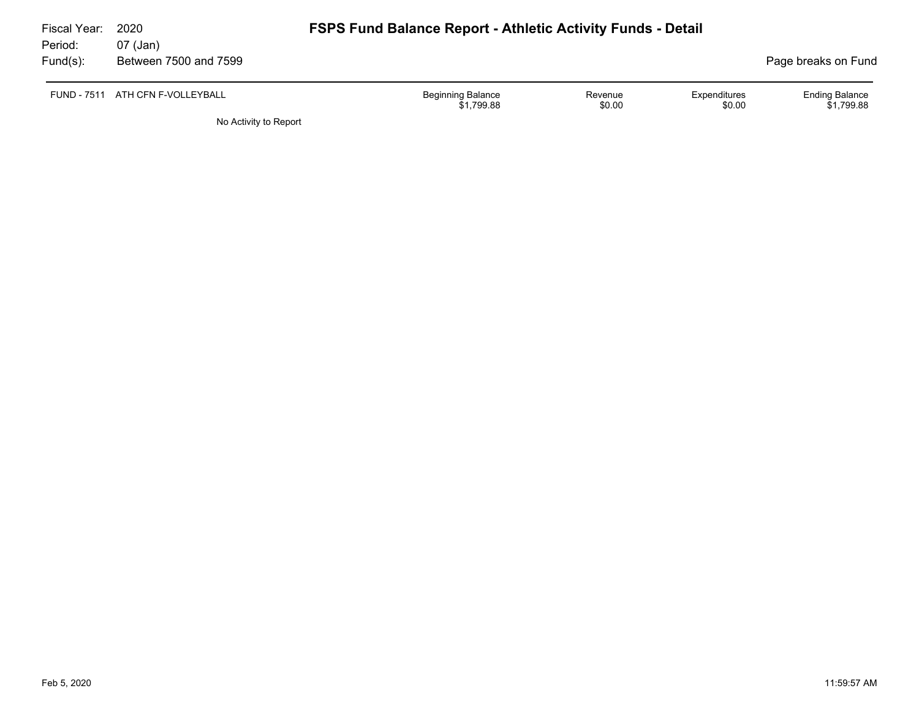Fiscal Year: 2020
Period: 07 (Jan)
Fund(s): Between 7500 and 7599

# FSPS Fund Balance Report - Athletic Activity Funds - Detail

Page breaks on Fund

| FUND - 7511 ATH CFN F-VOLLEYBALL | Beginning Balance | Revenue | Expenditures | Ending Balance |
|---|---|---|---|---|
| | $1,799.88 | $0.00 | $0.00 | $1,799.88 |

No Activity to Report

Feb 5, 2020 11:59:57 AM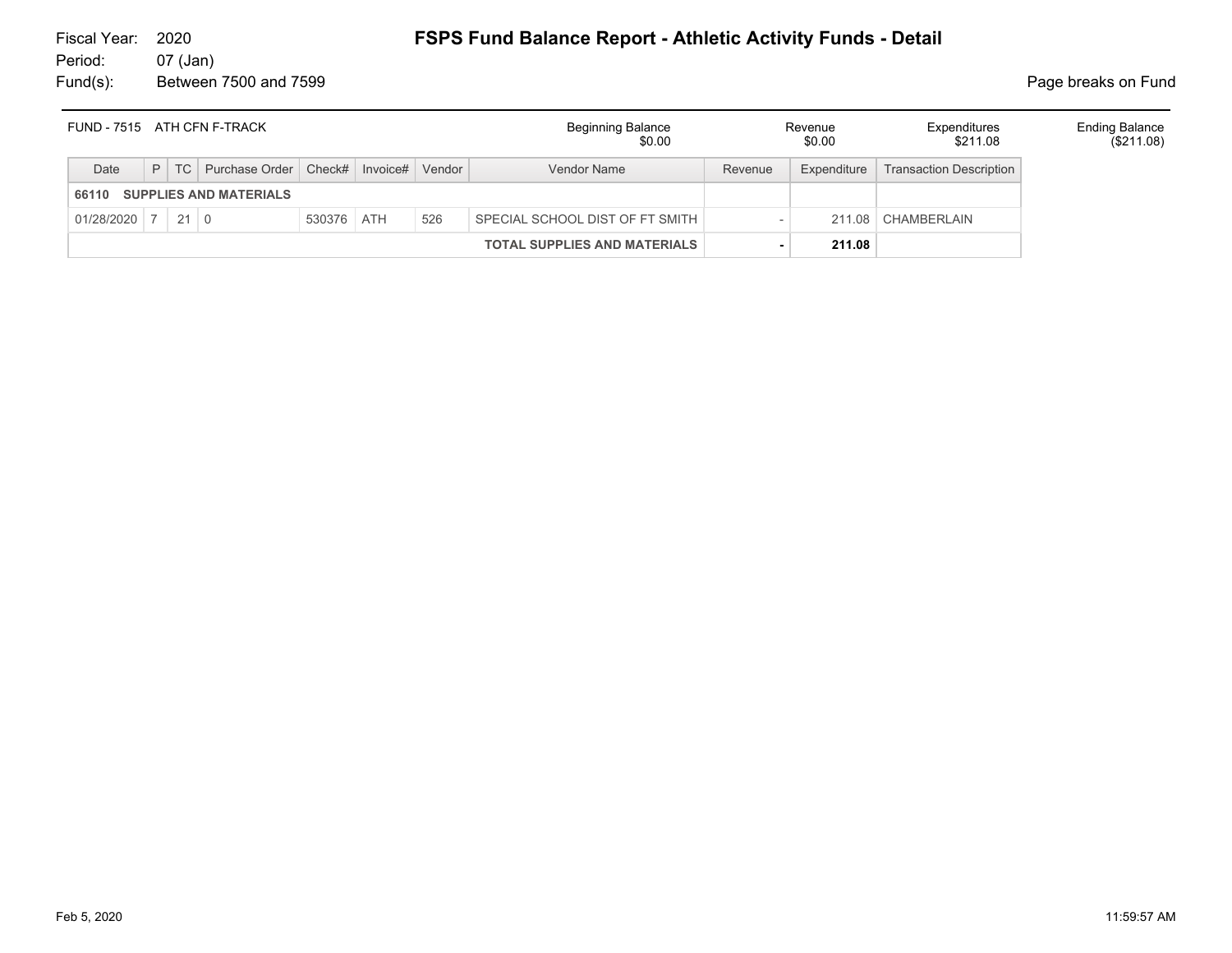Fiscal Year: 2020
Period: 07 (Jan)
Fund(s): Between 7500 and 7599

# FSPS Fund Balance Report - Athletic Activity Funds - Detail

Page breaks on Fund

| FUND - 7515 ATH CFN F-TRACK | Beginning Balance | Revenue | Expenditures | Ending Balance |
|---|---|---|---|---|
| | $0.00 | $0.00 | $211.08 | ($211.08) |

| Date | P | TC | Purchase Order | Check# | Invoice# | Vendor | Vendor Name | Revenue | Expenditure | Transaction Description |
|---|---|---|---|---|---|---|---|---|---|---|
| **66110 SUPPLIES AND MATERIALS** | | | | | | | | | | |
| 01/28/2020 | 7 | 21 | 0 | 530376 | ATH | 526 | SPECIAL SCHOOL DIST OF FT SMITH | - | 211.08 | CHAMBERLAIN |
| | | | | | | | **TOTAL SUPPLIES AND MATERIALS** | **-** | **211.08** | |

Feb 5, 2020 11:59:57 AM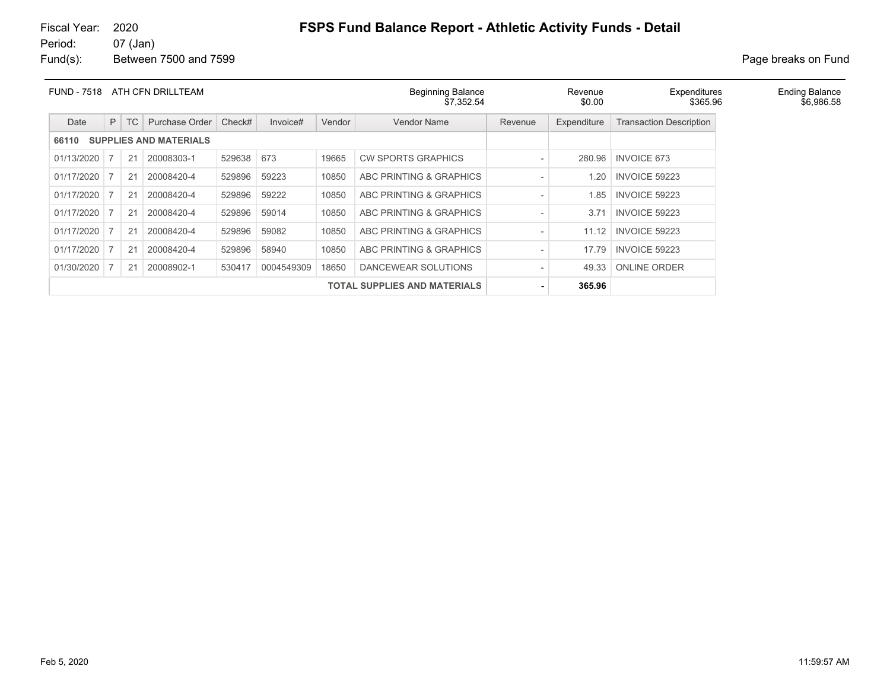Fiscal Year: 2020
Period: 07 (Jan)
Fund(s): Between 7500 and 7599

# FSPS Fund Balance Report - Athletic Activity Funds - Detail

Page breaks on Fund

| FUND - 7518 ATH CFN DRILLTEAM | Beginning Balance | Revenue | Expenditures | Ending Balance |
|---|---|---|---|---|
| | $7,352.54 | $0.00 | $365.96 | $6,986.58 |

| Date | P | TC | Purchase Order | Check# | Invoice# | Vendor | Vendor Name | Revenue | Expenditure | Transaction Description |
|---|---|---|---|---|---|---|---|---|---|---|
| **66110 SUPPLIES AND MATERIALS** | | | | | | | | | | |
| 01/13/2020 | 7 | 21 | 20008303-1 | 529638 | 673 | 19665 | CW SPORTS GRAPHICS | - | 280.96 | INVOICE 673 |
| 01/17/2020 | 7 | 21 | 20008420-4 | 529896 | 59223 | 10850 | ABC PRINTING & GRAPHICS | - | 1.20 | INVOICE 59223 |
| 01/17/2020 | 7 | 21 | 20008420-4 | 529896 | 59222 | 10850 | ABC PRINTING & GRAPHICS | - | 1.85 | INVOICE 59223 |
| 01/17/2020 | 7 | 21 | 20008420-4 | 529896 | 59014 | 10850 | ABC PRINTING & GRAPHICS | - | 3.71 | INVOICE 59223 |
| 01/17/2020 | 7 | 21 | 20008420-4 | 529896 | 59082 | 10850 | ABC PRINTING & GRAPHICS | - | 11.12 | INVOICE 59223 |
| 01/17/2020 | 7 | 21 | 20008420-4 | 529896 | 58940 | 10850 | ABC PRINTING & GRAPHICS | - | 17.79 | INVOICE 59223 |
| 01/30/2020 | 7 | 21 | 20008902-1 | 530417 | 0004549309 | 18650 | DANCEWEAR SOLUTIONS | - | 49.33 | ONLINE ORDER |
| **TOTAL SUPPLIES AND MATERIALS** | | | | | | | | **-** | **365.96** | |

Feb 5, 2020 11:59:57 AM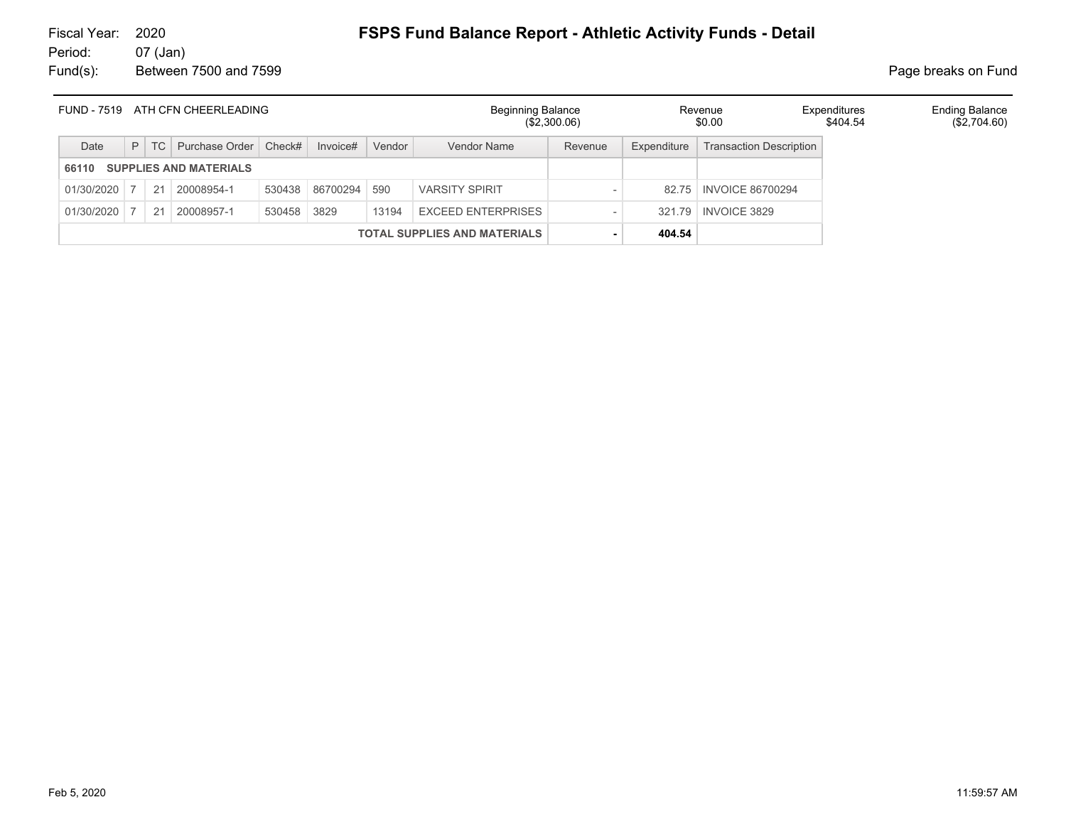Fiscal Year: 2020
Period: 07 (Jan)
Fund(s): Between 7500 and 7599

# FSPS Fund Balance Report - Athletic Activity Funds - Detail

Page breaks on Fund

| FUND - 7519 ATH CFN CHEERLEADING | Beginning Balance | Revenue | Expenditures | Ending Balance |
|---|---|---|---|---|
| | ($2,300.06) | $0.00 | $404.54 | ($2,704.60) |

| Date | P | TC | Purchase Order | Check# | Invoice# | Vendor | Vendor Name | Revenue | Expenditure | Transaction Description |
|---|---|---|---|---|---|---|---|---|---|---|
| **66110 SUPPLIES AND MATERIALS** | | | | | | | | | | |
| 01/30/2020 | 7 | 21 | 20008954-1 | 530438 | 86700294 | 590 | VARSITY SPIRIT | - | 82.75 | INVOICE 86700294 |
| 01/30/2020 | 7 | 21 | 20008957-1 | 530458 | 3829 | 13194 | EXCEED ENTERPRISES | - | 321.79 | INVOICE 3829 |
| | | | | | | | **TOTAL SUPPLIES AND MATERIALS** | **-** | **404.54** | |

Feb 5, 2020 11:59:57 AM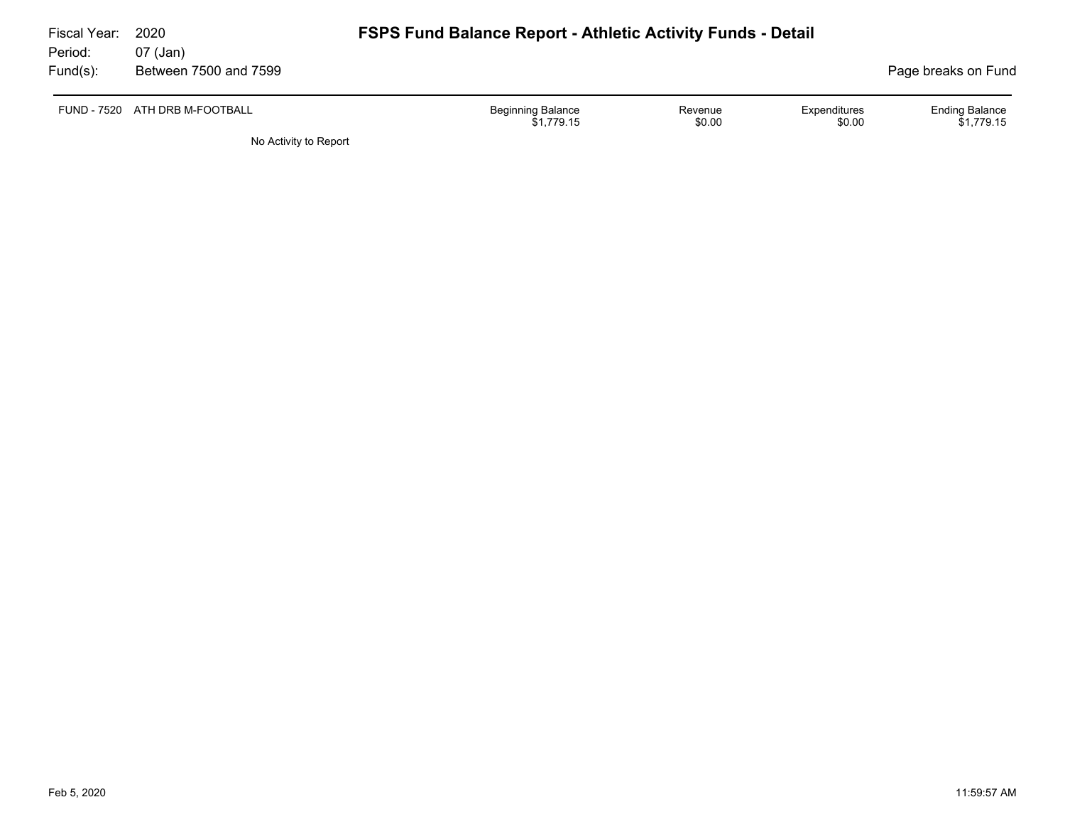Fiscal Year: 2020
Period: 07 (Jan)
Fund(s): Between 7500 and 7599

# FSPS Fund Balance Report - Athletic Activity Funds - Detail

Page breaks on Fund

| FUND - 7520 ATH DRB M-FOOTBALL | Beginning Balance | Revenue | Expenditures | Ending Balance |
|---|---|---|---|---|
| | $1,779.15 | $0.00 | $0.00 | $1,779.15 |

No Activity to Report

Feb 5, 2020 11:59:57 AM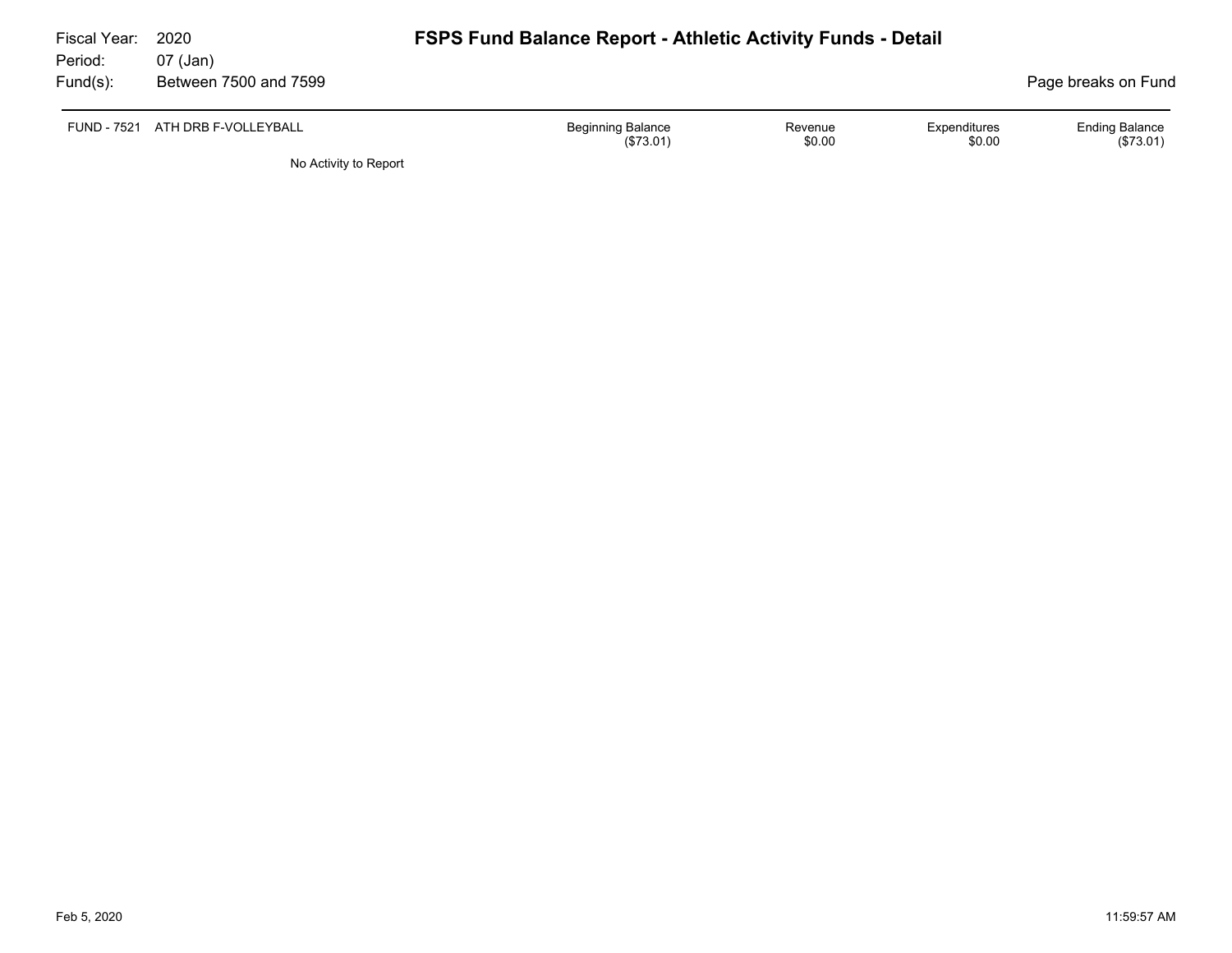Fiscal Year: 2020
Period: 07 (Jan)
Fund(s): Between 7500 and 7599

# FSPS Fund Balance Report - Athletic Activity Funds - Detail

Page breaks on Fund

| FUND - 7521 ATH DRB F-VOLLEYBALL | Beginning Balance | Revenue | Expenditures | Ending Balance |
|---|---|---|---|---|
| | ($73.01) | $0.00 | $0.00 | ($73.01) |

No Activity to Report

Feb 5, 2020 11:59:57 AM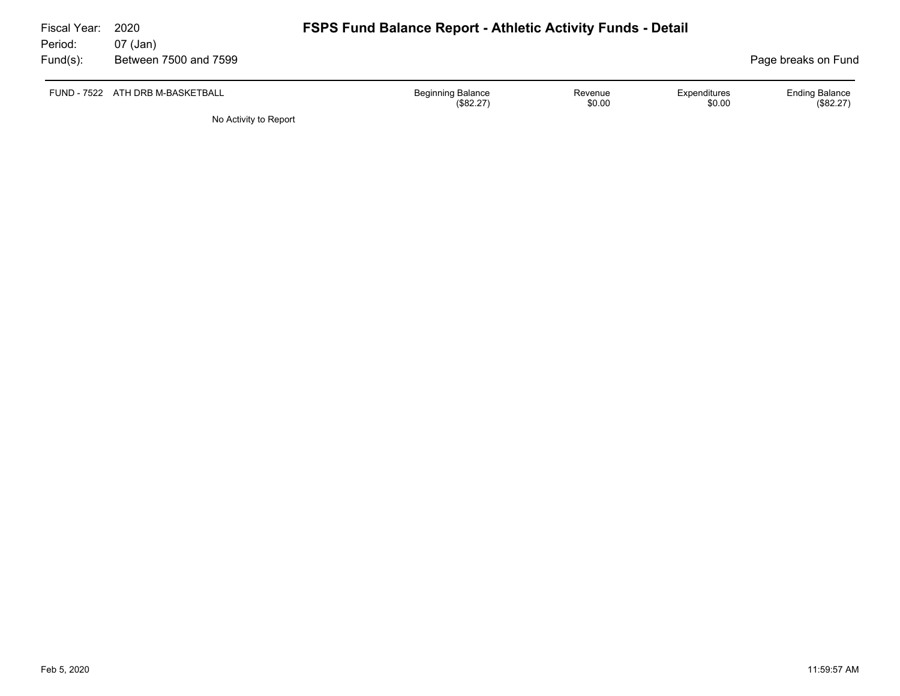Fiscal Year: 2020
Period: 07 (Jan)
Fund(s): Between 7500 and 7599

# FSPS Fund Balance Report - Athletic Activity Funds - Detail

Page breaks on Fund

| FUND - 7522 ATH DRB M-BASKETBALL | Beginning Balance | Revenue | Expenditures | Ending Balance |
|---|---|---|---|---|
| | ($82.27) | $0.00 | $0.00 | ($82.27) |

No Activity to Report

Feb 5, 2020 11:59:57 AM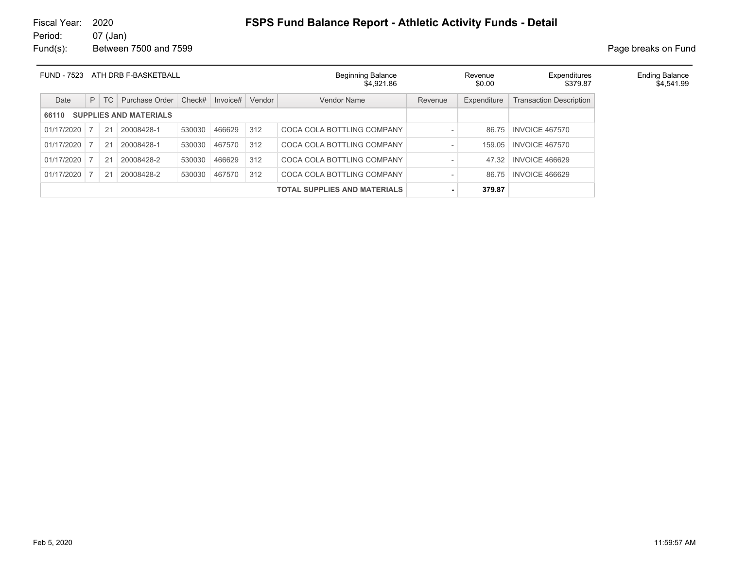Fiscal Year: 2020
Period: 07 (Jan)
Fund(s): Between 7500 and 7599

# FSPS Fund Balance Report - Athletic Activity Funds - Detail

Page breaks on Fund

| FUND - 7523 ATH DRB F-BASKETBALL | Beginning Balance | Revenue | Expenditures | Ending Balance |
|---|---|---|---|---|
| | $4,921.86 | $0.00 | $379.87 | $4,541.99 |

| Date | P | TC | Purchase Order | Check# | Invoice# | Vendor | Vendor Name | Revenue | Expenditure | Transaction Description |
|---|---|---|---|---|---|---|---|---|---|---|
| **66110 SUPPLIES AND MATERIALS** | | | | | | | | | | |
| 01/17/2020 | 7 | 21 | 20008428-1 | 530030 | 466629 | 312 | COCA COLA BOTTLING COMPANY | - | 86.75 | INVOICE 467570 |
| 01/17/2020 | 7 | 21 | 20008428-1 | 530030 | 467570 | 312 | COCA COLA BOTTLING COMPANY | - | 159.05 | INVOICE 467570 |
| 01/17/2020 | 7 | 21 | 20008428-2 | 530030 | 466629 | 312 | COCA COLA BOTTLING COMPANY | - | 47.32 | INVOICE 466629 |
| 01/17/2020 | 7 | 21 | 20008428-2 | 530030 | 467570 | 312 | COCA COLA BOTTLING COMPANY | - | 86.75 | INVOICE 466629 |
| | | | | | | | **TOTAL SUPPLIES AND MATERIALS** | **-** | **379.87** | |

Feb 5, 2020 11:59:57 AM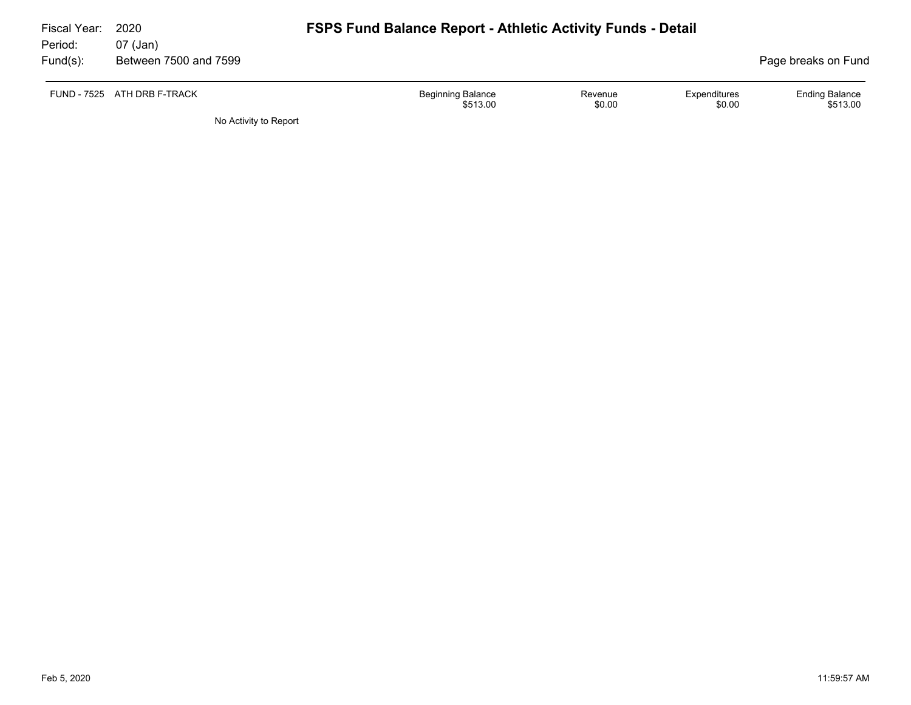Fiscal Year: 2020
Period: 07 (Jan)
Fund(s): Between 7500 and 7599

# FSPS Fund Balance Report - Athletic Activity Funds - Detail

Page breaks on Fund

| FUND - 7525 ATH DRB F-TRACK | Beginning Balance | Revenue | Expenditures | Ending Balance |
|---|---|---|---|---|
| | $513.00 | $0.00 | $0.00 | $513.00 |

No Activity to Report

Feb 5, 2020 11:59:57 AM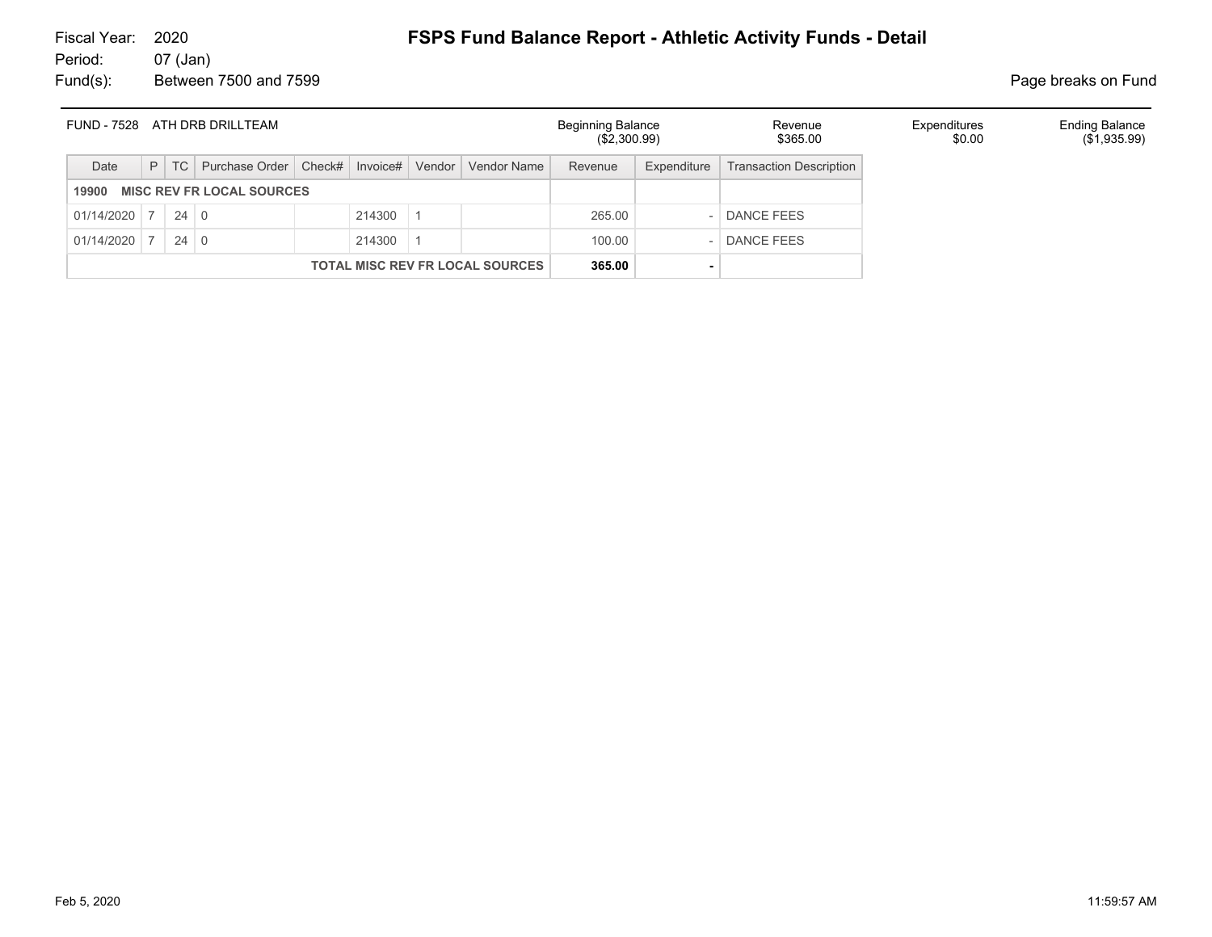Fiscal Year: 2020
Period: 07 (Jan)
Fund(s): Between 7500 and 7599

# FSPS Fund Balance Report - Athletic Activity Funds - Detail

Page breaks on Fund

| FUND - 7528 ATH DRB DRILLTEAM | Beginning Balance | Revenue | Expenditures | Ending Balance |
|---|---|---|---|---|
| | ($2,300.99) | $365.00 | $0.00 | ($1,935.99) |

| Date | P | TC | Purchase Order | Check# | Invoice# | Vendor | Vendor Name | Revenue | Expenditure | Transaction Description |
|---|---|---|---|---|---|---|---|---|---|---|
| **19900 MISC REV FR LOCAL SOURCES** | | | | | | | | | | |
| 01/14/2020 | 7 | 24 | 0 | | 214300 | 1 | | 265.00 | - | DANCE FEES |
| 01/14/2020 | 7 | 24 | 0 | | 214300 | 1 | | 100.00 | - | DANCE FEES |
| | | | | | | | **TOTAL MISC REV FR LOCAL SOURCES** | **365.00** | **-** | |

Feb 5, 2020 11:59:57 AM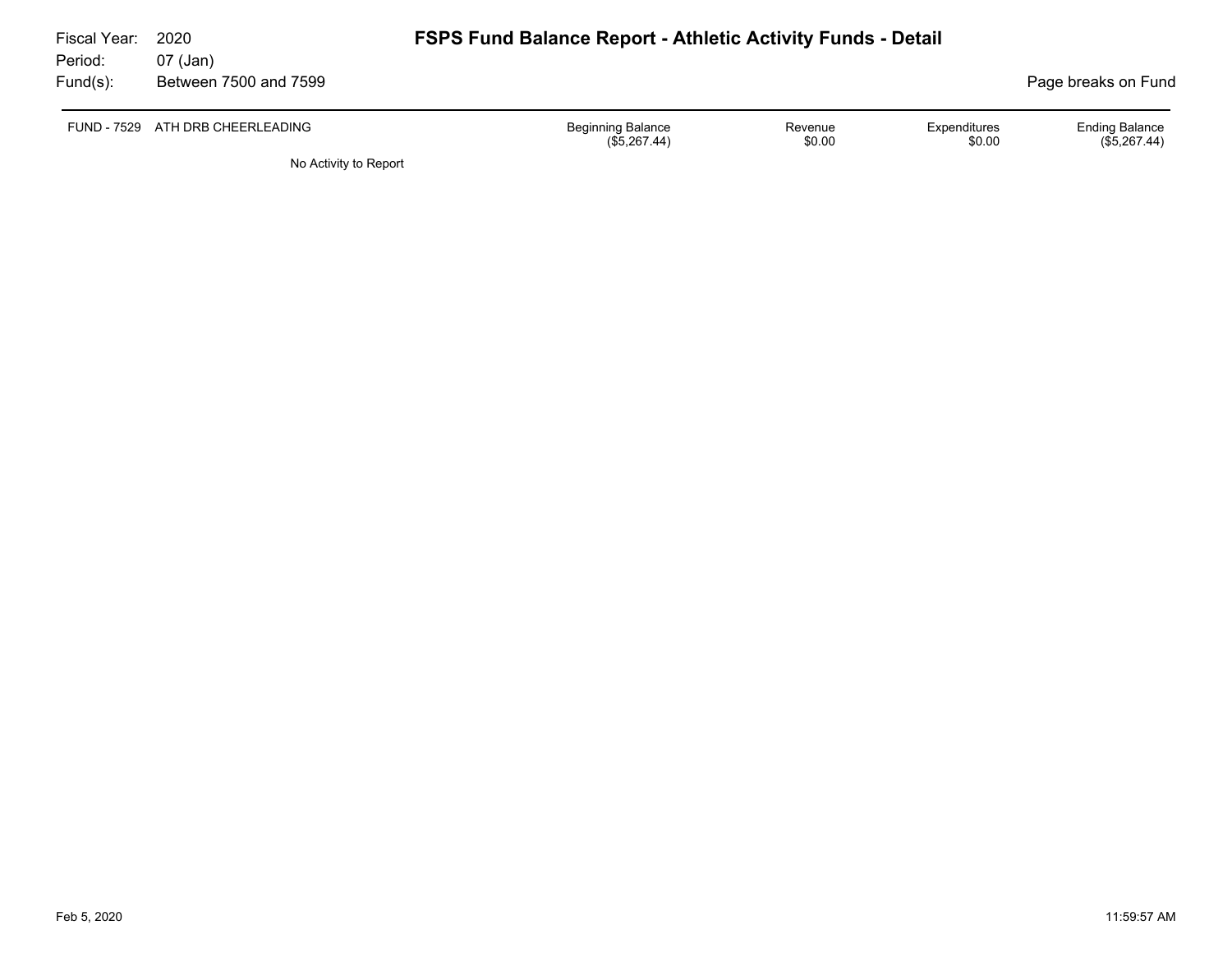Fiscal Year: 2020
Period: 07 (Jan)
Fund(s): Between 7500 and 7599

# FSPS Fund Balance Report - Athletic Activity Funds - Detail

Page breaks on Fund

| FUND - 7529 ATH DRB CHEERLEADING | Beginning Balance | Revenue | Expenditures | Ending Balance |
|---|---|---|---|---|
| | ($5,267.44) | $0.00 | $0.00 | ($5,267.44) |

No Activity to Report

Feb 5, 2020 11:59:57 AM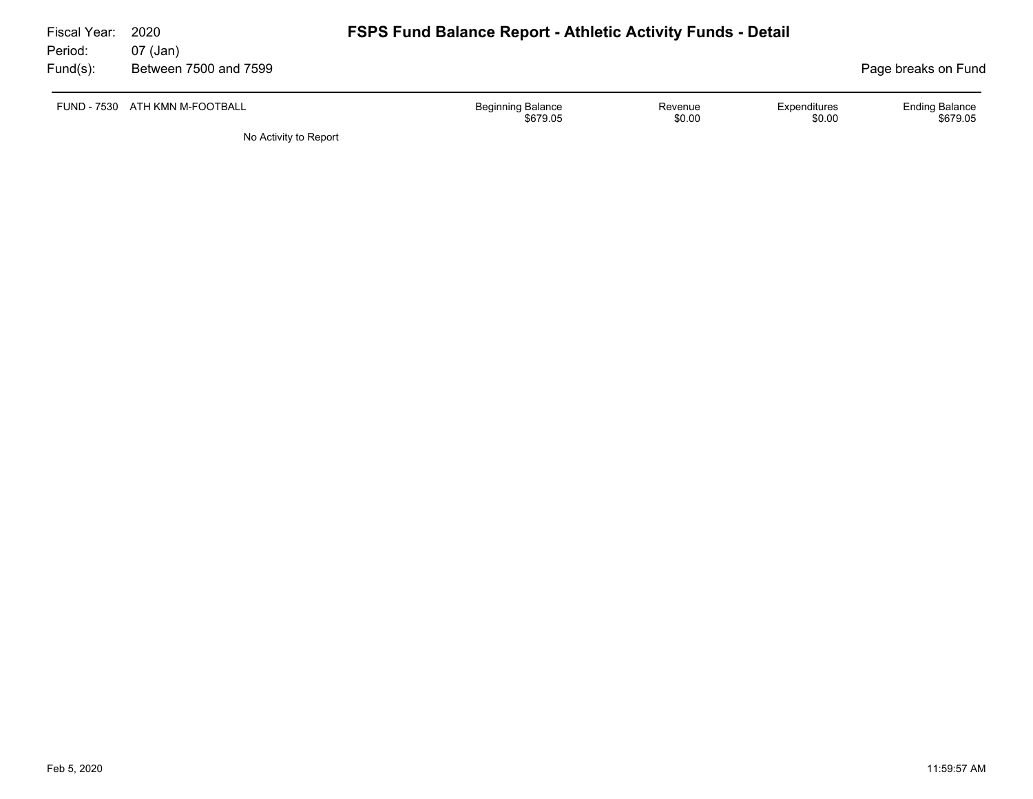Fiscal Year: 2020
Period: 07 (Jan)
Fund(s): Between 7500 and 7599

# FSPS Fund Balance Report - Athletic Activity Funds - Detail

Page breaks on Fund

| FUND - 7530 ATH KMN M-FOOTBALL | Beginning Balance | Revenue | Expenditures | Ending Balance |
|---|---|---|---|---|
| | $679.05 | $0.00 | $0.00 | $679.05 |

No Activity to Report

Feb 5, 2020 11:59:57 AM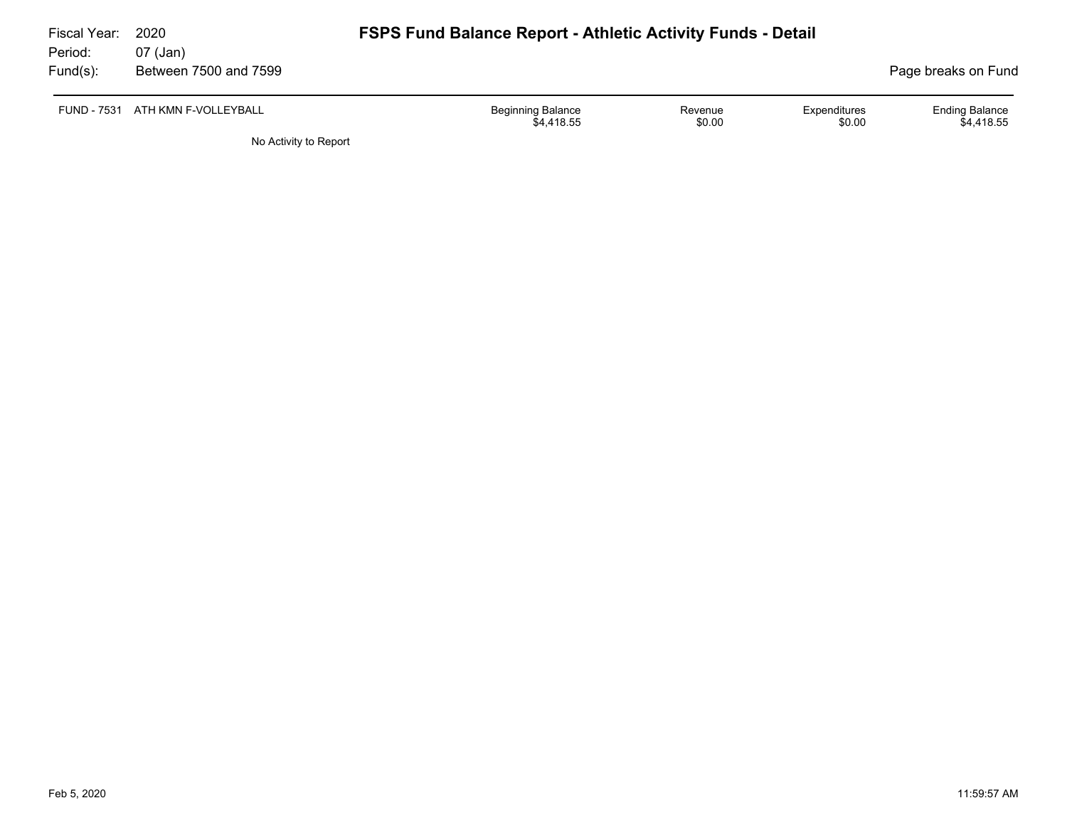Fiscal Year: 2020
Period: 07 (Jan)
Fund(s): Between 7500 and 7599

# FSPS Fund Balance Report - Athletic Activity Funds - Detail

Page breaks on Fund

| FUND - 7531 ATH KMN F-VOLLEYBALL | Beginning Balance | Revenue | Expenditures | Ending Balance |
|---|---|---|---|---|
| | $4,418.55 | $0.00 | $0.00 | $4,418.55 |

No Activity to Report

Feb 5, 2020 11:59:57 AM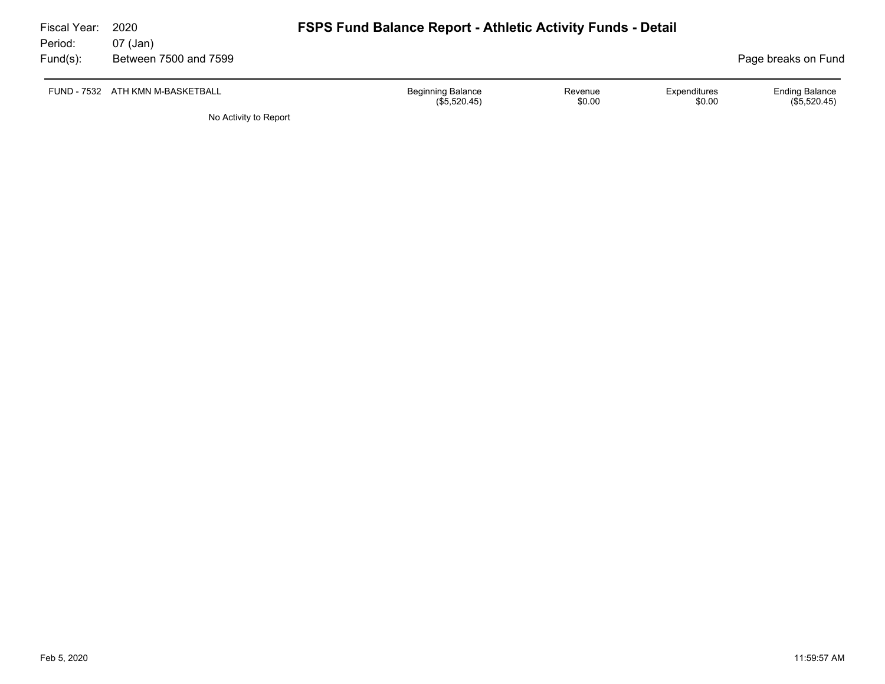Fiscal Year: 2020
Period: 07 (Jan)
Fund(s): Between 7500 and 7599

# FSPS Fund Balance Report - Athletic Activity Funds - Detail

Page breaks on Fund

| FUND - 7532 ATH KMN M-BASKETBALL | Beginning Balance | Revenue | Expenditures | Ending Balance |
|---|---|---|---|---|
| | ($5,520.45) | $0.00 | $0.00 | ($5,520.45) |

No Activity to Report

Feb 5, 2020 11:59:57 AM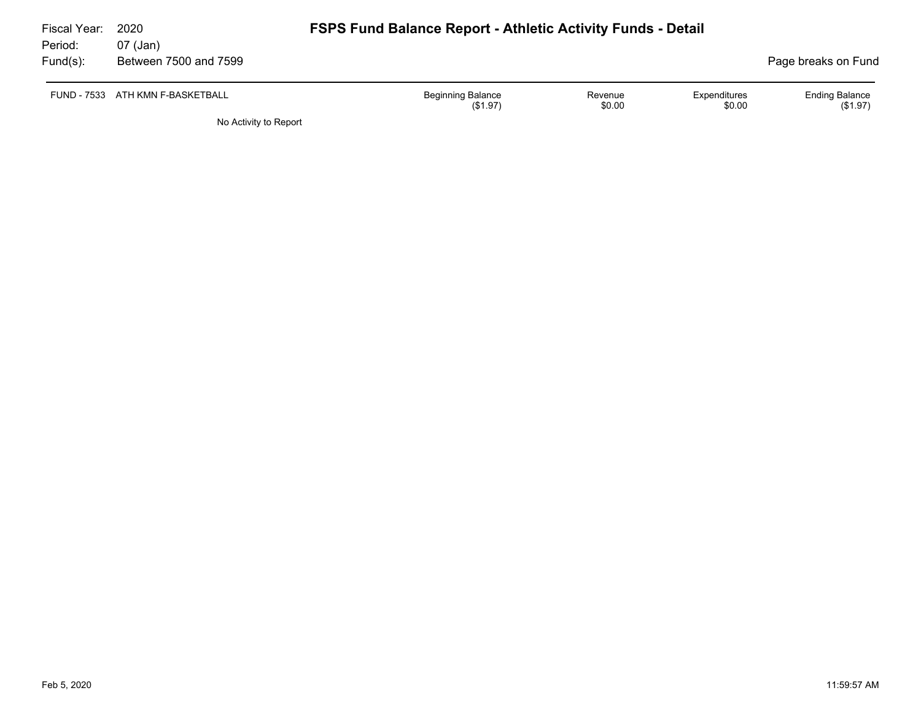Fiscal Year: 2020
Period: 07 (Jan)
Fund(s): Between 7500 and 7599

# FSPS Fund Balance Report - Athletic Activity Funds - Detail

Page breaks on Fund

| FUND - 7533 ATH KMN F-BASKETBALL | Beginning Balance | Revenue | Expenditures | Ending Balance |
|---|---|---|---|---|
| | ($1.97) | $0.00 | $0.00 | ($1.97) |

No Activity to Report

Feb 5, 2020 11:59:57 AM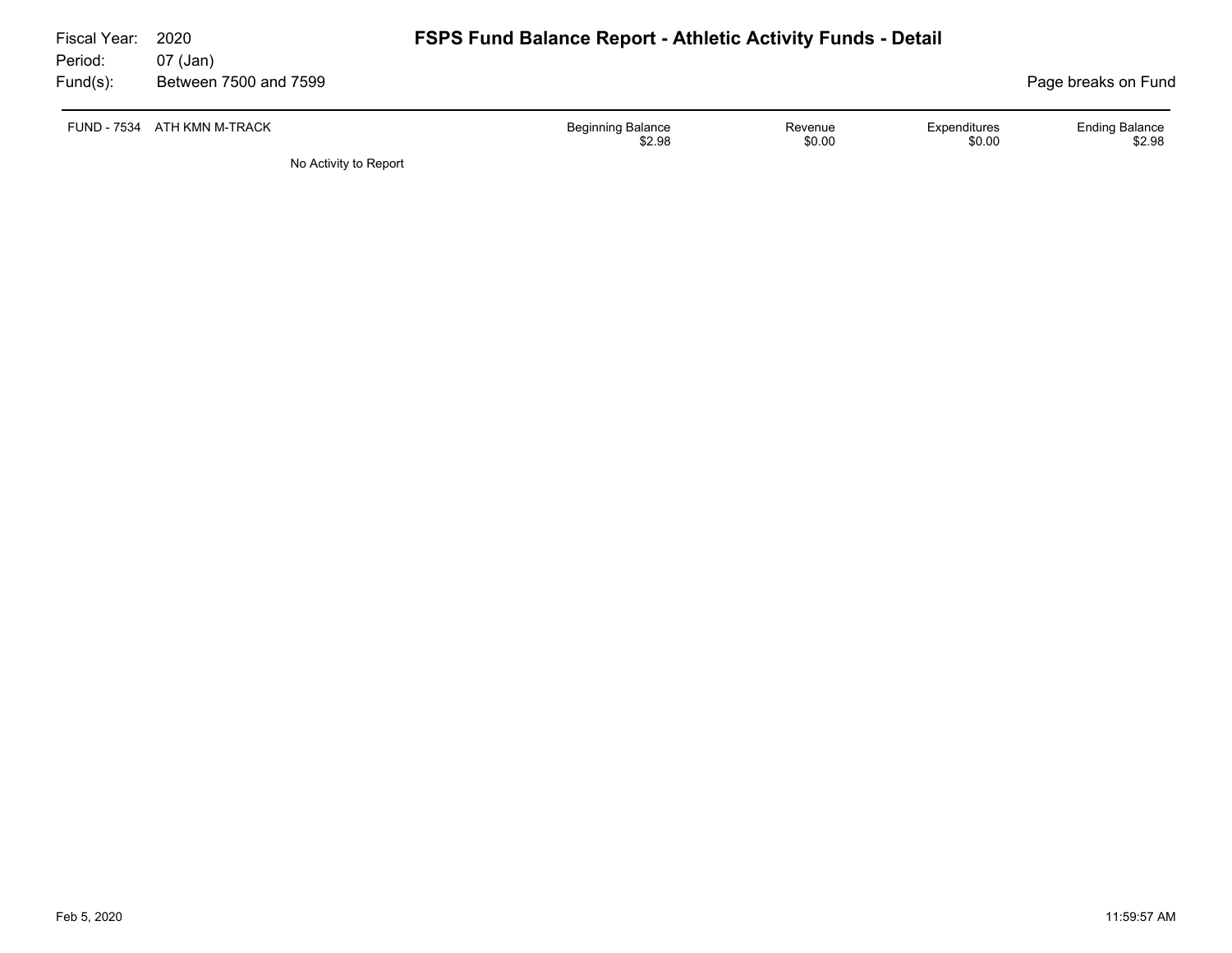Fiscal Year: 2020
Period: 07 (Jan)
Fund(s): Between 7500 and 7599

# FSPS Fund Balance Report - Athletic Activity Funds - Detail

Page breaks on Fund

| FUND - 7534 ATH KMN M-TRACK | Beginning Balance | Revenue | Expenditures | Ending Balance |
|---|---|---|---|---|
| | $2.98 | $0.00 | $0.00 | $2.98 |

No Activity to Report

Feb 5, 2020 11:59:57 AM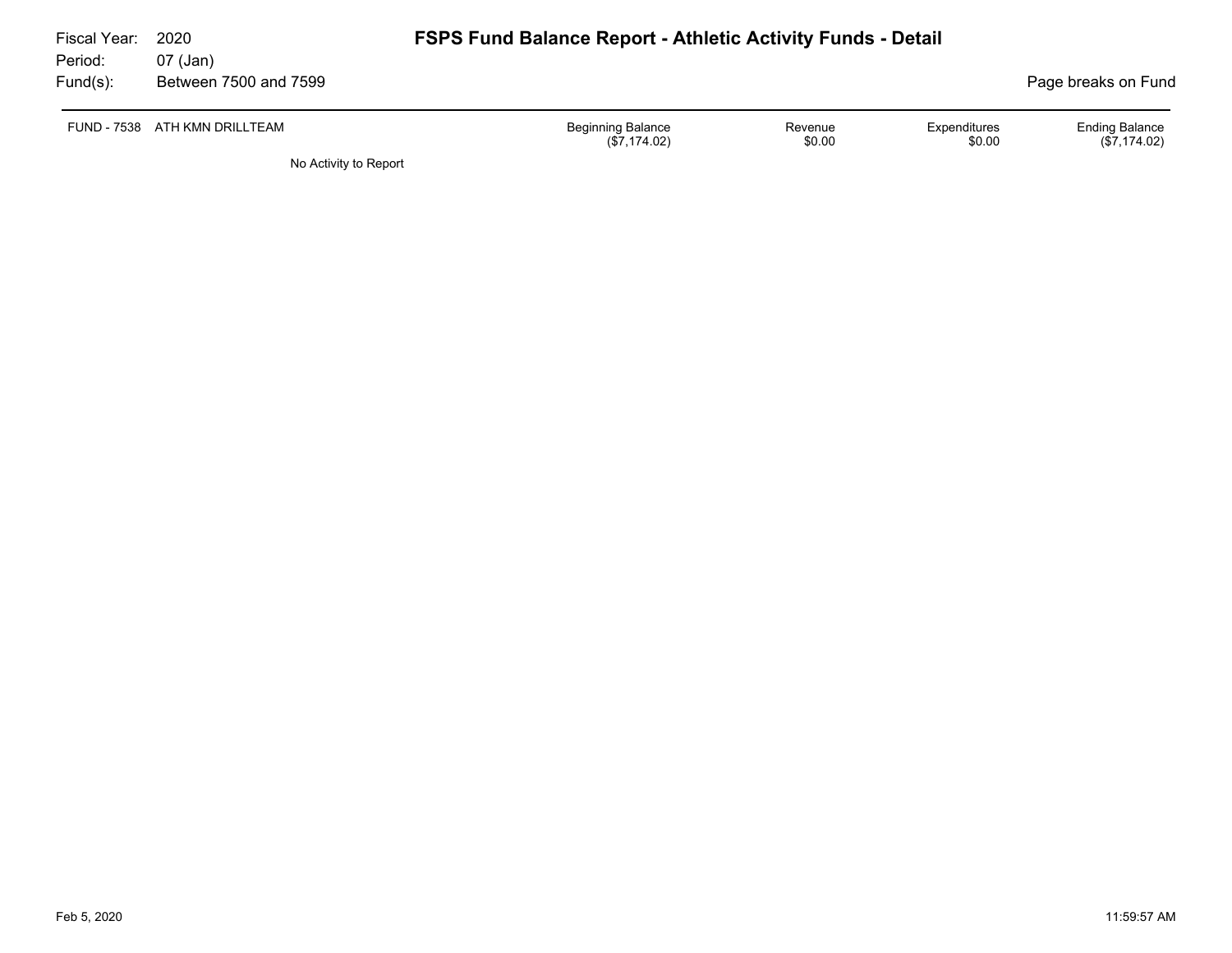Fiscal Year: 2020
Period: 07 (Jan)
Fund(s): Between 7500 and 7599

# FSPS Fund Balance Report - Athletic Activity Funds - Detail

Page breaks on Fund

| FUND - 7538 ATH KMN DRILLTEAM | Beginning Balance | Revenue | Expenditures | Ending Balance |
|---|---|---|---|---|
| | ($7,174.02) | $0.00 | $0.00 | ($7,174.02) |

No Activity to Report

Feb 5, 2020 11:59:57 AM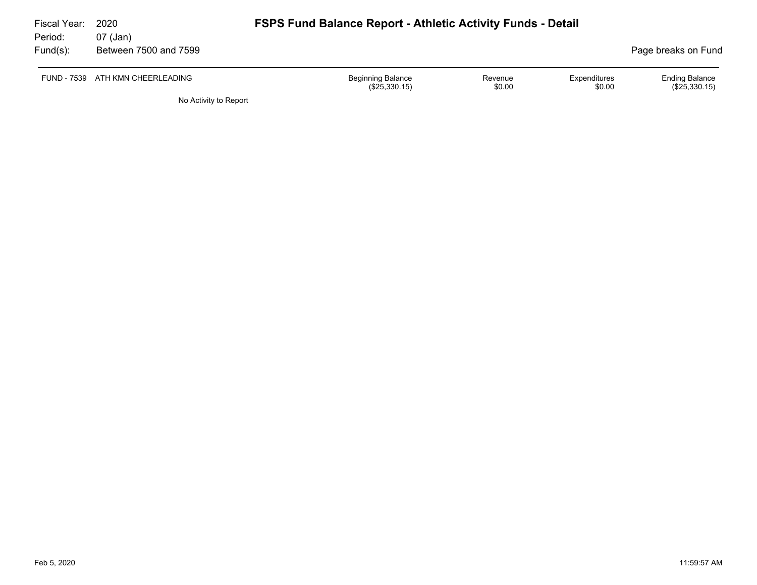Fiscal Year: 2020
Period: 07 (Jan)
Fund(s): Between 7500 and 7599

# FSPS Fund Balance Report - Athletic Activity Funds - Detail

Page breaks on Fund

| FUND - 7539 ATH KMN CHEERLEADING | Beginning Balance | Revenue | Expenditures | Ending Balance |
|---|---|---|---|---|
| | ($25,330.15) | $0.00 | $0.00 | ($25,330.15) |

No Activity to Report

Feb 5, 2020 11:59:57 AM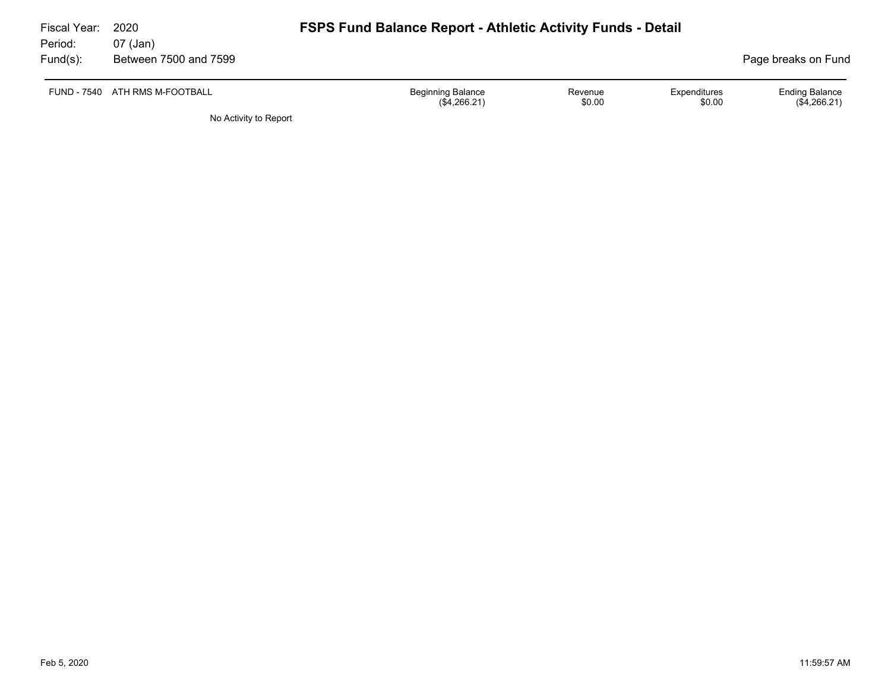Fiscal Year: 2020
Period: 07 (Jan)
Fund(s): Between 7500 and 7599

# FSPS Fund Balance Report - Athletic Activity Funds - Detail

Page breaks on Fund

| FUND - 7540 | ATH RMS M-FOOTBALL | Beginning Balance | Revenue | Expenditures | Ending Balance |
|---|---|---|---|---|---|
| | | ($4,266.21) | $0.00 | $0.00 | ($4,266.21) |

No Activity to Report

Feb 5, 2020 11:59:57 AM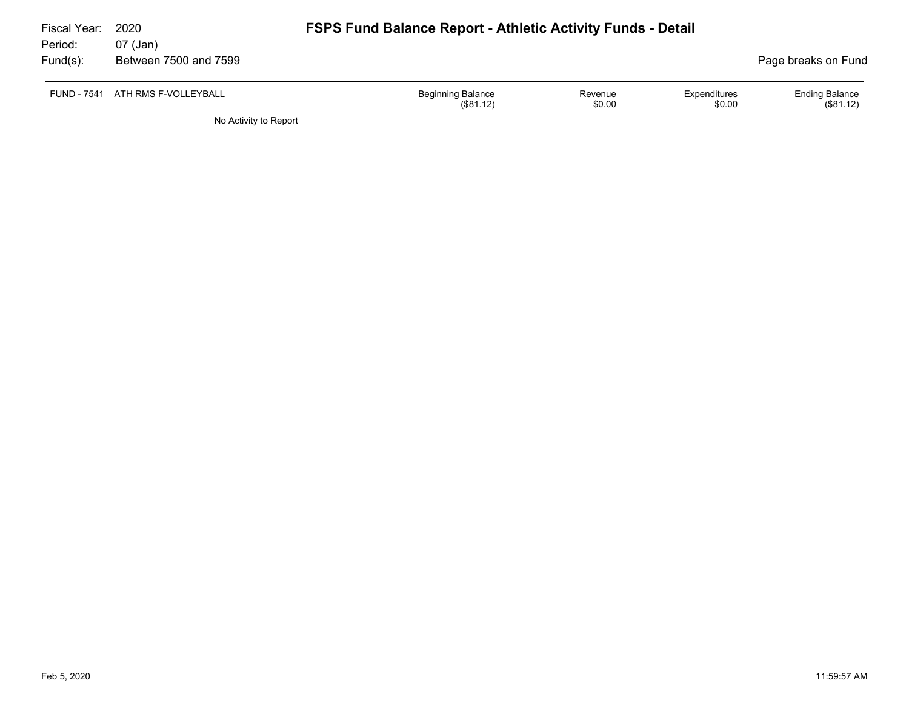Fiscal Year: 2020
Period: 07 (Jan)
Fund(s): Between 7500 and 7599

# FSPS Fund Balance Report - Athletic Activity Funds - Detail

Page breaks on Fund

| FUND - 7541 ATH RMS F-VOLLEYBALL | Beginning Balance | Revenue | Expenditures | Ending Balance |
|---|---|---|---|---|
| | ($81.12) | $0.00 | $0.00 | ($81.12) |

No Activity to Report

Feb 5, 2020 11:59:57 AM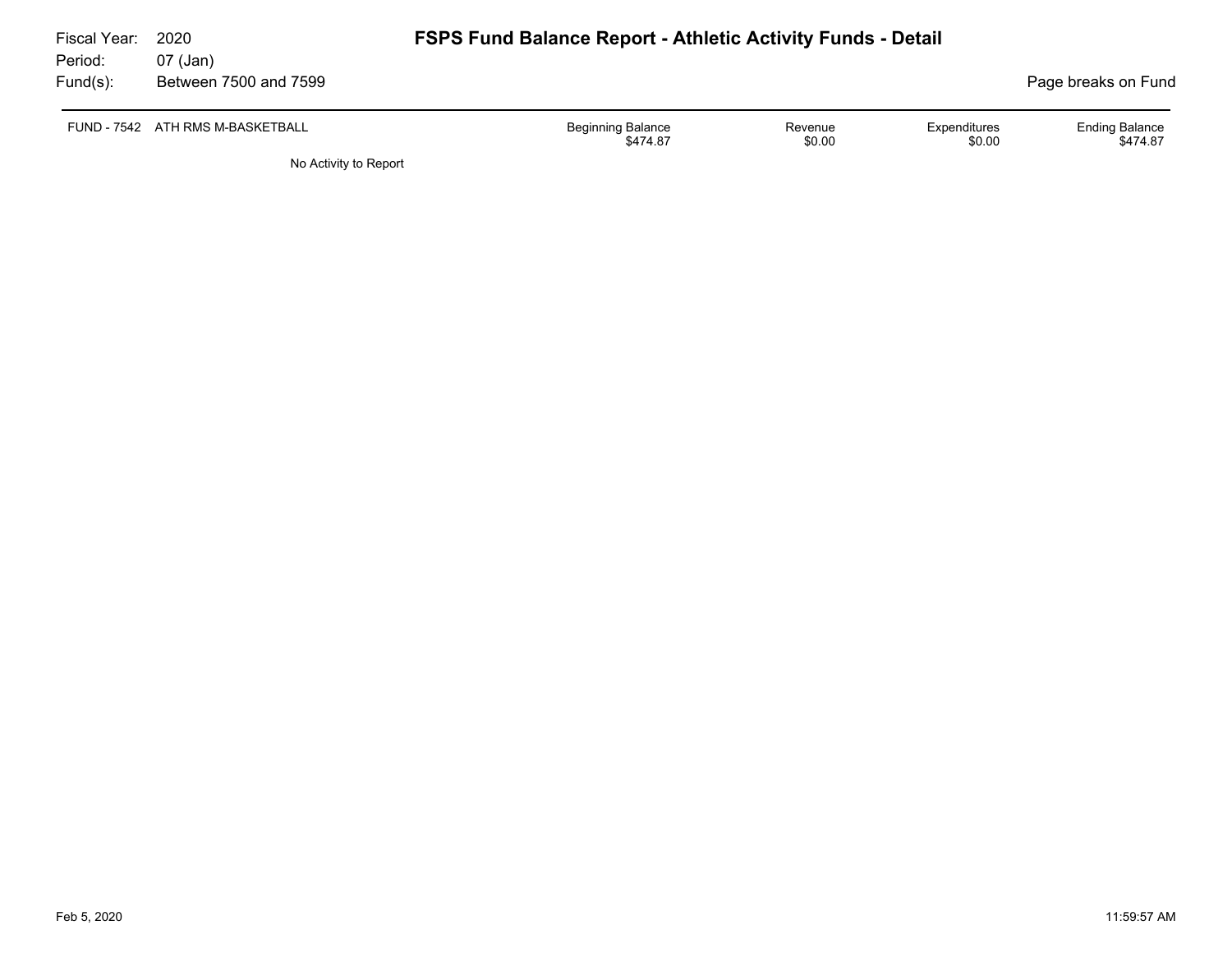Fiscal Year: 2020
Period: 07 (Jan)
Fund(s): Between 7500 and 7599

# FSPS Fund Balance Report - Athletic Activity Funds - Detail

Page breaks on Fund

| FUND - 7542 ATH RMS M-BASKETBALL | Beginning Balance | Revenue | Expenditures | Ending Balance |
|---|---|---|---|---|
| | $474.87 | $0.00 | $0.00 | $474.87 |

No Activity to Report

Feb 5, 2020 11:59:57 AM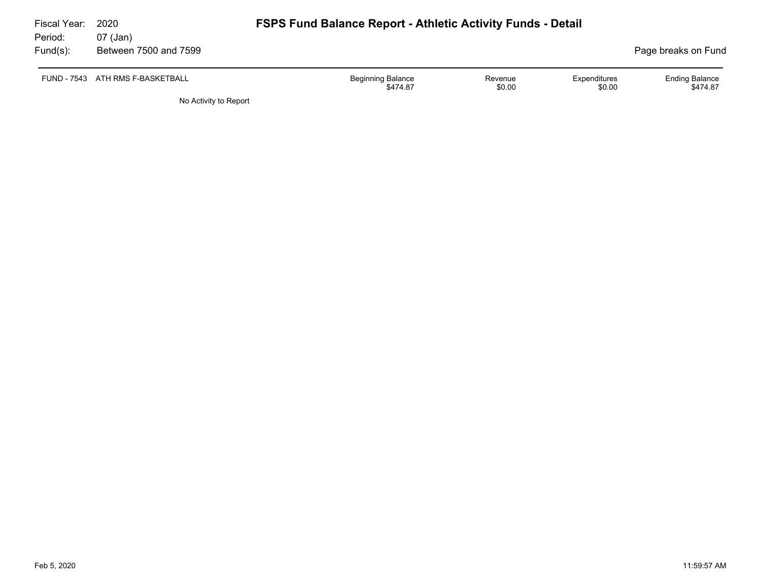Fiscal Year: 2020
Period: 07 (Jan)
Fund(s): Between 7500 and 7599

# FSPS Fund Balance Report - Athletic Activity Funds - Detail

Page breaks on Fund

| FUND - 7543 ATH RMS F-BASKETBALL | Beginning Balance | Revenue | Expenditures | Ending Balance |
|---|---|---|---|---|
| | $474.87 | $0.00 | $0.00 | $474.87 |

No Activity to Report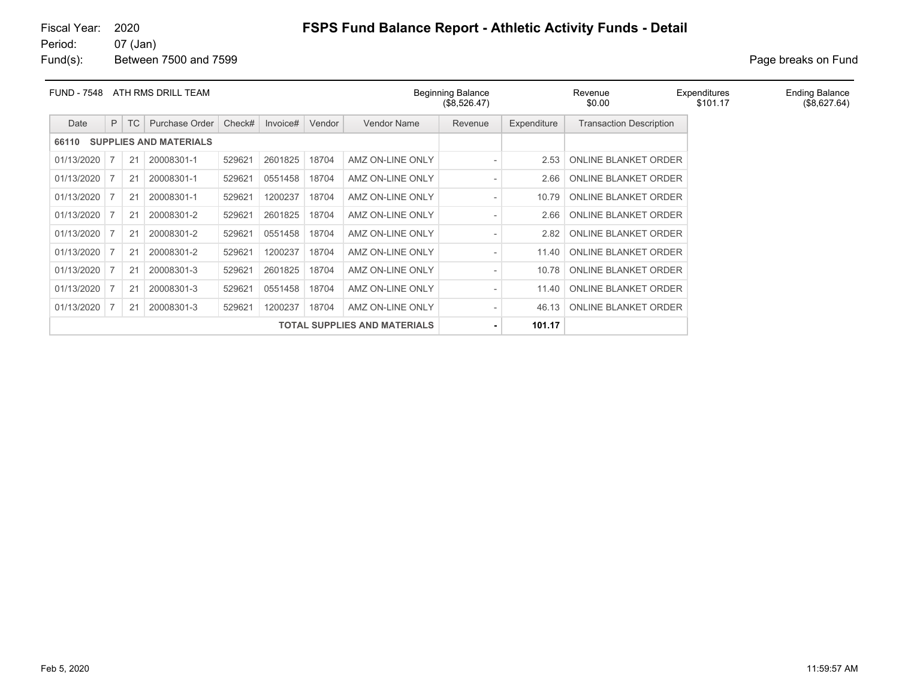Fiscal Year: 2020
Period: 07 (Jan)
Fund(s): Between 7500 and 7599

# FSPS Fund Balance Report - Athletic Activity Funds - Detail

Page breaks on Fund

| FUND - 7548 ATH RMS DRILL TEAM | Beginning Balance | Revenue | Expenditures | Ending Balance |
|---|---|---|---|---|
| | ($8,526.47) | $0.00 | $101.17 | ($8,627.64) |

| Date | P | TC | Purchase Order | Check# | Invoice# | Vendor | Vendor Name | Revenue | Expenditure | Transaction Description |
|---|---|---|---|---|---|---|---|---|---|---|
| **66110 SUPPLIES AND MATERIALS** | | | | | | | | | | |
| 01/13/2020 | 7 | 21 | 20008301-1 | 529621 | 2601825 | 18704 | AMZ ON-LINE ONLY | - | 2.53 | ONLINE BLANKET ORDER |
| 01/13/2020 | 7 | 21 | 20008301-1 | 529621 | 0551458 | 18704 | AMZ ON-LINE ONLY | - | 2.66 | ONLINE BLANKET ORDER |
| 01/13/2020 | 7 | 21 | 20008301-1 | 529621 | 1200237 | 18704 | AMZ ON-LINE ONLY | - | 10.79 | ONLINE BLANKET ORDER |
| 01/13/2020 | 7 | 21 | 20008301-2 | 529621 | 2601825 | 18704 | AMZ ON-LINE ONLY | - | 2.66 | ONLINE BLANKET ORDER |
| 01/13/2020 | 7 | 21 | 20008301-2 | 529621 | 0551458 | 18704 | AMZ ON-LINE ONLY | - | 2.82 | ONLINE BLANKET ORDER |
| 01/13/2020 | 7 | 21 | 20008301-2 | 529621 | 1200237 | 18704 | AMZ ON-LINE ONLY | - | 11.40 | ONLINE BLANKET ORDER |
| 01/13/2020 | 7 | 21 | 20008301-3 | 529621 | 2601825 | 18704 | AMZ ON-LINE ONLY | - | 10.78 | ONLINE BLANKET ORDER |
| 01/13/2020 | 7 | 21 | 20008301-3 | 529621 | 0551458 | 18704 | AMZ ON-LINE ONLY | - | 11.40 | ONLINE BLANKET ORDER |
| 01/13/2020 | 7 | 21 | 20008301-3 | 529621 | 1200237 | 18704 | AMZ ON-LINE ONLY | - | 46.13 | ONLINE BLANKET ORDER |
| | | | | | | | **TOTAL SUPPLIES AND MATERIALS** | **-** | **101.17** | |

Feb 5, 2020 11:59:57 AM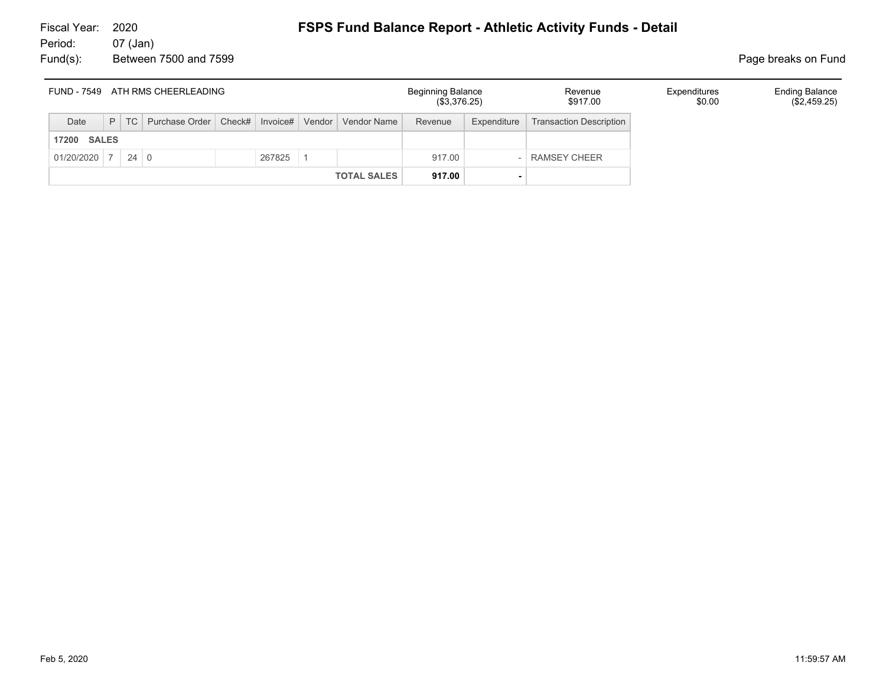Fiscal Year: 2020
Period: 07 (Jan)
Fund(s): Between 7500 and 7599

# FSPS Fund Balance Report - Athletic Activity Funds - Detail

Page breaks on Fund

| FUND - 7549 ATH RMS CHEERLEADING | Beginning Balance | Revenue | Expenditures | Ending Balance |
|---|---|---|---|---|
| | ($3,376.25) | $917.00 | $0.00 | ($2,459.25) |

| Date | P | TC | Purchase Order | Check# | Invoice# | Vendor | Vendor Name | Revenue | Expenditure | Transaction Description |
|---|---|---|---|---|---|---|---|---|---|---|
| **17200 SALES** | | | | | | | | | | |
| 01/20/2020 | 7 | 24 | 0 | | 267825 | 1 | | 917.00 | - | RAMSEY CHEER |
| | | | | | | | **TOTAL SALES** | **917.00** | **-** | |

Feb 5, 2020 11:59:57 AM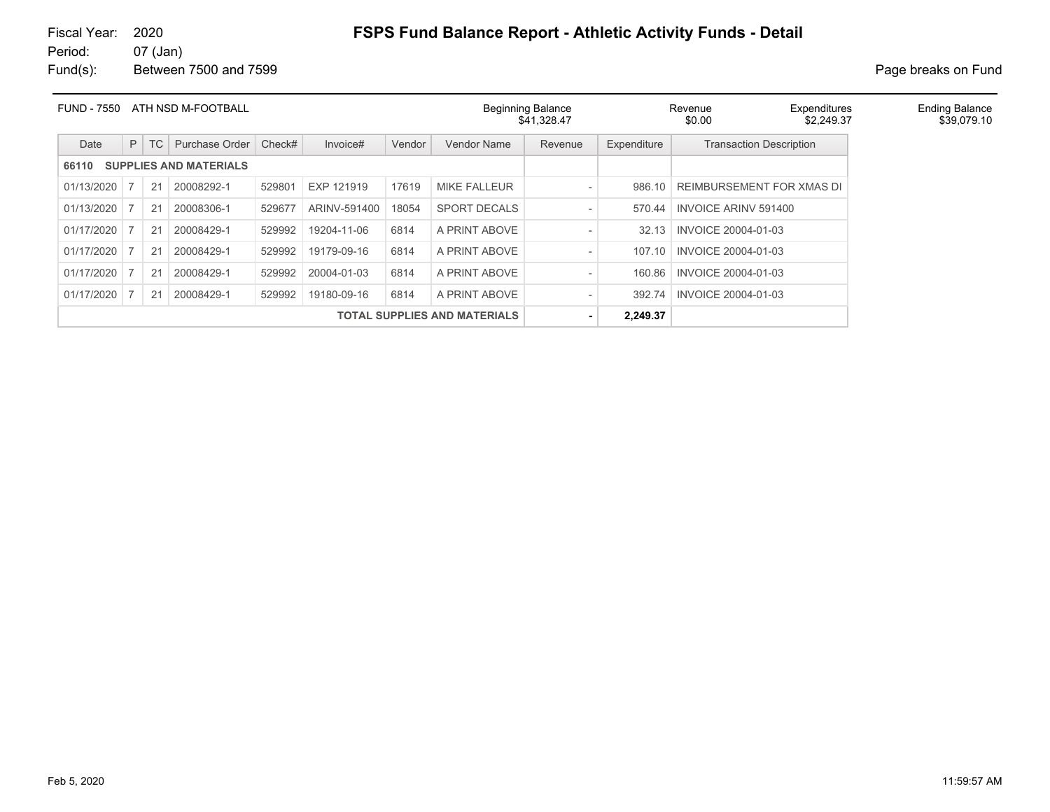Fiscal Year: 2020
Period: 07 (Jan)
Fund(s): Between 7500 and 7599

# FSPS Fund Balance Report - Athletic Activity Funds - Detail

Page breaks on Fund

| FUND - 7550 ATH NSD M-FOOTBALL | Beginning Balance | Revenue | Expenditures | Ending Balance |
|---|---|---|---|---|
| | $41,328.47 | $0.00 | $2,249.37 | $39,079.10 |

| Date | P | TC | Purchase Order | Check# | Invoice# | Vendor | Vendor Name | Revenue | Expenditure | Transaction Description |
|---|---|---|---|---|---|---|---|---|---|---|
| **66110 SUPPLIES AND MATERIALS** | | | | | | | | | | |
| 01/13/2020 | 7 | 21 | 20008292-1 | 529801 | EXP 121919 | 17619 | MIKE FALLEUR | - | 986.10 | REIMBURSEMENT FOR XMAS DI |
| 01/13/2020 | 7 | 21 | 20008306-1 | 529677 | ARINV-591400 | 18054 | SPORT DECALS | - | 570.44 | INVOICE ARINV 591400 |
| 01/17/2020 | 7 | 21 | 20008429-1 | 529992 | 19204-11-06 | 6814 | A PRINT ABOVE | - | 32.13 | INVOICE 20004-01-03 |
| 01/17/2020 | 7 | 21 | 20008429-1 | 529992 | 19179-09-16 | 6814 | A PRINT ABOVE | - | 107.10 | INVOICE 20004-01-03 |
| 01/17/2020 | 7 | 21 | 20008429-1 | 529992 | 20004-01-03 | 6814 | A PRINT ABOVE | - | 160.86 | INVOICE 20004-01-03 |
| 01/17/2020 | 7 | 21 | 20008429-1 | 529992 | 19180-09-16 | 6814 | A PRINT ABOVE | - | 392.74 | INVOICE 20004-01-03 |
| **TOTAL SUPPLIES AND MATERIALS** | | | | | | | | **-** | **2,249.37** | |

Feb 5, 2020 11:59:57 AM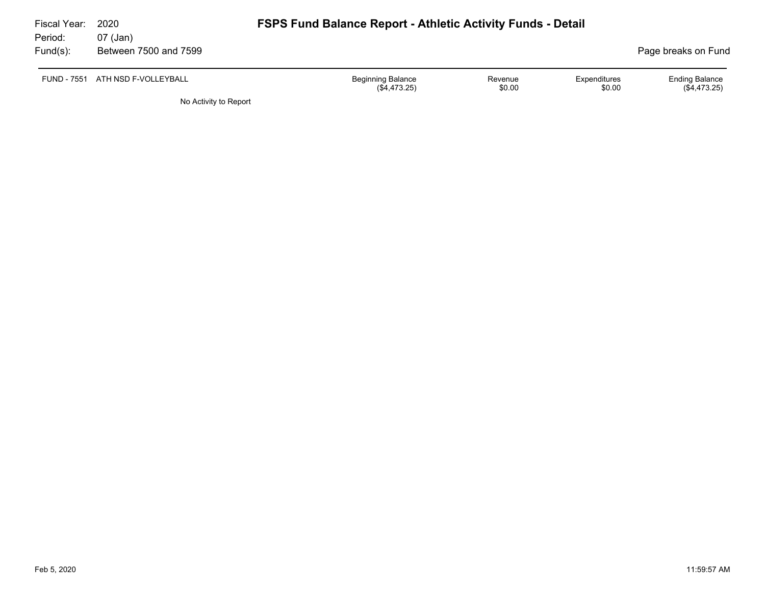Fiscal Year: 2020
Period: 07 (Jan)
Fund(s): Between 7500 and 7599

# FSPS Fund Balance Report - Athletic Activity Funds - Detail

Page breaks on Fund

| FUND - 7551 ATH NSD F-VOLLEYBALL | Beginning Balance | Revenue | Expenditures | Ending Balance |
|---|---|---|---|---|
| | ($4,473.25) | $0.00 | $0.00 | ($4,473.25) |

No Activity to Report

Feb 5, 2020 11:59:57 AM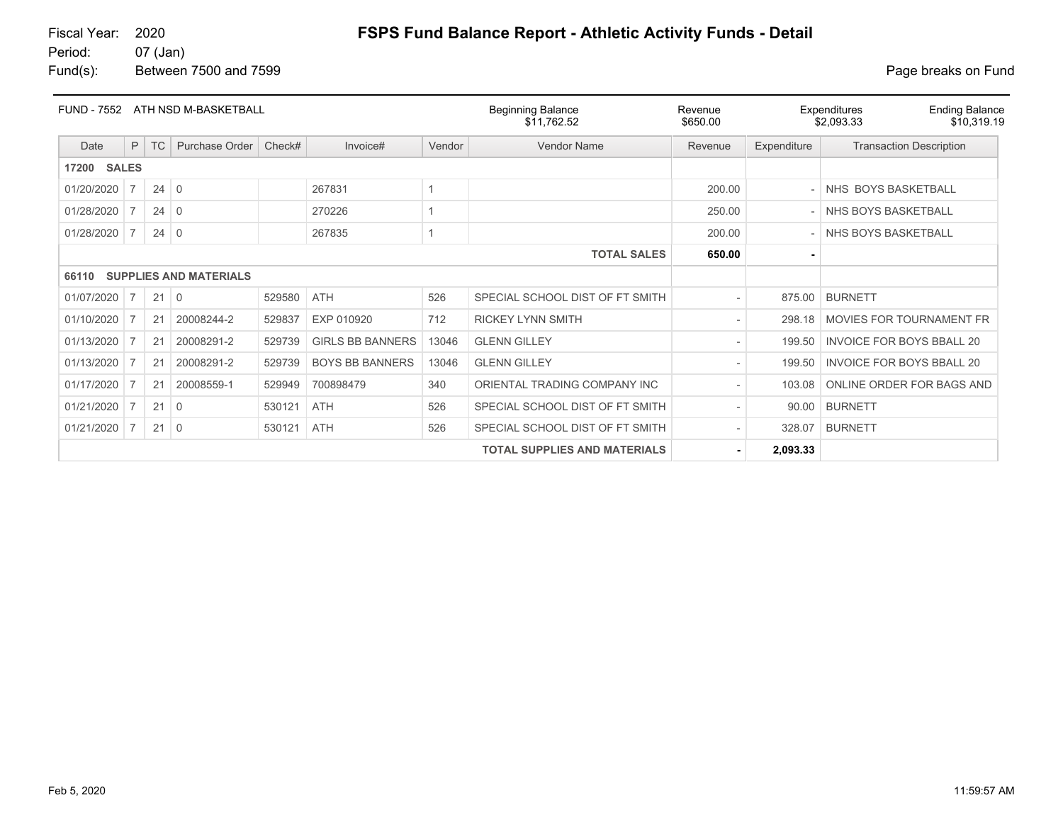Fiscal Year: 2020
Period: 07 (Jan)
Fund(s): Between 7500 and 7599

# FSPS Fund Balance Report - Athletic Activity Funds - Detail

Page breaks on Fund

| FUND - 7552 ATH NSD M-BASKETBALL | Beginning Balance | Revenue | Expenditures | Ending Balance |
|---|---|---|---|---|
| | $11,762.52 | $650.00 | $2,093.33 | $10,319.19 |

| Date | P | TC | Purchase Order | Check# | Invoice# | Vendor | Vendor Name | Revenue | Expenditure | Transaction Description |
|---|---|---|---|---|---|---|---|---|---|---|
| **17200 SALES** | | | | | | | | | | |
| 01/20/2020 | 7 | 24 | 0 | | 267831 | 1 | | 200.00 | - | NHS BOYS BASKETBALL |
| 01/28/2020 | 7 | 24 | 0 | | 270226 | 1 | | 250.00 | - | NHS BOYS BASKETBALL |
| 01/28/2020 | 7 | 24 | 0 | | 267835 | 1 | | 200.00 | - | NHS BOYS BASKETBALL |
| | | | | | | | **TOTAL SALES** | **650.00** | **-** | |
| **66110 SUPPLIES AND MATERIALS** | | | | | | | | | | |
| 01/07/2020 | 7 | 21 | 0 | 529580 | ATH | 526 | SPECIAL SCHOOL DIST OF FT SMITH | - | 875.00 | BURNETT |
| 01/10/2020 | 7 | 21 | 20008244-2 | 529837 | EXP 010920 | 712 | RICKEY LYNN SMITH | - | 298.18 | MOVIES FOR TOURNAMENT FR |
| 01/13/2020 | 7 | 21 | 20008291-2 | 529739 | GIRLS BB BANNERS | 13046 | GLENN GILLEY | - | 199.50 | INVOICE FOR BOYS BBALL 20 |
| 01/13/2020 | 7 | 21 | 20008291-2 | 529739 | BOYS BB BANNERS | 13046 | GLENN GILLEY | - | 199.50 | INVOICE FOR BOYS BBALL 20 |
| 01/17/2020 | 7 | 21 | 20008559-1 | 529949 | 700898479 | 340 | ORIENTAL TRADING COMPANY INC | - | 103.08 | ONLINE ORDER FOR BAGS AND |
| 01/21/2020 | 7 | 21 | 0 | 530121 | ATH | 526 | SPECIAL SCHOOL DIST OF FT SMITH | - | 90.00 | BURNETT |
| 01/21/2020 | 7 | 21 | 0 | 530121 | ATH | 526 | SPECIAL SCHOOL DIST OF FT SMITH | - | 328.07 | BURNETT |
| | | | | | | | **TOTAL SUPPLIES AND MATERIALS** | **-** | **2,093.33** | |

Feb 5, 2020 11:59:57 AM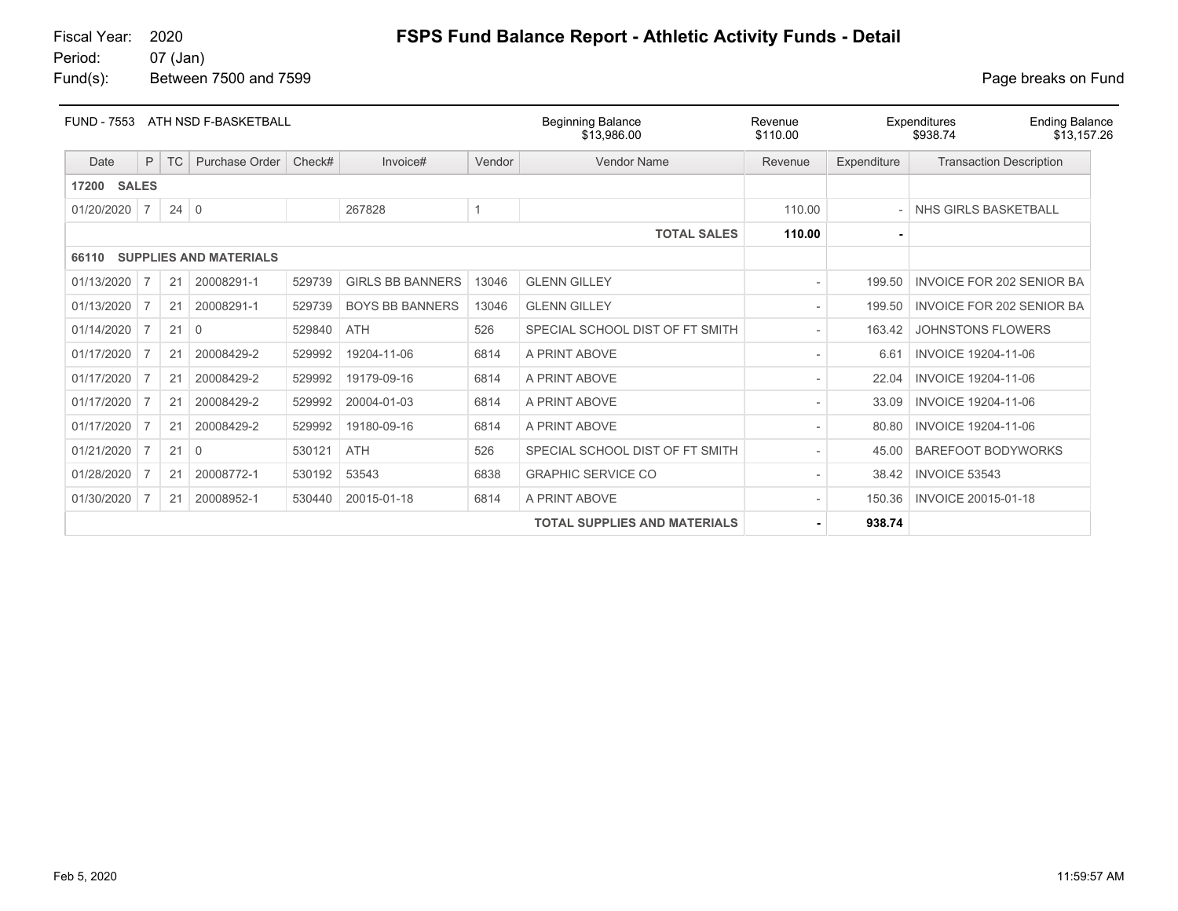Fiscal Year: 2020
Period: 07 (Jan)
Fund(s): Between 7500 and 7599

# FSPS Fund Balance Report - Athletic Activity Funds - Detail

Page breaks on Fund

| FUND - 7553 ATH NSD F-BASKETBALL | Beginning Balance | Revenue | Expenditures | Ending Balance |
|---|---|---|---|---|
| | $13,986.00 | $110.00 | $938.74 | $13,157.26 |

| Date | P | TC | Purchase Order | Check# | Invoice# | Vendor | Vendor Name | Revenue | Expenditure | Transaction Description |
|---|---|---|---|---|---|---|---|---|---|---|
| **17200 SALES** | | | | | | | | | | |
| 01/20/2020 | 7 | 24 | 0 | | 267828 | 1 | | 110.00 | - | NHS GIRLS BASKETBALL |
| | | | | | | | **TOTAL SALES** | **110.00** | **-** | |
| **66110 SUPPLIES AND MATERIALS** | | | | | | | | | | |
| 01/13/2020 | 7 | 21 | 20008291-1 | 529739 | GIRLS BB BANNERS | 13046 | GLENN GILLEY | - | 199.50 | INVOICE FOR 202 SENIOR BA |
| 01/13/2020 | 7 | 21 | 20008291-1 | 529739 | BOYS BB BANNERS | 13046 | GLENN GILLEY | - | 199.50 | INVOICE FOR 202 SENIOR BA |
| 01/14/2020 | 7 | 21 | 0 | 529840 | ATH | 526 | SPECIAL SCHOOL DIST OF FT SMITH | - | 163.42 | JOHNSTONS FLOWERS |
| 01/17/2020 | 7 | 21 | 20008429-2 | 529992 | 19204-11-06 | 6814 | A PRINT ABOVE | - | 6.61 | INVOICE 19204-11-06 |
| 01/17/2020 | 7 | 21 | 20008429-2 | 529992 | 19179-09-16 | 6814 | A PRINT ABOVE | - | 22.04 | INVOICE 19204-11-06 |
| 01/17/2020 | 7 | 21 | 20008429-2 | 529992 | 20004-01-03 | 6814 | A PRINT ABOVE | - | 33.09 | INVOICE 19204-11-06 |
| 01/17/2020 | 7 | 21 | 20008429-2 | 529992 | 19180-09-16 | 6814 | A PRINT ABOVE | - | 80.80 | INVOICE 19204-11-06 |
| 01/21/2020 | 7 | 21 | 0 | 530121 | ATH | 526 | SPECIAL SCHOOL DIST OF FT SMITH | - | 45.00 | BAREFOOT BODYWORKS |
| 01/28/2020 | 7 | 21 | 20008772-1 | 530192 | 53543 | 6838 | GRAPHIC SERVICE CO | - | 38.42 | INVOICE 53543 |
| 01/30/2020 | 7 | 21 | 20008952-1 | 530440 | 20015-01-18 | 6814 | A PRINT ABOVE | - | 150.36 | INVOICE 20015-01-18 |
| | | | | | | | **TOTAL SUPPLIES AND MATERIALS** | **-** | **938.74** | |

Feb 5, 2020 11:59:57 AM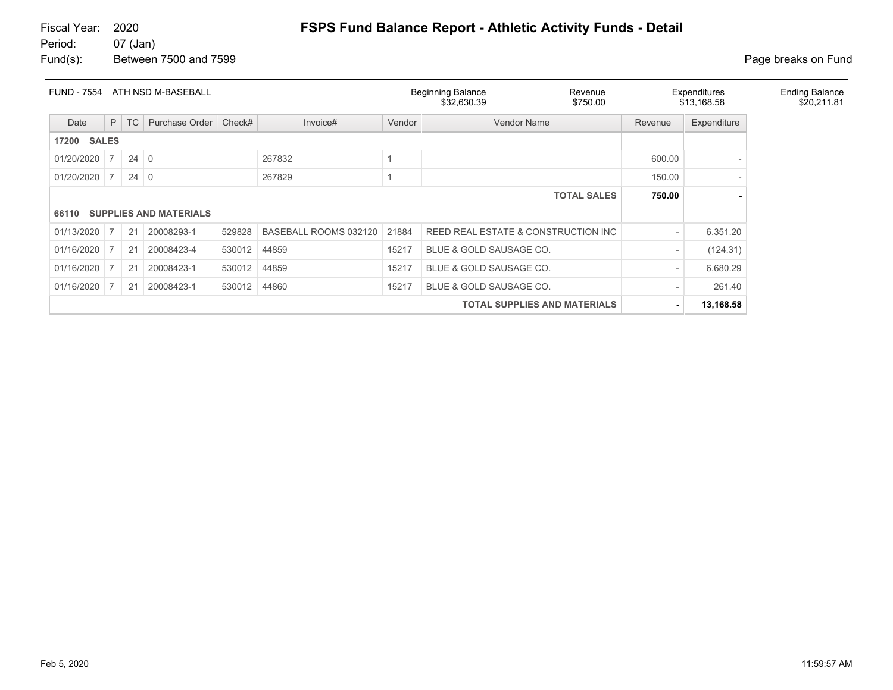Fiscal Year: 2020
Period: 07 (Jan)
Fund(s): Between 7500 and 7599

# FSPS Fund Balance Report - Athletic Activity Funds - Detail

Page breaks on Fund

| FUND - 7554 ATH NSD M-BASEBALL | Beginning Balance | Revenue | Expenditures | Ending Balance |
|---|---|---|---|---|
| | $32,630.39 | $750.00 | $13,168.58 | $20,211.81 |

| Date | P | TC | Purchase Order | Check# | Invoice# | Vendor | Vendor Name | Revenue | Expenditure |
|---|---|---|---|---|---|---|---|---|---|
| **17200 SALES** | | | | | | | | | |
| 01/20/2020 | 7 | 24 | 0 | | 267832 | 1 | | 600.00 | - |
| 01/20/2020 | 7 | 24 | 0 | | 267829 | 1 | | 150.00 | - |
| | | | | | | | **TOTAL SALES** | **750.00** | **-** |
| **66110 SUPPLIES AND MATERIALS** | | | | | | | | | |
| 01/13/2020 | 7 | 21 | 20008293-1 | 529828 | BASEBALL ROOMS 032120 | 21884 | REED REAL ESTATE & CONSTRUCTION INC | - | 6,351.20 |
| 01/16/2020 | 7 | 21 | 20008423-4 | 530012 | 44859 | 15217 | BLUE & GOLD SAUSAGE CO. | - | (124.31) |
| 01/16/2020 | 7 | 21 | 20008423-1 | 530012 | 44859 | 15217 | BLUE & GOLD SAUSAGE CO. | - | 6,680.29 |
| 01/16/2020 | 7 | 21 | 20008423-1 | 530012 | 44860 | 15217 | BLUE & GOLD SAUSAGE CO. | - | 261.40 |
| | | | | | | | **TOTAL SUPPLIES AND MATERIALS** | **-** | **13,168.58** |

Feb 5, 2020 11:59:57 AM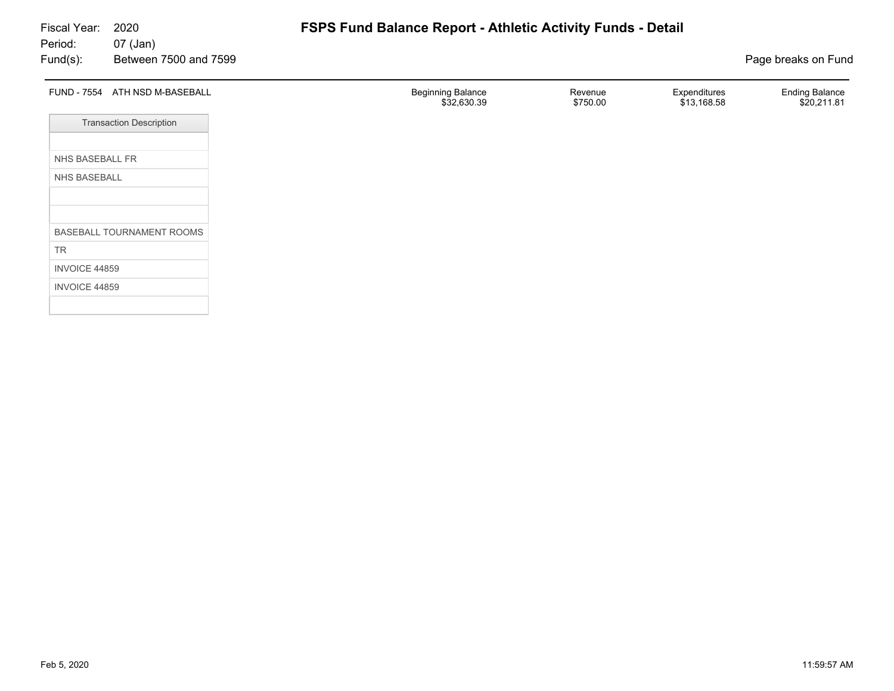Fiscal Year: 2020
Period: 07 (Jan)
Fund(s): Between 7500 and 7599

# FSPS Fund Balance Report - Athletic Activity Funds - Detail

Page breaks on Fund

| FUND - 7554 ATH NSD M-BASEBALL | Beginning Balance | Revenue | Expenditures | Ending Balance |
|---|---|---|---|---|
| | $32,630.39 | $750.00 | $13,168.58 | $20,211.81 |

| Transaction Description |
|---|
| |
| NHS BASEBALL FR |
| NHS BASEBALL |
| |
| |
| BASEBALL TOURNAMENT ROOMS |
| TR |
| INVOICE 44859 |
| INVOICE 44859 |
| |

Feb 5, 2020 11:59:57 AM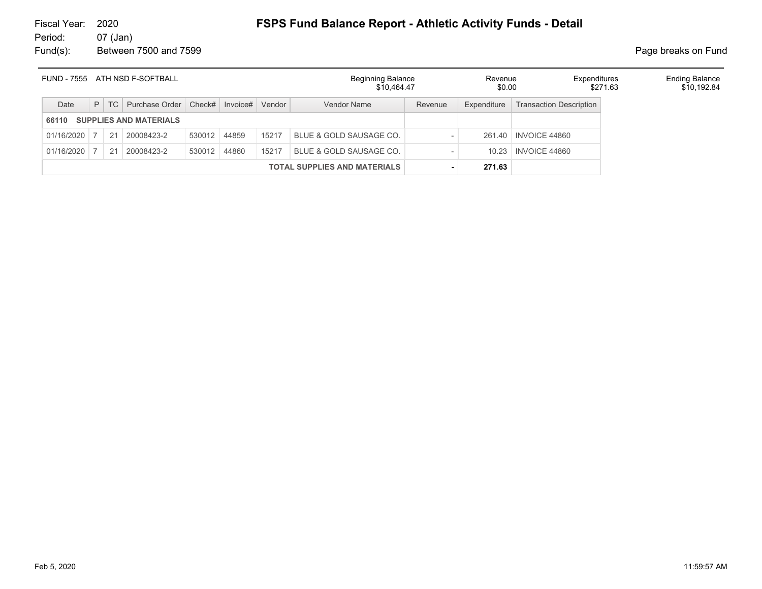Fiscal Year: 2020
Period: 07 (Jan)
Fund(s): Between 7500 and 7599

# FSPS Fund Balance Report - Athletic Activity Funds - Detail

Page breaks on Fund

| FUND - 7555 ATH NSD F-SOFTBALL | Beginning Balance | Revenue | Expenditures | Ending Balance |
|---|---|---|---|---|
| | $10,464.47 | $0.00 | $271.63 | $10,192.84 |

| Date | P | TC | Purchase Order | Check# | Invoice# | Vendor | Vendor Name | Revenue | Expenditure | Transaction Description |
|---|---|---|---|---|---|---|---|---|---|---|
| **66110 SUPPLIES AND MATERIALS** | | | | | | | | | | |
| 01/16/2020 | 7 | 21 | 20008423-2 | 530012 | 44859 | 15217 | BLUE & GOLD SAUSAGE CO. | - | 261.40 | INVOICE 44860 |
| 01/16/2020 | 7 | 21 | 20008423-2 | 530012 | 44860 | 15217 | BLUE & GOLD SAUSAGE CO. | - | 10.23 | INVOICE 44860 |
| | | | | | | | **TOTAL SUPPLIES AND MATERIALS** | **-** | **271.63** | |

Feb 5, 2020 11:59:57 AM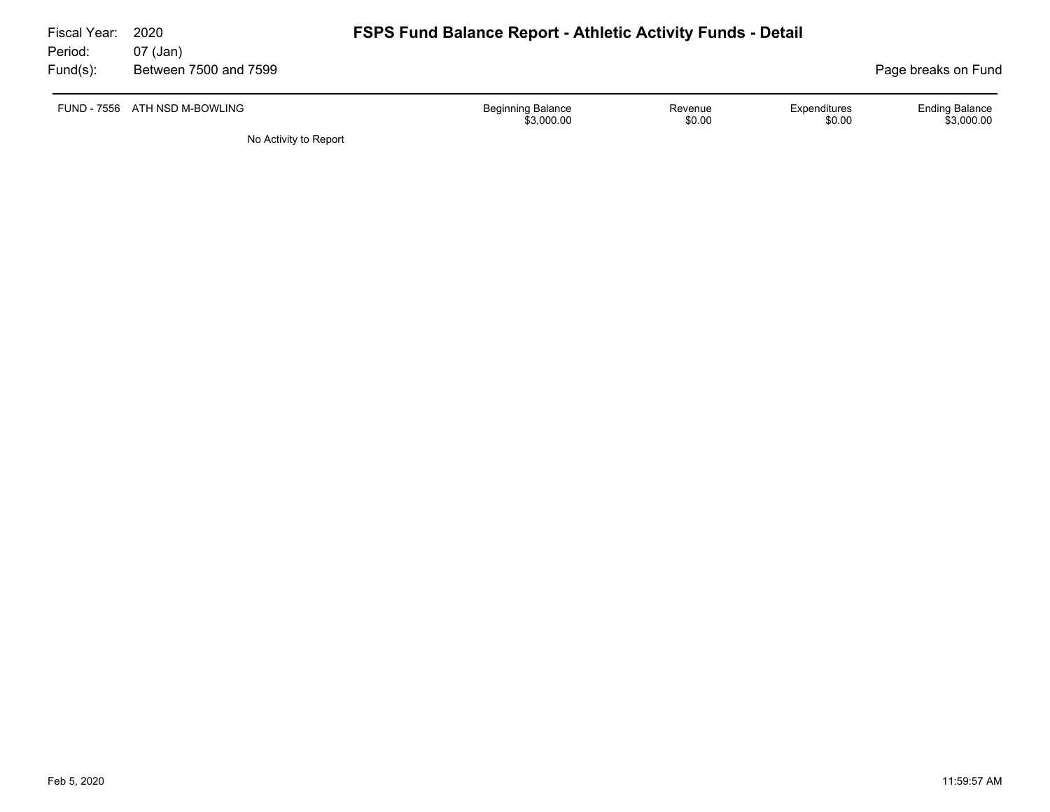Fiscal Year: 2020
Period: 07 (Jan)
Fund(s): Between 7500 and 7599

# FSPS Fund Balance Report - Athletic Activity Funds - Detail

Page breaks on Fund

| FUND - 7556 ATH NSD M-BOWLING | Beginning Balance | Revenue | Expenditures | Ending Balance |
|---|---|---|---|---|
| | $3,000.00 | $0.00 | $0.00 | $3,000.00 |

No Activity to Report

Feb 5, 2020 11:59:57 AM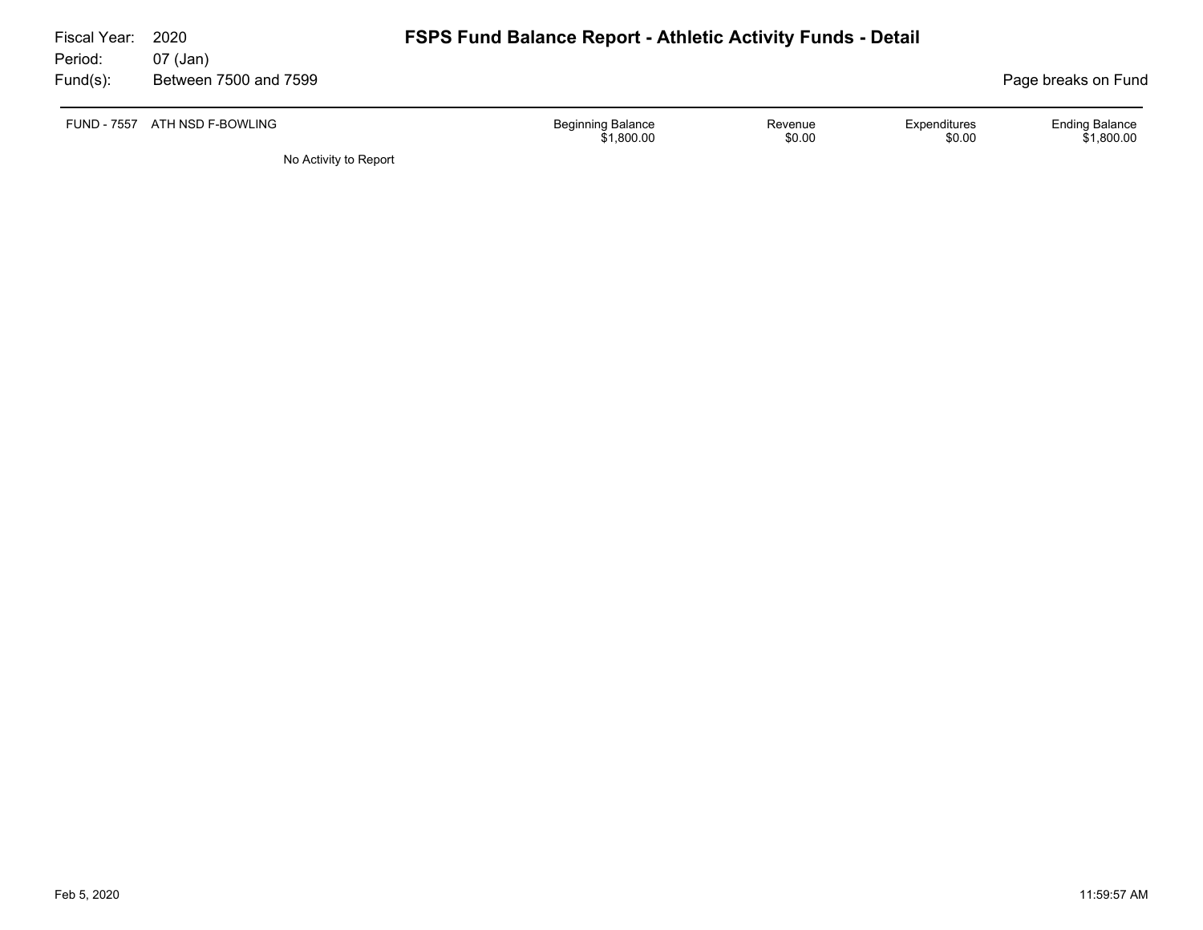Fiscal Year: 2020
Period: 07 (Jan)
Fund(s): Between 7500 and 7599

# FSPS Fund Balance Report - Athletic Activity Funds - Detail

Page breaks on Fund

| FUND - 7557 ATH NSD F-BOWLING | Beginning Balance | Revenue | Expenditures | Ending Balance |
|---|---|---|---|---|
| | $1,800.00 | $0.00 | $0.00 | $1,800.00 |

No Activity to Report

Feb 5, 2020 11:59:57 AM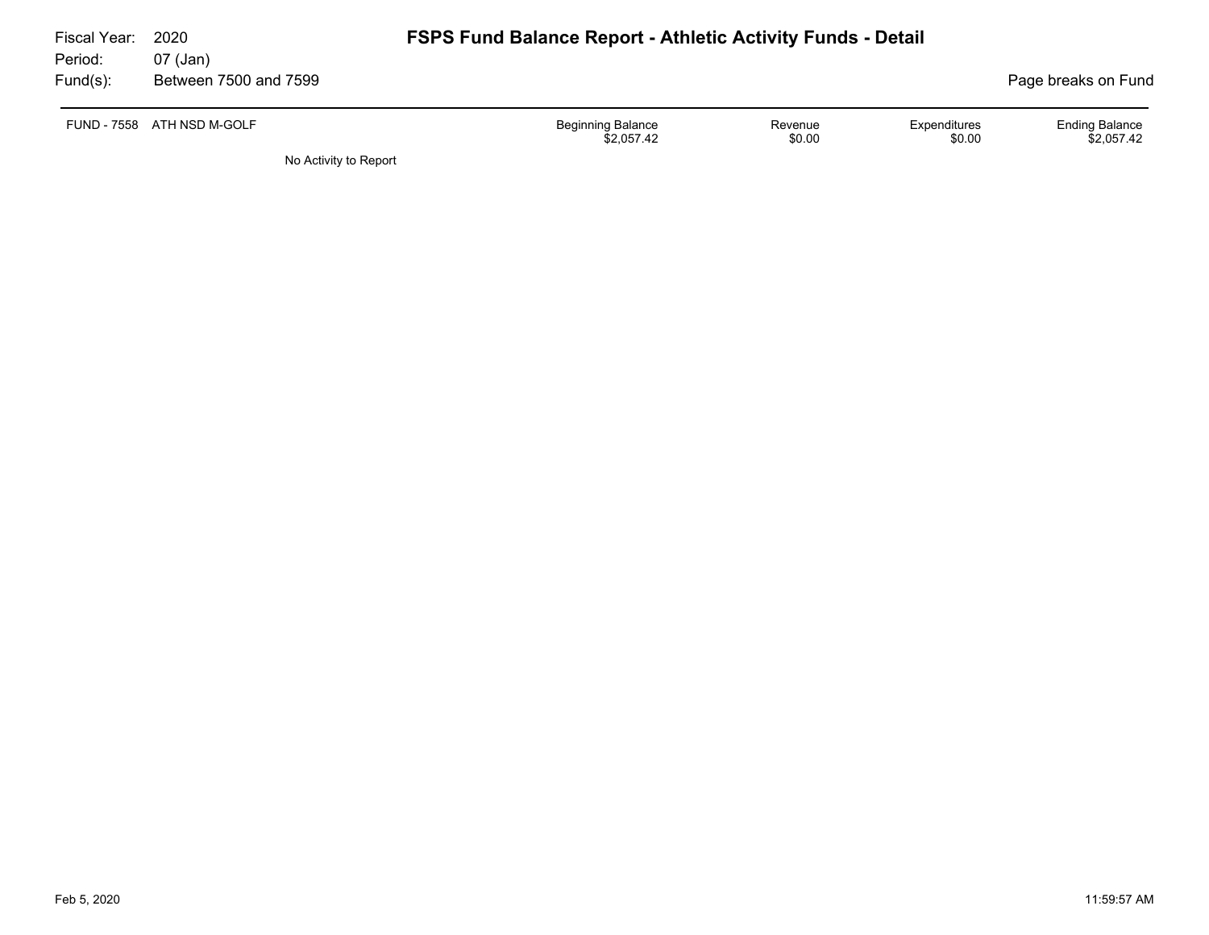Fiscal Year: 2020
Period: 07 (Jan)
Fund(s): Between 7500 and 7599

# FSPS Fund Balance Report - Athletic Activity Funds - Detail

Page breaks on Fund

| FUND - 7558 ATH NSD M-GOLF | Beginning Balance | Revenue | Expenditures | Ending Balance |
|---|---|---|---|---|
| | $2,057.42 | $0.00 | $0.00 | $2,057.42 |

No Activity to Report

Feb 5, 2020 11:59:57 AM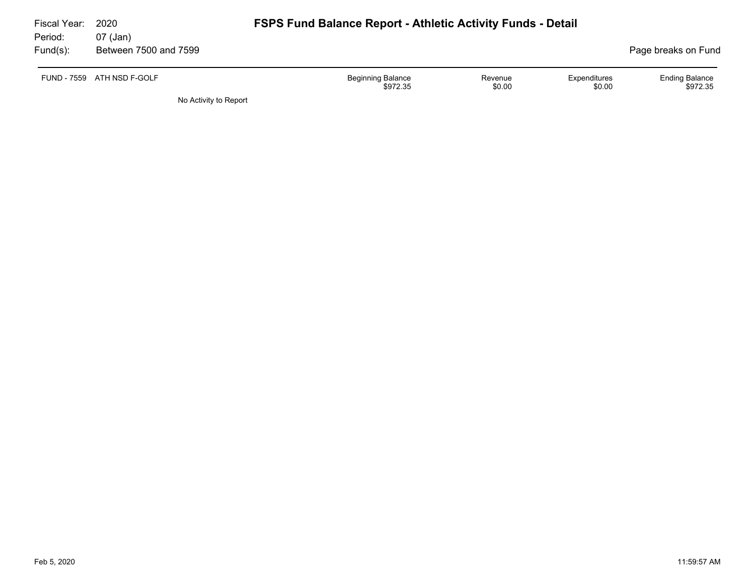Fiscal Year: 2020
Period: 07 (Jan)
Fund(s): Between 7500 and 7599

# FSPS Fund Balance Report - Athletic Activity Funds - Detail

Page breaks on Fund

| FUND - 7559 ATH NSD F-GOLF | Beginning Balance | Revenue | Expenditures | Ending Balance |
|---|---|---|---|---|
| | $972.35 | $0.00 | $0.00 | $972.35 |

No Activity to Report

Feb 5, 2020 11:59:57 AM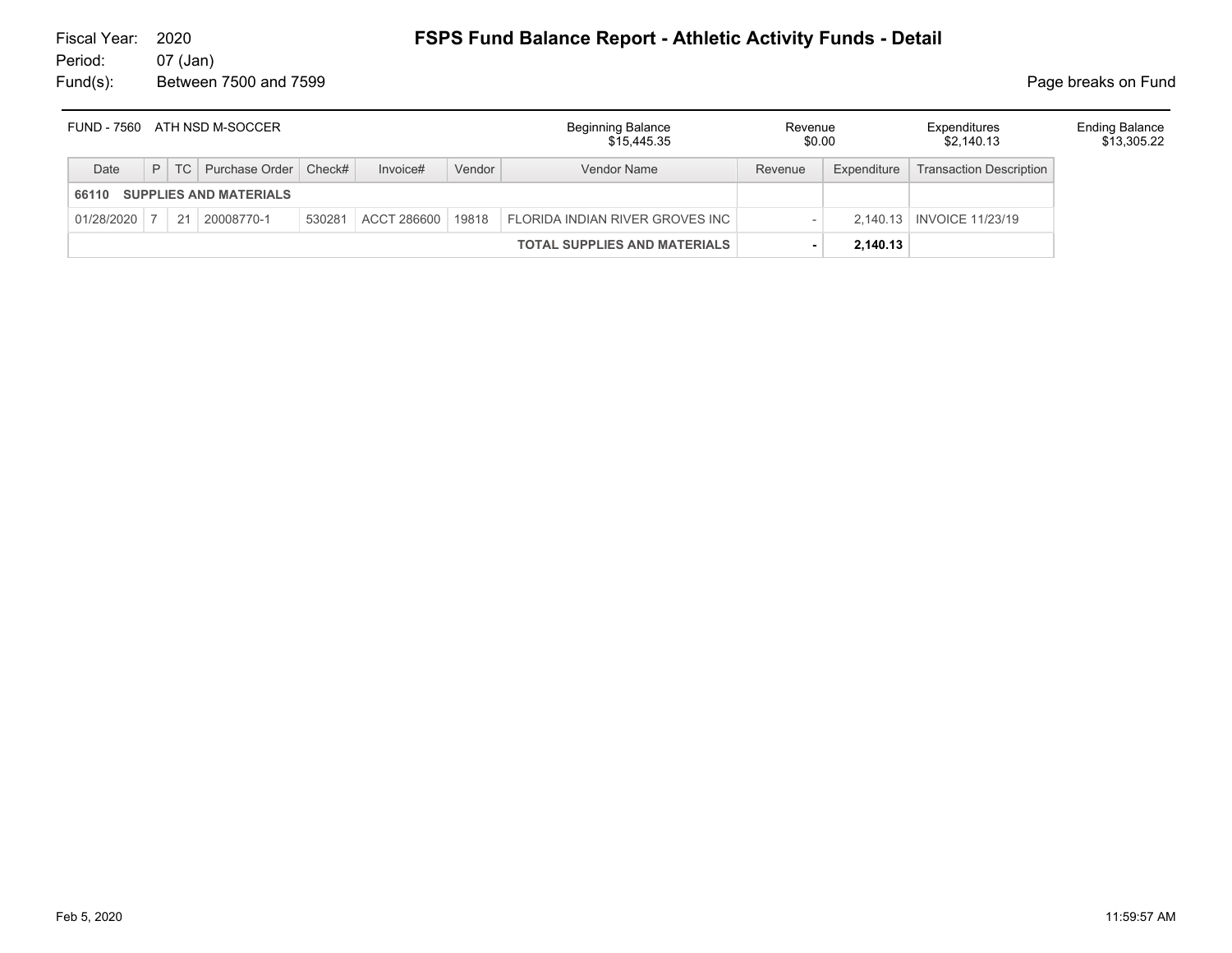Fiscal Year: 2020
Period: 07 (Jan)
Fund(s): Between 7500 and 7599

# FSPS Fund Balance Report - Athletic Activity Funds - Detail

Page breaks on Fund

FUND - 7560 ATH NSD M-SOCCER

| Beginning Balance | Revenue | Expenditures | Ending Balance |
|---|---|---|---|
| $15,445.35 | $0.00 | $2,140.13 | $13,305.22 |

| Date | P | TC | Purchase Order | Check# | Invoice# | Vendor | Vendor Name | Revenue | Expenditure | Transaction Description |
|---|---|---|---|---|---|---|---|---|---|---|
| **66110 SUPPLIES AND MATERIALS** | | | | | | | | | | |
| 01/28/2020 | 7 | 21 | 20008770-1 | 530281 | ACCT 286600 | 19818 | FLORIDA INDIAN RIVER GROVES INC | - | 2,140.13 | INVOICE 11/23/19 |
| | | | | | | | **TOTAL SUPPLIES AND MATERIALS** | **-** | **2,140.13** | |

Feb 5, 2020 11:59:57 AM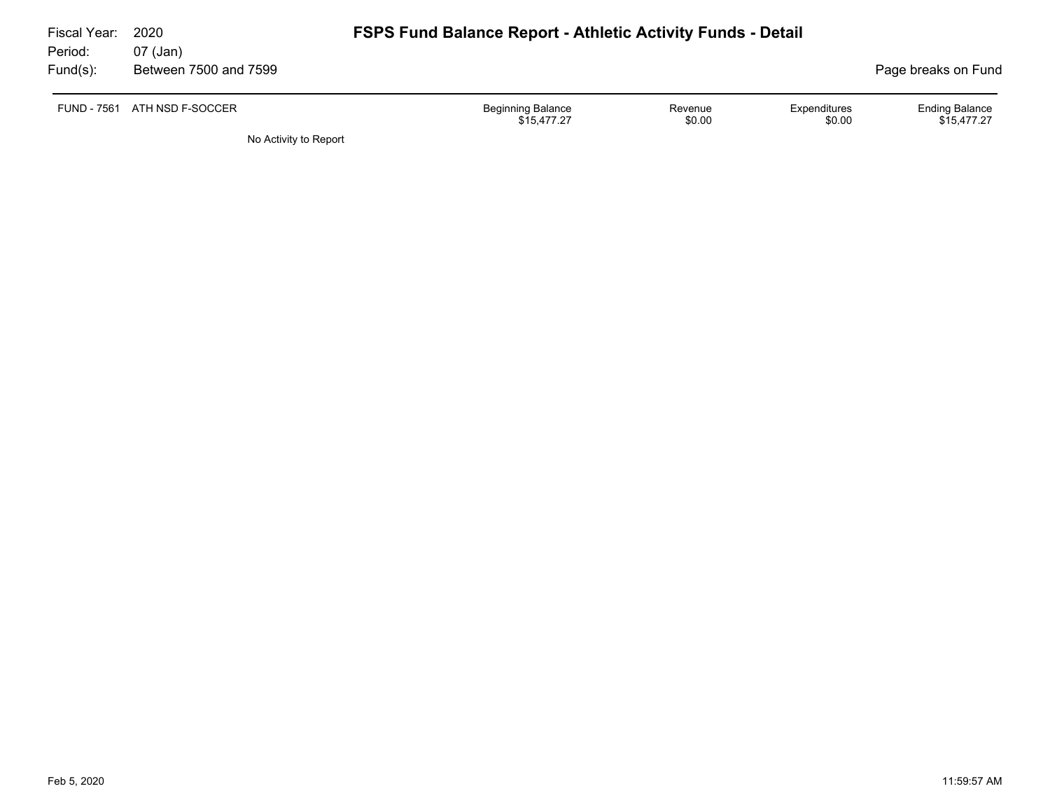Fiscal Year: 2020
Period: 07 (Jan)
Fund(s): Between 7500 and 7599

# FSPS Fund Balance Report - Athletic Activity Funds - Detail

Page breaks on Fund

| FUND - 7561 ATH NSD F-SOCCER | Beginning Balance | Revenue | Expenditures | Ending Balance |
|---|---|---|---|---|
| | $15,477.27 | $0.00 | $0.00 | $15,477.27 |

No Activity to Report

Feb 5, 2020 11:59:57 AM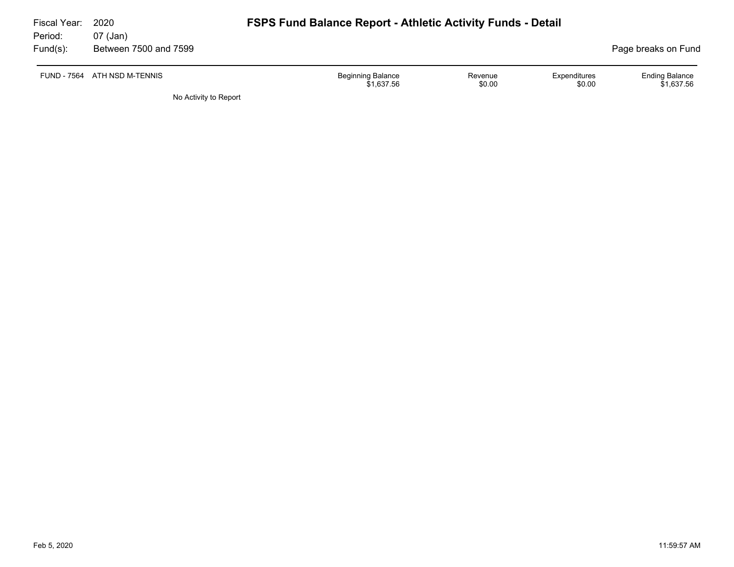Fiscal Year: 2020
Period: 07 (Jan)
Fund(s): Between 7500 and 7599

# FSPS Fund Balance Report - Athletic Activity Funds - Detail

Page breaks on Fund

| FUND - 7564 ATH NSD M-TENNIS | Beginning Balance | Revenue | Expenditures | Ending Balance |
|---|---|---|---|---|
| | $1,637.56 | $0.00 | $0.00 | $1,637.56 |

No Activity to Report

Feb 5, 2020 11:59:57 AM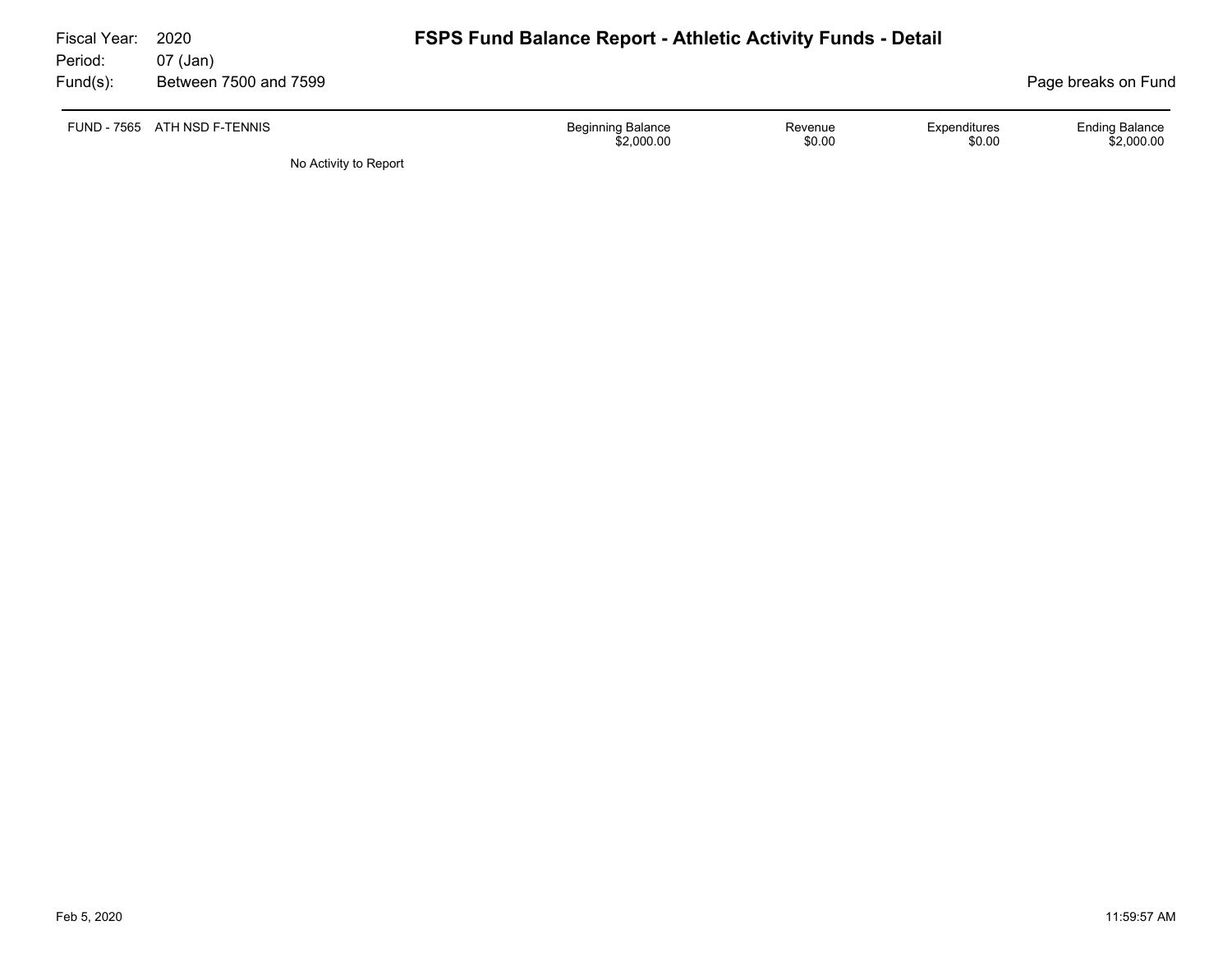Fiscal Year: 2020
Period: 07 (Jan)
Fund(s): Between 7500 and 7599

# FSPS Fund Balance Report - Athletic Activity Funds - Detail

Page breaks on Fund

| FUND - 7565 ATH NSD F-TENNIS | Beginning Balance | Revenue | Expenditures | Ending Balance |
|---|---|---|---|---|
| | $2,000.00 | $0.00 | $0.00 | $2,000.00 |

No Activity to Report

Feb 5, 2020 11:59:57 AM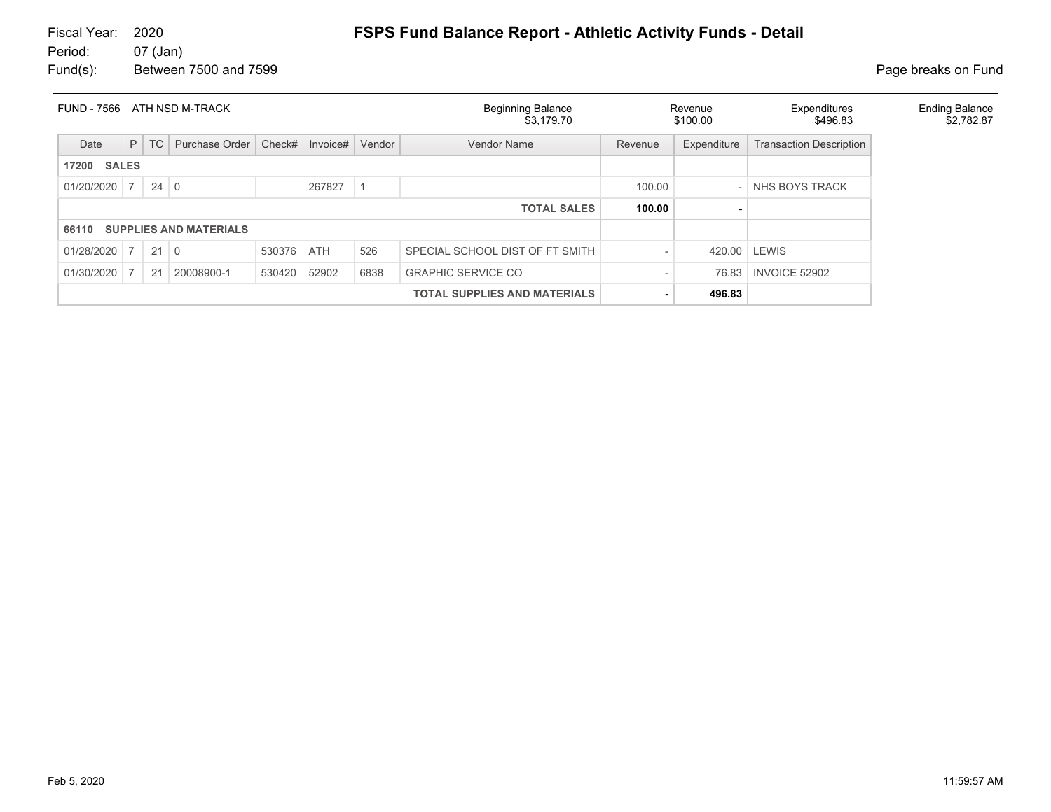Fiscal Year: 2020
Period: 07 (Jan)
Fund(s): Between 7500 and 7599

# FSPS Fund Balance Report - Athletic Activity Funds - Detail

Page breaks on Fund

| FUND - 7566 ATH NSD M-TRACK | Beginning Balance | Revenue | Expenditures | Ending Balance |
|---|---|---|---|---|
| | $3,179.70 | $100.00 | $496.83 | $2,782.87 |

| Date | P | TC | Purchase Order | Check# | Invoice# | Vendor | Vendor Name | Revenue | Expenditure | Transaction Description |
|---|---|---|---|---|---|---|---|---|---|---|
| **17200 SALES** | | | | | | | | | | |
| 01/20/2020 | 7 | 24 | 0 | | 267827 | 1 | | 100.00 | - | NHS BOYS TRACK |
| | | | | | | | **TOTAL SALES** | **100.00** | **-** | |
| **66110 SUPPLIES AND MATERIALS** | | | | | | | | | | |
| 01/28/2020 | 7 | 21 | 0 | 530376 | ATH | 526 | SPECIAL SCHOOL DIST OF FT SMITH | - | 420.00 | LEWIS |
| 01/30/2020 | 7 | 21 | 20008900-1 | 530420 | 52902 | 6838 | GRAPHIC SERVICE CO | - | 76.83 | INVOICE 52902 |
| | | | | | | | **TOTAL SUPPLIES AND MATERIALS** | **-** | **496.83** | |

Feb 5, 2020 11:59:57 AM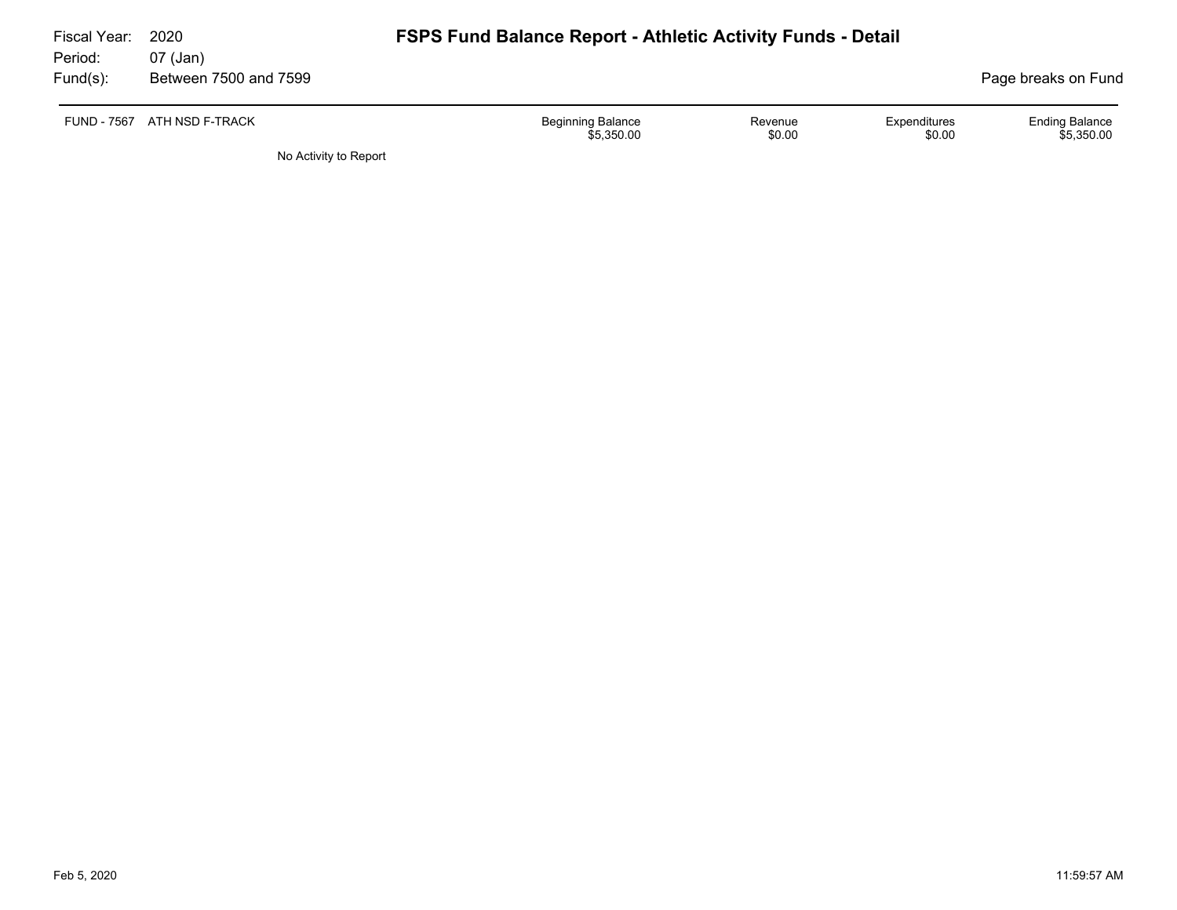Fiscal Year: 2020
Period: 07 (Jan)
Fund(s): Between 7500 and 7599

# FSPS Fund Balance Report - Athletic Activity Funds - Detail

Page breaks on Fund

| FUND - 7567 ATH NSD F-TRACK | Beginning Balance | Revenue | Expenditures | Ending Balance |
|---|---|---|---|---|
| | $5,350.00 | $0.00 | $0.00 | $5,350.00 |

No Activity to Report

Feb 5, 2020 11:59:57 AM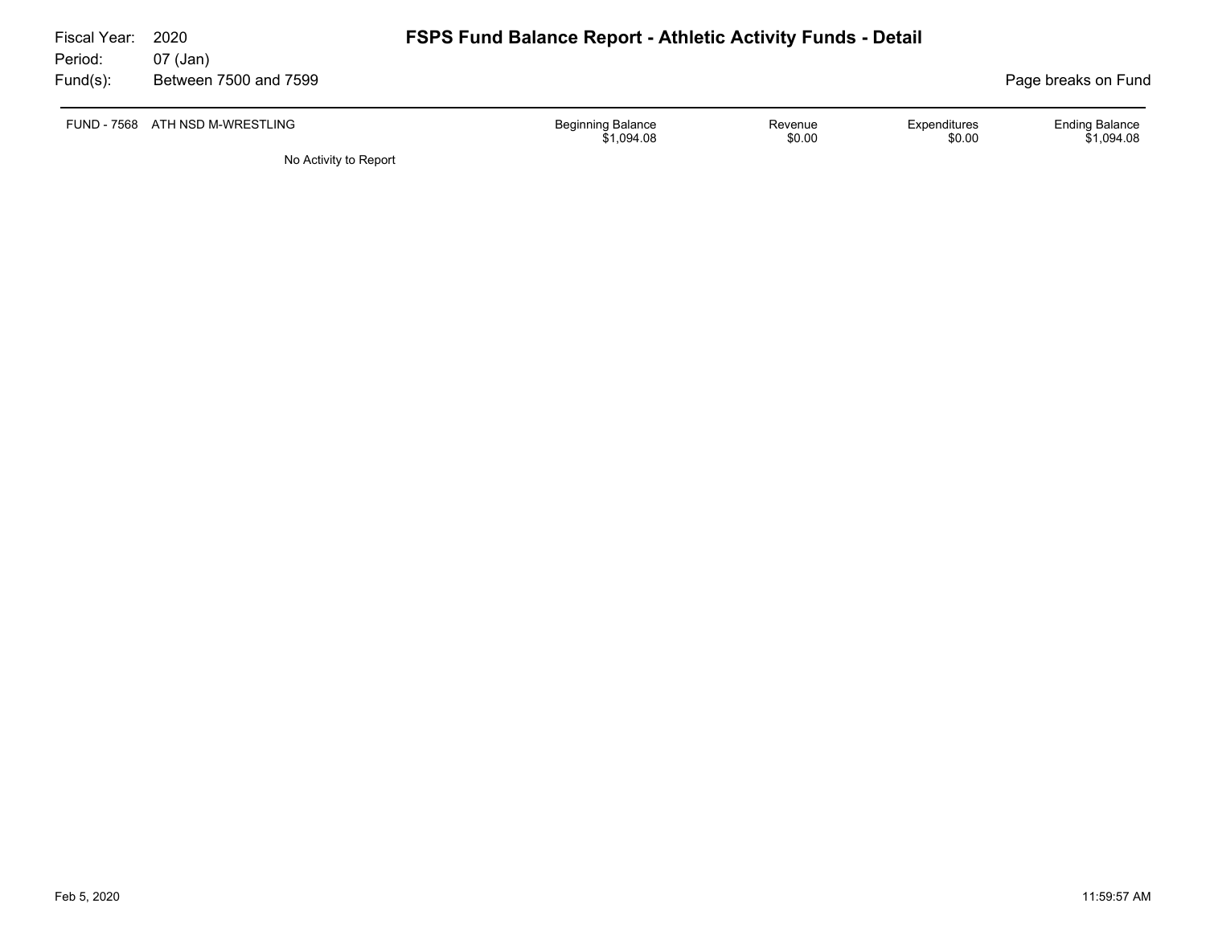Fiscal Year: 2020
Period: 07 (Jan)
Fund(s): Between 7500 and 7599

# FSPS Fund Balance Report - Athletic Activity Funds - Detail

Page breaks on Fund

| FUND - 7568 ATH NSD M-WRESTLING | Beginning Balance | Revenue | Expenditures | Ending Balance |
|---|---|---|---|---|
| | $1,094.08 | $0.00 | $0.00 | $1,094.08 |

No Activity to Report

Feb 5, 2020 11:59:57 AM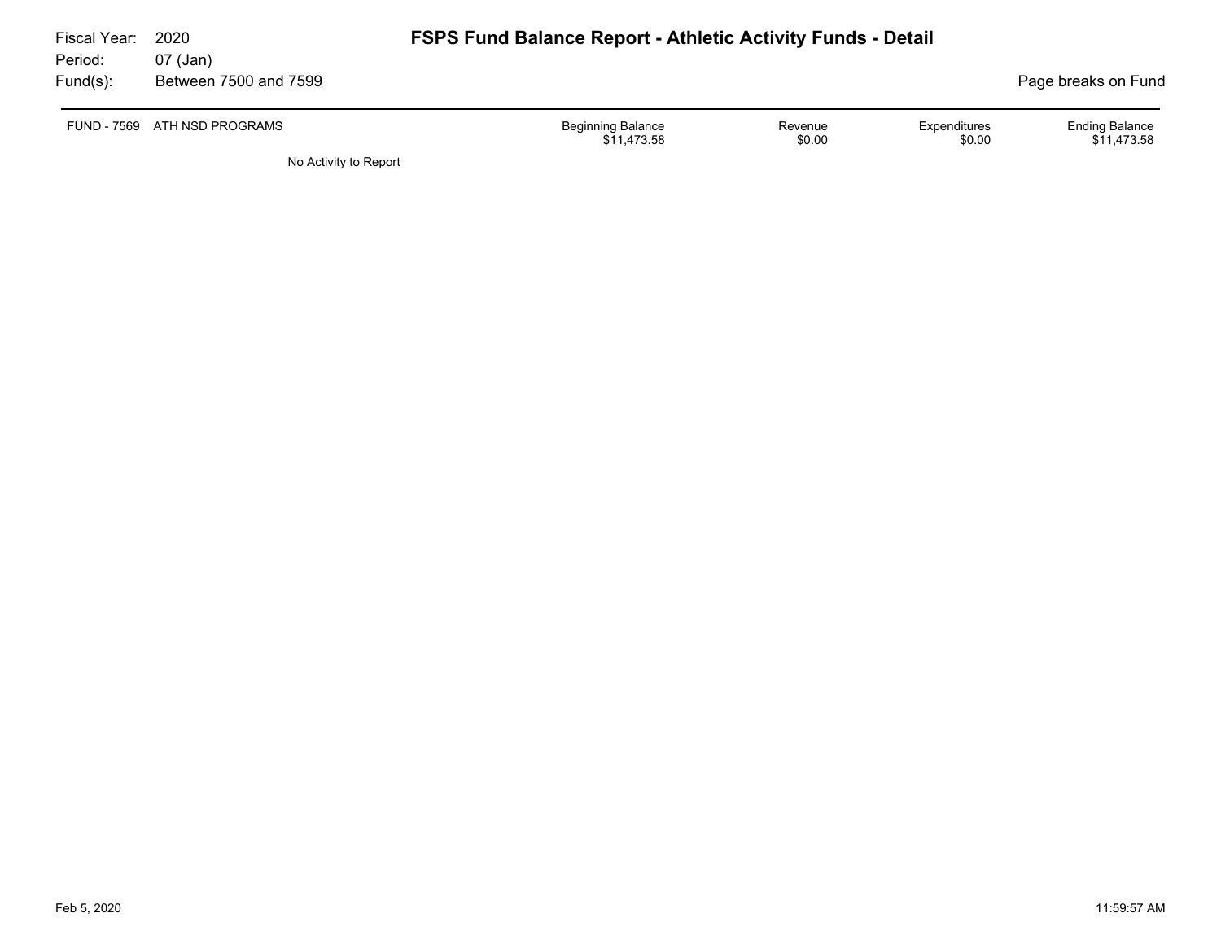Fiscal Year: 2020
Period: 07 (Jan)
Fund(s): Between 7500 and 7599

# FSPS Fund Balance Report - Athletic Activity Funds - Detail

Page breaks on Fund

| FUND - 7569 ATH NSD PROGRAMS | Beginning Balance | Revenue | Expenditures | Ending Balance |
|---|---|---|---|---|
| | $11,473.58 | $0.00 | $0.00 | $11,473.58 |

No Activity to Report

Feb 5, 2020 11:59:57 AM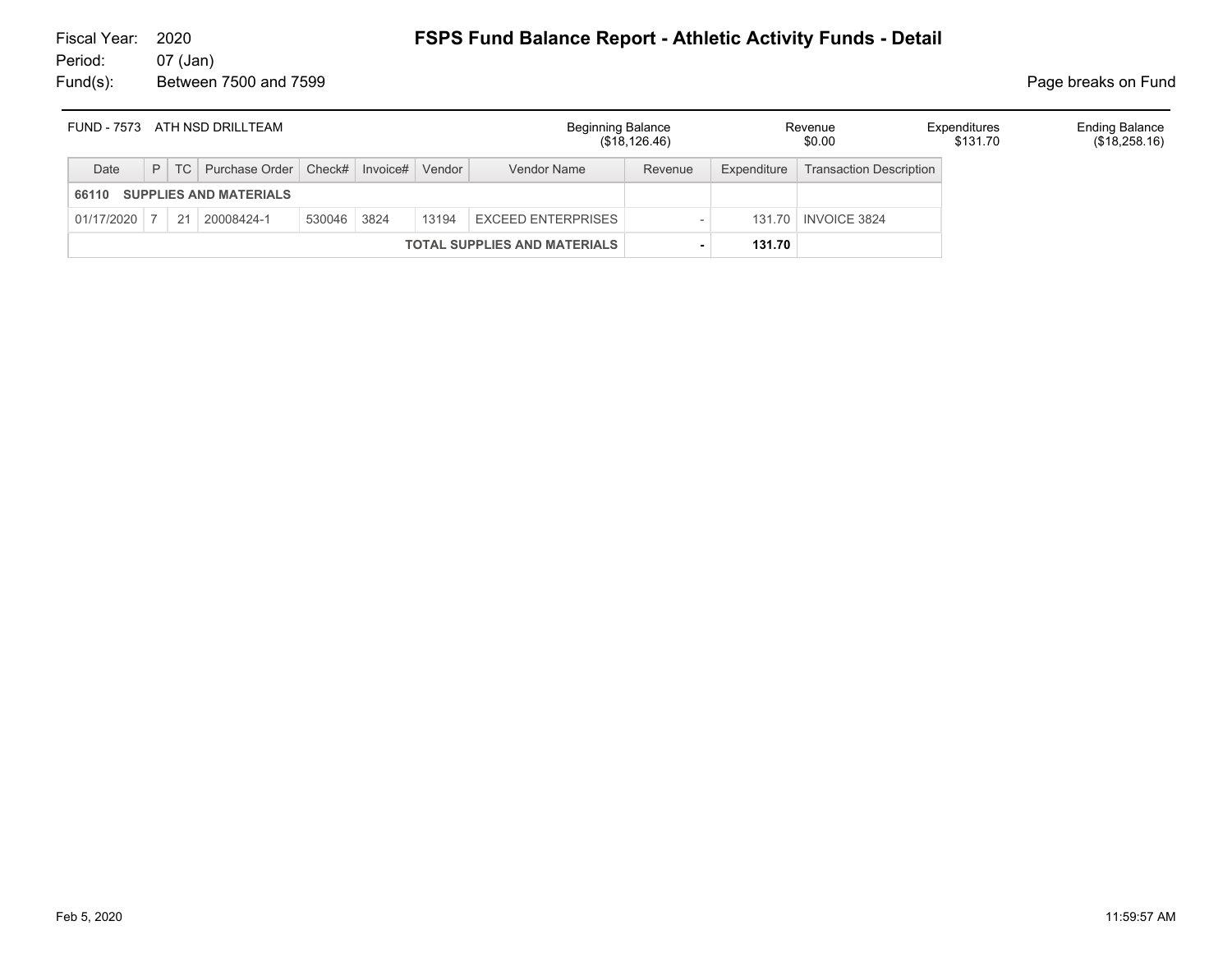Fiscal Year: 2020
Period: 07 (Jan)
Fund(s): Between 7500 and 7599

# FSPS Fund Balance Report - Athletic Activity Funds - Detail

Page breaks on Fund

| FUND - 7573 ATH NSD DRILLTEAM | Beginning Balance | Revenue | Expenditures | Ending Balance |
|---|---|---|---|---|
| | ($18,126.46) | $0.00 | $131.70 | ($18,258.16) |

| Date | P | TC | Purchase Order | Check# | Invoice# | Vendor | Vendor Name | Revenue | Expenditure | Transaction Description |
|---|---|---|---|---|---|---|---|---|---|---|
| **66110 SUPPLIES AND MATERIALS** | | | | | | | | | | |
| 01/17/2020 | 7 | 21 | 20008424-1 | 530046 | 3824 | 13194 | EXCEED ENTERPRISES | - | 131.70 | INVOICE 3824 |
| | | | | | | | **TOTAL SUPPLIES AND MATERIALS** | **-** | **131.70** | |

Feb 5, 2020 11:59:57 AM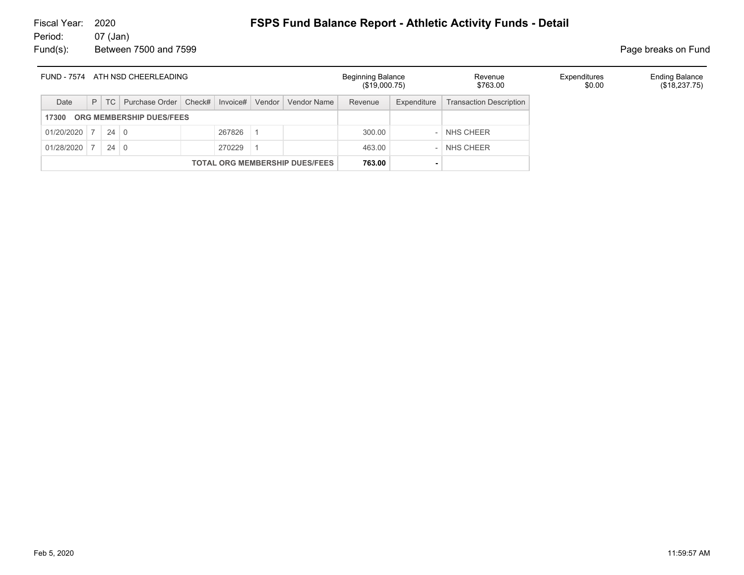Fiscal Year: 2020
Period: 07 (Jan)
Fund(s): Between 7500 and 7599

# FSPS Fund Balance Report - Athletic Activity Funds - Detail

Page breaks on Fund

| FUND - 7574 ATH NSD CHEERLEADING | Beginning Balance | Revenue | Expenditures | Ending Balance |
|---|---|---|---|---|
| | ($19,000.75) | $763.00 | $0.00 | ($18,237.75) |

| Date | P | TC | Purchase Order | Check# | Invoice# | Vendor | Vendor Name | Revenue | Expenditure | Transaction Description |
|---|---|---|---|---|---|---|---|---|---|---|
| **17300 ORG MEMBERSHIP DUES/FEES** | | | | | | | | | | |
| 01/20/2020 | 7 | 24 | 0 | | 267826 | 1 | | 300.00 | - | NHS CHEER |
| 01/28/2020 | 7 | 24 | 0 | | 270229 | 1 | | 463.00 | - | NHS CHEER |
| **TOTAL ORG MEMBERSHIP DUES/FEES** | | | | | | | | **763.00** | **-** | |

Feb 5, 2020 11:59:57 AM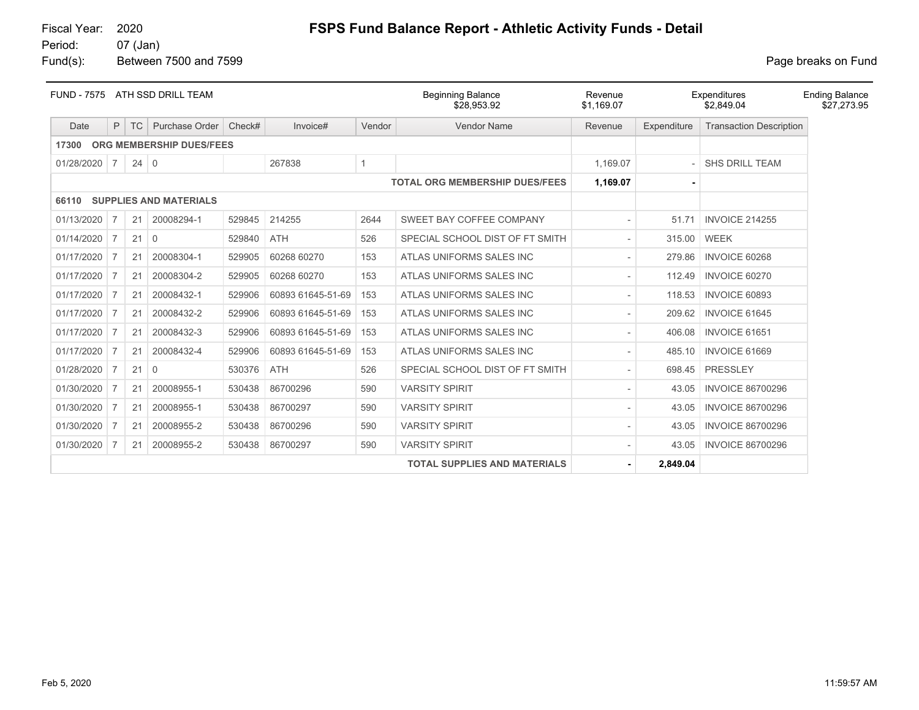Fiscal Year: 2020
Period: 07 (Jan)
Fund(s): Between 7500 and 7599

# FSPS Fund Balance Report - Athletic Activity Funds - Detail

Page breaks on Fund

| FUND - 7575 ATH SSD DRILL TEAM | Beginning Balance | Revenue | Expenditures | Ending Balance |
|---|---|---|---|---|
| | $28,953.92 | $1,169.07 | $2,849.04 | $27,273.95 |

| Date | P | TC | Purchase Order | Check# | Invoice# | Vendor | Vendor Name | Revenue | Expenditure | Transaction Description |
|---|---|---|---|---|---|---|---|---|---|---|
| **17300 ORG MEMBERSHIP DUES/FEES** | | | | | | | | | | |
| 01/28/2020 | 7 | 24 | 0 | | 267838 | 1 | | 1,169.07 | - | SHS DRILL TEAM |
| | | | | | | | **TOTAL ORG MEMBERSHIP DUES/FEES** | **1,169.07** | **-** | |
| **66110 SUPPLIES AND MATERIALS** | | | | | | | | | | |
| 01/13/2020 | 7 | 21 | 20008294-1 | 529845 | 214255 | 2644 | SWEET BAY COFFEE COMPANY | - | 51.71 | INVOICE 214255 |
| 01/14/2020 | 7 | 21 | 0 | 529840 | ATH | 526 | SPECIAL SCHOOL DIST OF FT SMITH | - | 315.00 | WEEK |
| 01/17/2020 | 7 | 21 | 20008304-1 | 529905 | 60268 60270 | 153 | ATLAS UNIFORMS SALES INC | - | 279.86 | INVOICE 60268 |
| 01/17/2020 | 7 | 21 | 20008304-2 | 529905 | 60268 60270 | 153 | ATLAS UNIFORMS SALES INC | - | 112.49 | INVOICE 60270 |
| 01/17/2020 | 7 | 21 | 20008432-1 | 529906 | 60893 61645-51-69 | 153 | ATLAS UNIFORMS SALES INC | - | 118.53 | INVOICE 60893 |
| 01/17/2020 | 7 | 21 | 20008432-2 | 529906 | 60893 61645-51-69 | 153 | ATLAS UNIFORMS SALES INC | - | 209.62 | INVOICE 61645 |
| 01/17/2020 | 7 | 21 | 20008432-3 | 529906 | 60893 61645-51-69 | 153 | ATLAS UNIFORMS SALES INC | - | 406.08 | INVOICE 61651 |
| 01/17/2020 | 7 | 21 | 20008432-4 | 529906 | 60893 61645-51-69 | 153 | ATLAS UNIFORMS SALES INC | - | 485.10 | INVOICE 61669 |
| 01/28/2020 | 7 | 21 | 0 | 530376 | ATH | 526 | SPECIAL SCHOOL DIST OF FT SMITH | - | 698.45 | PRESSLEY |
| 01/30/2020 | 7 | 21 | 20008955-1 | 530438 | 86700296 | 590 | VARSITY SPIRIT | - | 43.05 | INVOICE 86700296 |
| 01/30/2020 | 7 | 21 | 20008955-1 | 530438 | 86700297 | 590 | VARSITY SPIRIT | - | 43.05 | INVOICE 86700296 |
| 01/30/2020 | 7 | 21 | 20008955-2 | 530438 | 86700296 | 590 | VARSITY SPIRIT | - | 43.05 | INVOICE 86700296 |
| 01/30/2020 | 7 | 21 | 20008955-2 | 530438 | 86700297 | 590 | VARSITY SPIRIT | - | 43.05 | INVOICE 86700296 |
| | | | | | | | **TOTAL SUPPLIES AND MATERIALS** | **-** | **2,849.04** | |

Feb 5, 2020 11:59:57 AM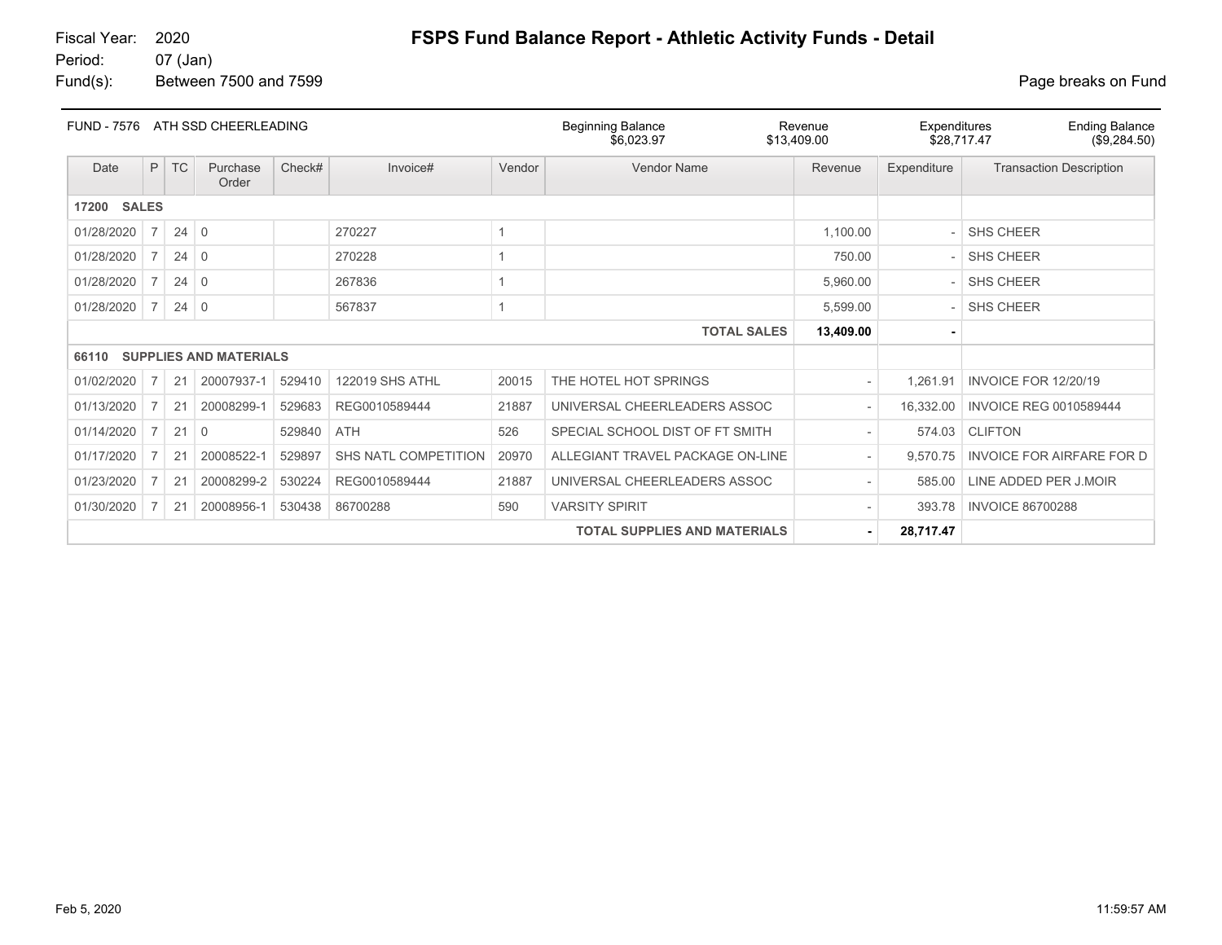Fiscal Year: 2020
Period: 07 (Jan)
Fund(s): Between 7500 and 7599

# FSPS Fund Balance Report - Athletic Activity Funds - Detail

Page breaks on Fund

| FUND - 7576 ATH SSD CHEERLEADING | Beginning Balance | Revenue | Expenditures | Ending Balance |
|---|---|---|---|---|
| | $6,023.97 | $13,409.00 | $28,717.47 | ($9,284.50) |

| Date | P | TC | Purchase Order | Check# | Invoice# | Vendor | Vendor Name | Revenue | Expenditure | Transaction Description |
|---|---|---|---|---|---|---|---|---|---|---|
| **17200 SALES** | | | | | | | | | | |
| 01/28/2020 | 7 | 24 | 0 | | 270227 | 1 | | 1,100.00 | - | SHS CHEER |
| 01/28/2020 | 7 | 24 | 0 | | 270228 | 1 | | 750.00 | - | SHS CHEER |
| 01/28/2020 | 7 | 24 | 0 | | 267836 | 1 | | 5,960.00 | - | SHS CHEER |
| 01/28/2020 | 7 | 24 | 0 | | 567837 | 1 | | 5,599.00 | - | SHS CHEER |
| | | | | | | | **TOTAL SALES** | **13,409.00** | **-** | |
| **66110 SUPPLIES AND MATERIALS** | | | | | | | | | | |
| 01/02/2020 | 7 | 21 | 20007937-1 | 529410 | 122019 SHS ATHL | 20015 | THE HOTEL HOT SPRINGS | - | 1,261.91 | INVOICE FOR 12/20/19 |
| 01/13/2020 | 7 | 21 | 20008299-1 | 529683 | REG0010589444 | 21887 | UNIVERSAL CHEERLEADERS ASSOC | - | 16,332.00 | INVOICE REG 0010589444 |
| 01/14/2020 | 7 | 21 | 0 | 529840 | ATH | 526 | SPECIAL SCHOOL DIST OF FT SMITH | - | 574.03 | CLIFTON |
| 01/17/2020 | 7 | 21 | 20008522-1 | 529897 | SHS NATL COMPETITION | 20970 | ALLEGIANT TRAVEL PACKAGE ON-LINE | - | 9,570.75 | INVOICE FOR AIRFARE FOR D |
| 01/23/2020 | 7 | 21 | 20008299-2 | 530224 | REG0010589444 | 21887 | UNIVERSAL CHEERLEADERS ASSOC | - | 585.00 | LINE ADDED PER J.MOIR |
| 01/30/2020 | 7 | 21 | 20008956-1 | 530438 | 86700288 | 590 | VARSITY SPIRIT | - | 393.78 | INVOICE 86700288 |
| | | | | | | | **TOTAL SUPPLIES AND MATERIALS** | **-** | **28,717.47** | |

Feb 5, 2020 11:59:57 AM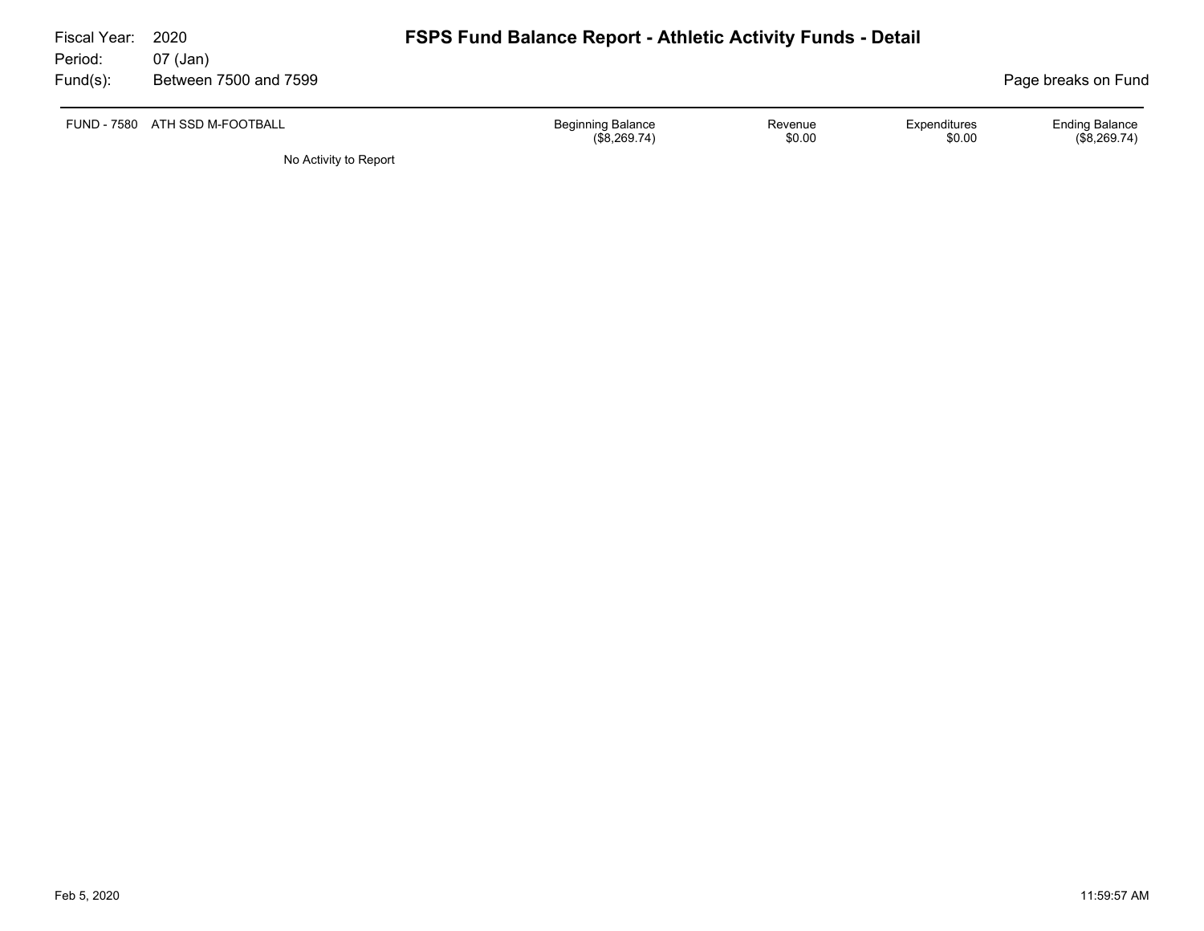Fiscal Year: 2020
Period: 07 (Jan)
Fund(s): Between 7500 and 7599

# FSPS Fund Balance Report - Athletic Activity Funds - Detail

Page breaks on Fund

| FUND - 7580 ATH SSD M-FOOTBALL | Beginning Balance | Revenue | Expenditures | Ending Balance |
|---|---|---|---|---|
| | ($8,269.74) | $0.00 | $0.00 | ($8,269.74) |

No Activity to Report

Feb 5, 2020 11:59:57 AM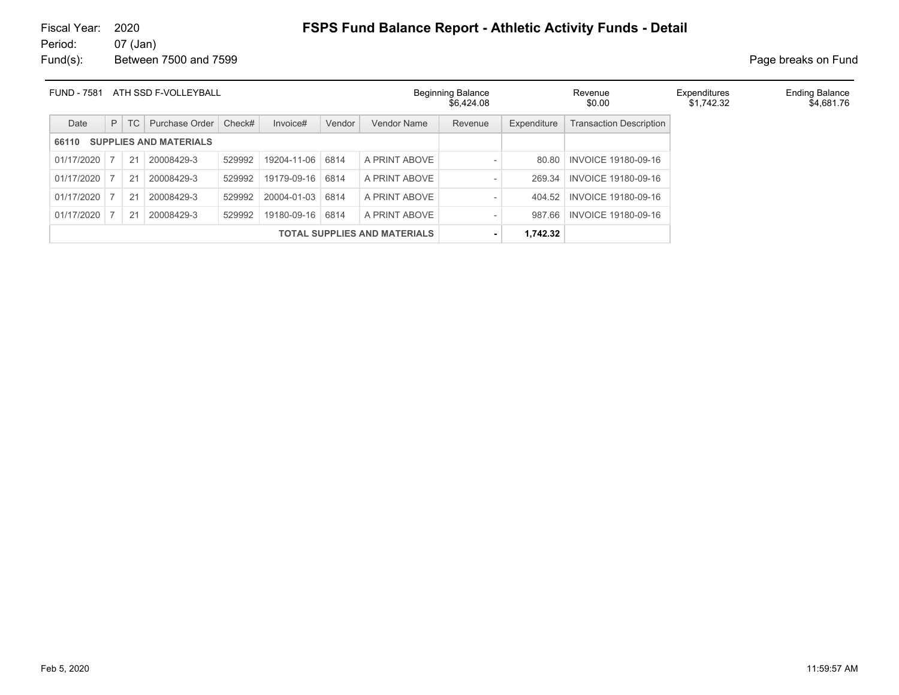Fiscal Year: 2020
Period: 07 (Jan)
Fund(s): Between 7500 and 7599

# FSPS Fund Balance Report - Athletic Activity Funds - Detail

Page breaks on Fund

| FUND - 7581 ATH SSD F-VOLLEYBALL | Beginning Balance | Revenue | Expenditures | Ending Balance |
|---|---|---|---|---|
| | $6,424.08 | $0.00 | $1,742.32 | $4,681.76 |

| Date | P | TC | Purchase Order | Check# | Invoice# | Vendor | Vendor Name | Revenue | Expenditure | Transaction Description |
|---|---|---|---|---|---|---|---|---|---|---|
| **66110 SUPPLIES AND MATERIALS** | | | | | | | | | | |
| 01/17/2020 | 7 | 21 | 20008429-3 | 529992 | 19204-11-06 | 6814 | A PRINT ABOVE | - | 80.80 | INVOICE 19180-09-16 |
| 01/17/2020 | 7 | 21 | 20008429-3 | 529992 | 19179-09-16 | 6814 | A PRINT ABOVE | - | 269.34 | INVOICE 19180-09-16 |
| 01/17/2020 | 7 | 21 | 20008429-3 | 529992 | 20004-01-03 | 6814 | A PRINT ABOVE | - | 404.52 | INVOICE 19180-09-16 |
| 01/17/2020 | 7 | 21 | 20008429-3 | 529992 | 19180-09-16 | 6814 | A PRINT ABOVE | - | 987.66 | INVOICE 19180-09-16 |
| **TOTAL SUPPLIES AND MATERIALS** | | | | | | | | **-** | **1,742.32** | |

Feb 5, 2020 11:59:57 AM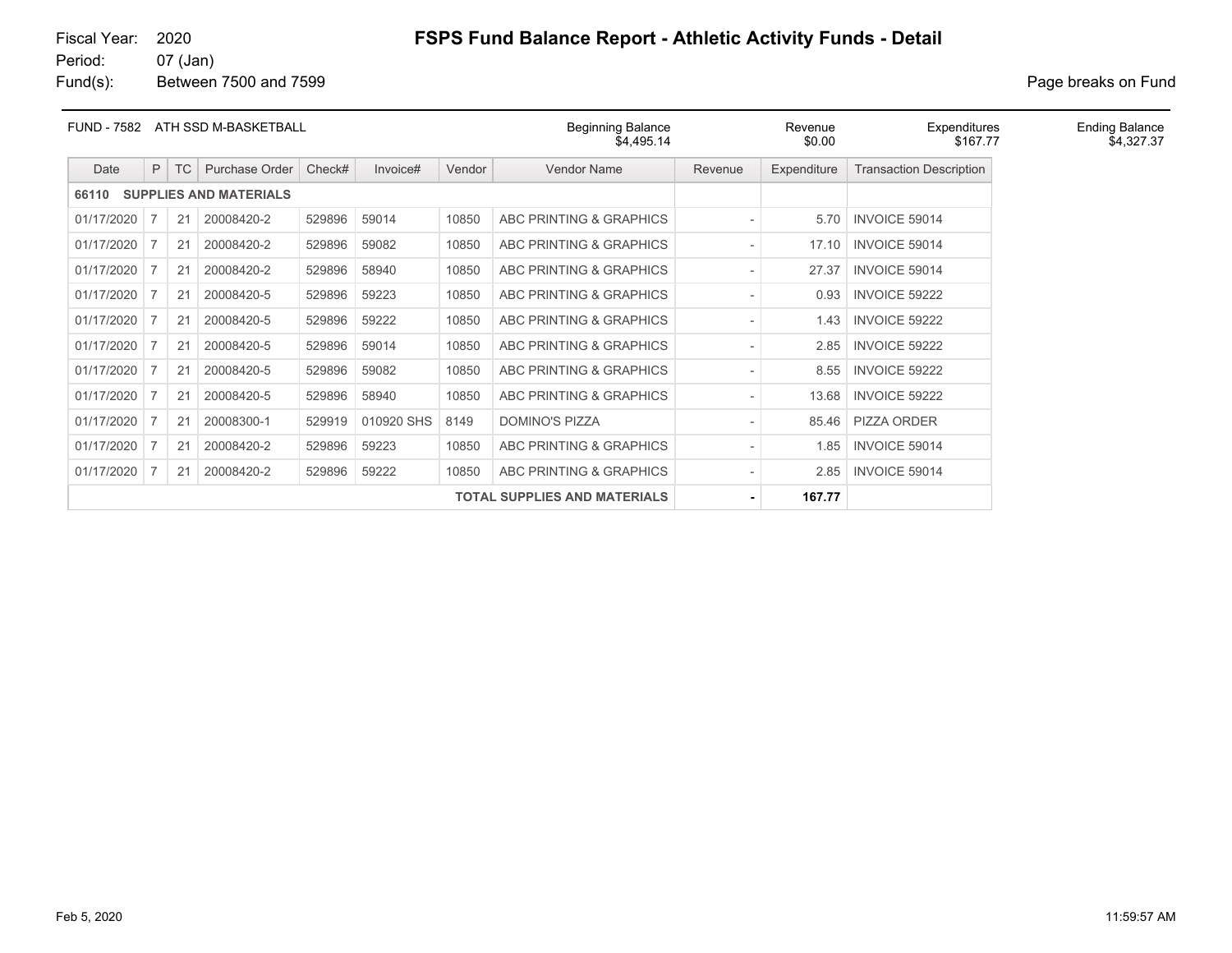Fiscal Year: 2020
Period: 07 (Jan)
Fund(s): Between 7500 and 7599

# FSPS Fund Balance Report - Athletic Activity Funds - Detail

Page breaks on Fund

| FUND - 7582 ATH SSD M-BASKETBALL | Beginning Balance | Revenue | Expenditures | Ending Balance |
|---|---|---|---|---|
| | $4,495.14 | $0.00 | $167.77 | $4,327.37 |

| Date | P | TC | Purchase Order | Check# | Invoice# | Vendor | Vendor Name | Revenue | Expenditure | Transaction Description |
|---|---|---|---|---|---|---|---|---|---|---|
| **66110 SUPPLIES AND MATERIALS** | | | | | | | | | | |
| 01/17/2020 | 7 | 21 | 20008420-2 | 529896 | 59014 | 10850 | ABC PRINTING & GRAPHICS | - | 5.70 | INVOICE 59014 |
| 01/17/2020 | 7 | 21 | 20008420-2 | 529896 | 59082 | 10850 | ABC PRINTING & GRAPHICS | - | 17.10 | INVOICE 59014 |
| 01/17/2020 | 7 | 21 | 20008420-2 | 529896 | 58940 | 10850 | ABC PRINTING & GRAPHICS | - | 27.37 | INVOICE 59014 |
| 01/17/2020 | 7 | 21 | 20008420-5 | 529896 | 59223 | 10850 | ABC PRINTING & GRAPHICS | - | 0.93 | INVOICE 59222 |
| 01/17/2020 | 7 | 21 | 20008420-5 | 529896 | 59222 | 10850 | ABC PRINTING & GRAPHICS | - | 1.43 | INVOICE 59222 |
| 01/17/2020 | 7 | 21 | 20008420-5 | 529896 | 59014 | 10850 | ABC PRINTING & GRAPHICS | - | 2.85 | INVOICE 59222 |
| 01/17/2020 | 7 | 21 | 20008420-5 | 529896 | 59082 | 10850 | ABC PRINTING & GRAPHICS | - | 8.55 | INVOICE 59222 |
| 01/17/2020 | 7 | 21 | 20008420-5 | 529896 | 58940 | 10850 | ABC PRINTING & GRAPHICS | - | 13.68 | INVOICE 59222 |
| 01/17/2020 | 7 | 21 | 20008300-1 | 529919 | 010920 SHS | 8149 | DOMINO'S PIZZA | - | 85.46 | PIZZA ORDER |
| 01/17/2020 | 7 | 21 | 20008420-2 | 529896 | 59223 | 10850 | ABC PRINTING & GRAPHICS | - | 1.85 | INVOICE 59014 |
| 01/17/2020 | 7 | 21 | 20008420-2 | 529896 | 59222 | 10850 | ABC PRINTING & GRAPHICS | - | 2.85 | INVOICE 59014 |
| | | | | | | | **TOTAL SUPPLIES AND MATERIALS** | **-** | **167.77** | |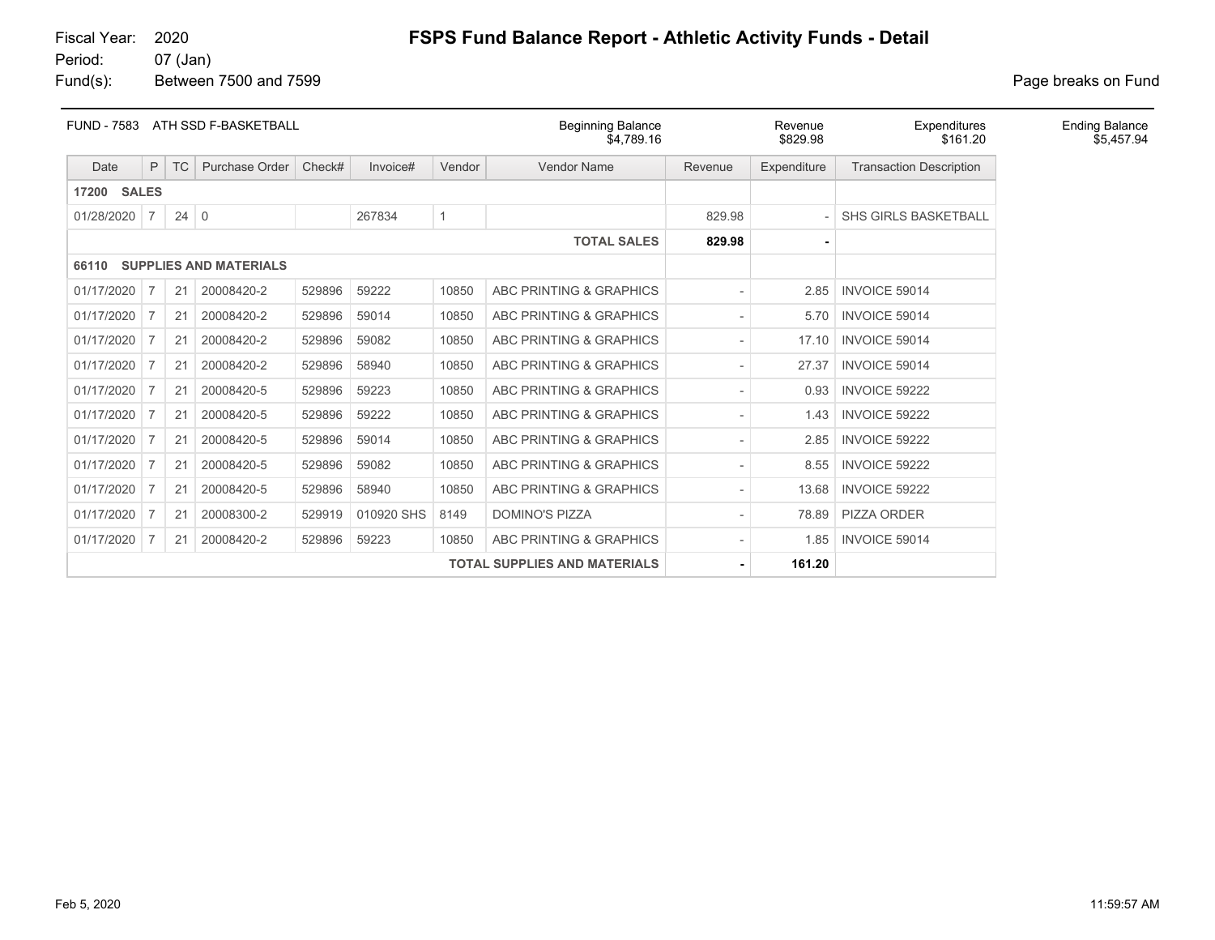Fiscal Year: 2020
Period: 07 (Jan)
Fund(s): Between 7500 and 7599

# FSPS Fund Balance Report - Athletic Activity Funds - Detail

Page breaks on Fund

| FUND - 7583 ATH SSD F-BASKETBALL | Beginning Balance | Revenue | Expenditures | Ending Balance |
|---|---|---|---|---|
| | $4,789.16 | $829.98 | $161.20 | $5,457.94 |

| Date | P | TC | Purchase Order | Check# | Invoice# | Vendor | Vendor Name | Revenue | Expenditure | Transaction Description |
|---|---|---|---|---|---|---|---|---|---|---|
| **17200 SALES** | | | | | | | | | | |
| 01/28/2020 | 7 | 24 | 0 | | 267834 | 1 | | 829.98 | - | SHS GIRLS BASKETBALL |
| | | | | | | | **TOTAL SALES** | **829.98** | **-** | |
| **66110 SUPPLIES AND MATERIALS** | | | | | | | | | | |
| 01/17/2020 | 7 | 21 | 20008420-2 | 529896 | 59222 | 10850 | ABC PRINTING & GRAPHICS | - | 2.85 | INVOICE 59014 |
| 01/17/2020 | 7 | 21 | 20008420-2 | 529896 | 59014 | 10850 | ABC PRINTING & GRAPHICS | - | 5.70 | INVOICE 59014 |
| 01/17/2020 | 7 | 21 | 20008420-2 | 529896 | 59082 | 10850 | ABC PRINTING & GRAPHICS | - | 17.10 | INVOICE 59014 |
| 01/17/2020 | 7 | 21 | 20008420-2 | 529896 | 58940 | 10850 | ABC PRINTING & GRAPHICS | - | 27.37 | INVOICE 59014 |
| 01/17/2020 | 7 | 21 | 20008420-5 | 529896 | 59223 | 10850 | ABC PRINTING & GRAPHICS | - | 0.93 | INVOICE 59222 |
| 01/17/2020 | 7 | 21 | 20008420-5 | 529896 | 59222 | 10850 | ABC PRINTING & GRAPHICS | - | 1.43 | INVOICE 59222 |
| 01/17/2020 | 7 | 21 | 20008420-5 | 529896 | 59014 | 10850 | ABC PRINTING & GRAPHICS | - | 2.85 | INVOICE 59222 |
| 01/17/2020 | 7 | 21 | 20008420-5 | 529896 | 59082 | 10850 | ABC PRINTING & GRAPHICS | - | 8.55 | INVOICE 59222 |
| 01/17/2020 | 7 | 21 | 20008420-5 | 529896 | 58940 | 10850 | ABC PRINTING & GRAPHICS | - | 13.68 | INVOICE 59222 |
| 01/17/2020 | 7 | 21 | 20008300-2 | 529919 | 010920 SHS | 8149 | DOMINO'S PIZZA | - | 78.89 | PIZZA ORDER |
| 01/17/2020 | 7 | 21 | 20008420-2 | 529896 | 59223 | 10850 | ABC PRINTING & GRAPHICS | - | 1.85 | INVOICE 59014 |
| | | | | | | | **TOTAL SUPPLIES AND MATERIALS** | **-** | **161.20** | |

Feb 5, 2020 11:59:57 AM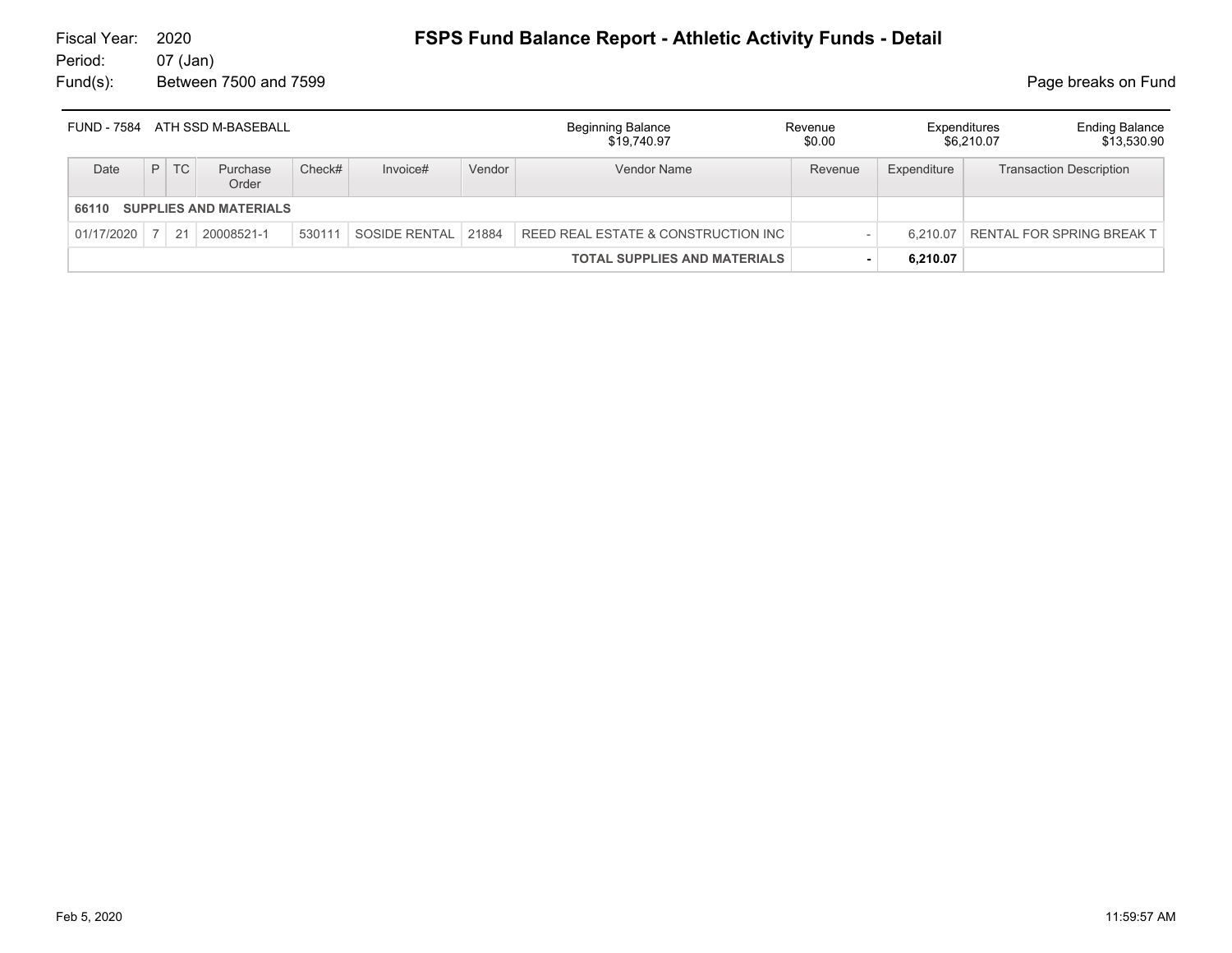Fiscal Year: 2020
Period: 07 (Jan)
Fund(s): Between 7500 and 7599

# FSPS Fund Balance Report - Athletic Activity Funds - Detail

Page breaks on Fund

| FUND - 7584 ATH SSD M-BASEBALL | Beginning Balance | Revenue | Expenditures | Ending Balance |
|---|---|---|---|---|
| | $19,740.97 | $0.00 | $6,210.07 | $13,530.90 |

| Date | P | TC | Purchase Order | Check# | Invoice# | Vendor | Vendor Name | Revenue | Expenditure | Transaction Description |
|---|---|---|---|---|---|---|---|---|---|---|
| **66110 SUPPLIES AND MATERIALS** | | | | | | | | | | |
| 01/17/2020 | 7 | 21 | 20008521-1 | 530111 | SOSIDE RENTAL | 21884 | REED REAL ESTATE & CONSTRUCTION INC | - | 6,210.07 | RENTAL FOR SPRING BREAK T |
| | | | | | | | **TOTAL SUPPLIES AND MATERIALS** | **-** | **6,210.07** | |

Feb 5, 2020 11:59:57 AM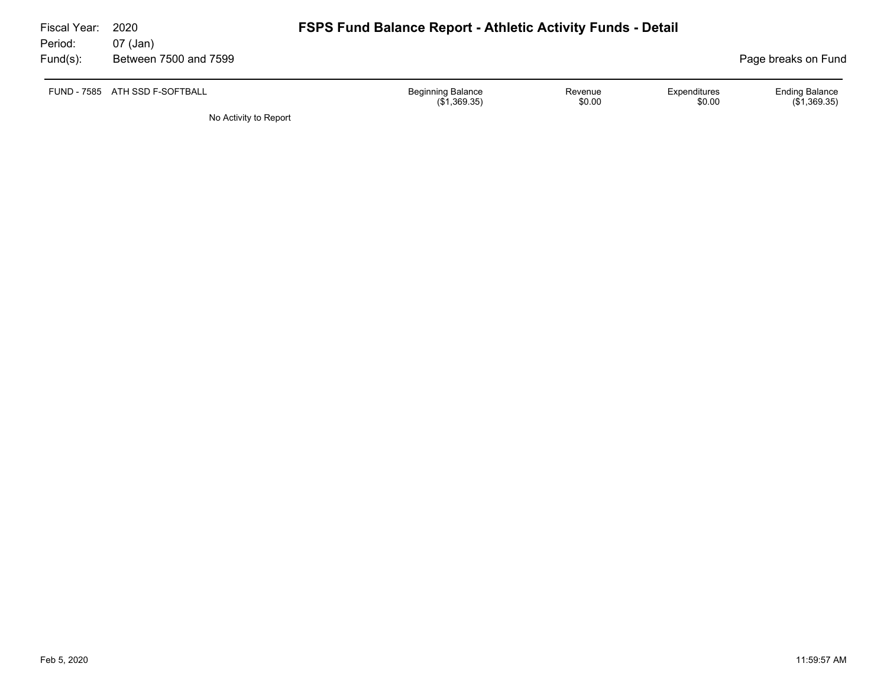Fiscal Year: 2020
Period: 07 (Jan)
Fund(s): Between 7500 and 7599

# FSPS Fund Balance Report - Athletic Activity Funds - Detail

Page breaks on Fund

| FUND - 7585 ATH SSD F-SOFTBALL | Beginning Balance | Revenue | Expenditures | Ending Balance |
|---|---|---|---|---|
| | ($1,369.35) | $0.00 | $0.00 | ($1,369.35) |

No Activity to Report

Feb 5, 2020 11:59:57 AM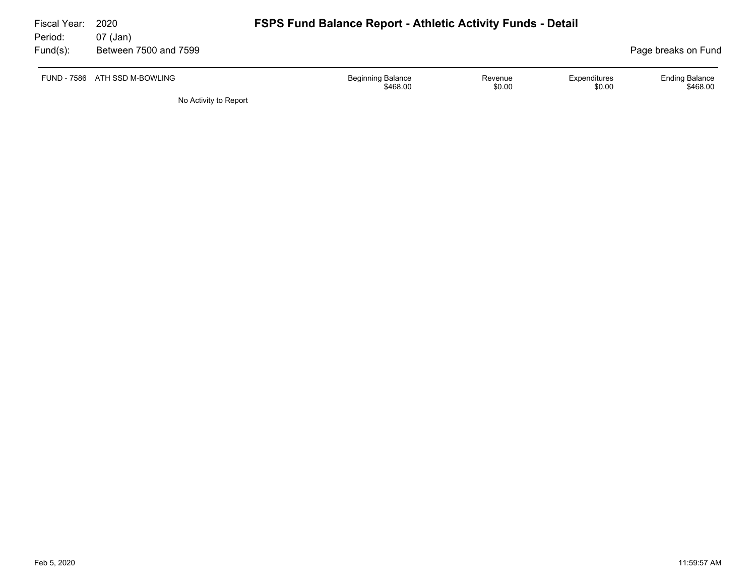Fiscal Year: 2020
Period: 07 (Jan)
Fund(s): Between 7500 and 7599

# FSPS Fund Balance Report - Athletic Activity Funds - Detail

Page breaks on Fund

| FUND - 7586 ATH SSD M-BOWLING | Beginning Balance | Revenue | Expenditures | Ending Balance |
|---|---|---|---|---|
| | $468.00 | $0.00 | $0.00 | $468.00 |

No Activity to Report

Feb 5, 2020 11:59:57 AM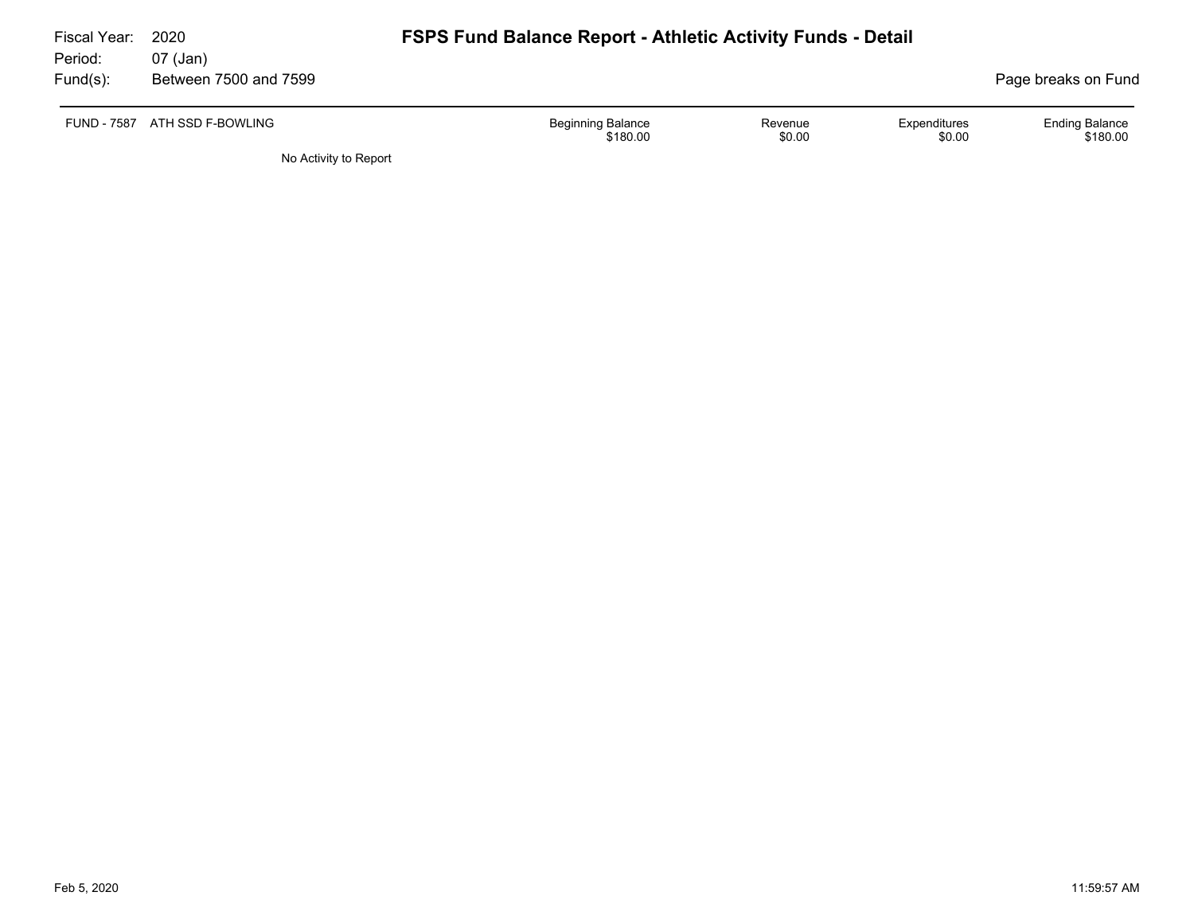Fiscal Year: 2020
Period: 07 (Jan)
Fund(s): Between 7500 and 7599

# FSPS Fund Balance Report - Athletic Activity Funds - Detail

Page breaks on Fund

| FUND - 7587 ATH SSD F-BOWLING | Beginning Balance | Revenue | Expenditures | Ending Balance |
|---|---|---|---|---|
| | $180.00 | $0.00 | $0.00 | $180.00 |

No Activity to Report

Feb 5, 2020 11:59:57 AM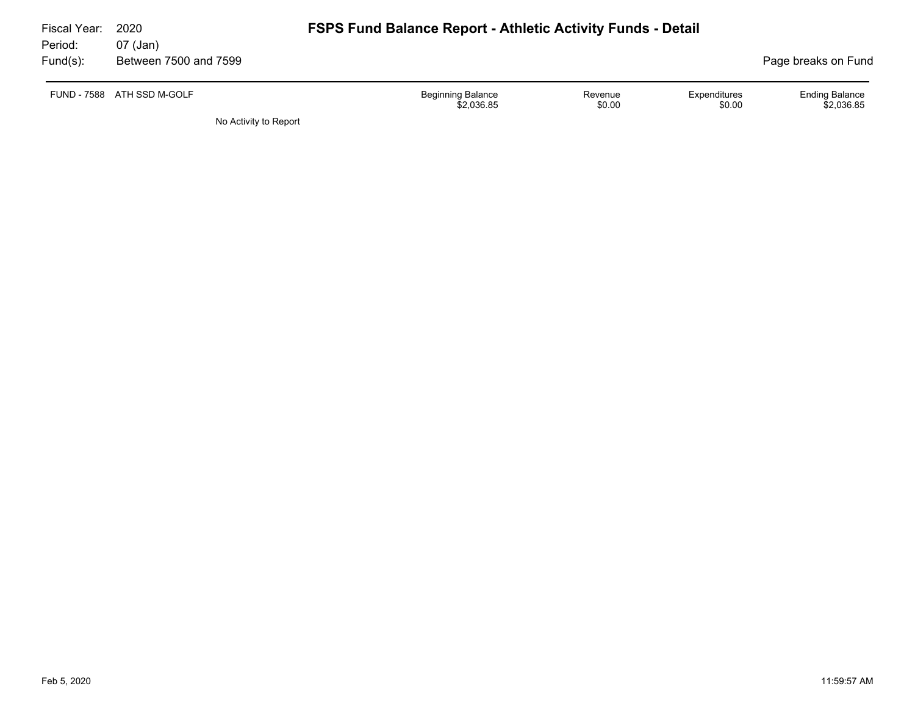Fiscal Year: 2020
Period: 07 (Jan)
Fund(s): Between 7500 and 7599

# FSPS Fund Balance Report - Athletic Activity Funds - Detail

Page breaks on Fund

| FUND - 7588 ATH SSD M-GOLF | Beginning Balance | Revenue | Expenditures | Ending Balance |
|---|---|---|---|---|
| | $2,036.85 | $0.00 | $0.00 | $2,036.85 |

No Activity to Report

Feb 5, 2020 11:59:57 AM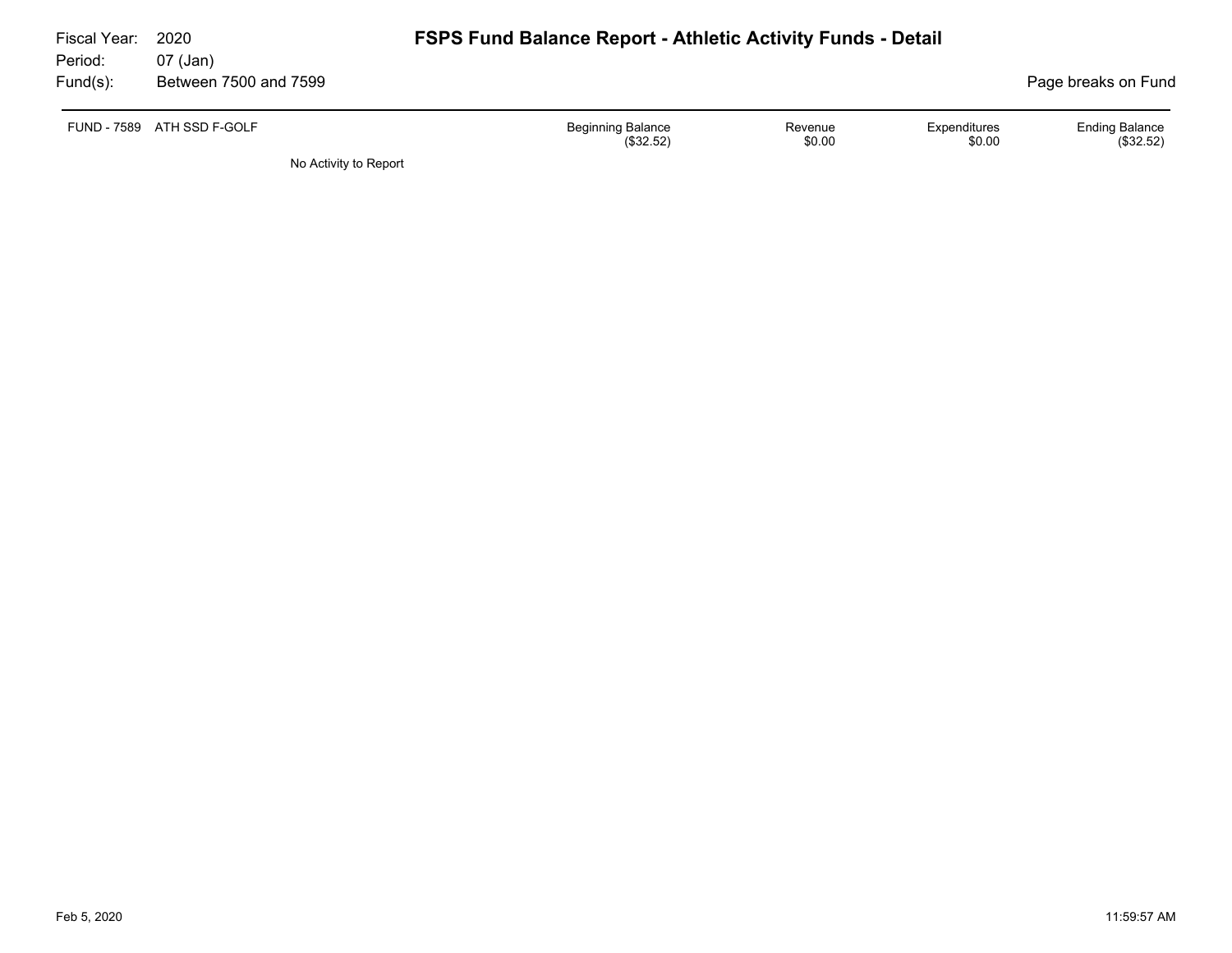Fiscal Year: 2020
Period: 07 (Jan)
Fund(s): Between 7500 and 7599

# FSPS Fund Balance Report - Athletic Activity Funds - Detail

Page breaks on Fund

| FUND - 7589 ATH SSD F-GOLF | Beginning Balance | Revenue | Expenditures | Ending Balance |
|---|---|---|---|---|
| | ($32.52) | $0.00 | $0.00 | ($32.52) |

No Activity to Report

Feb 5, 2020 11:59:57 AM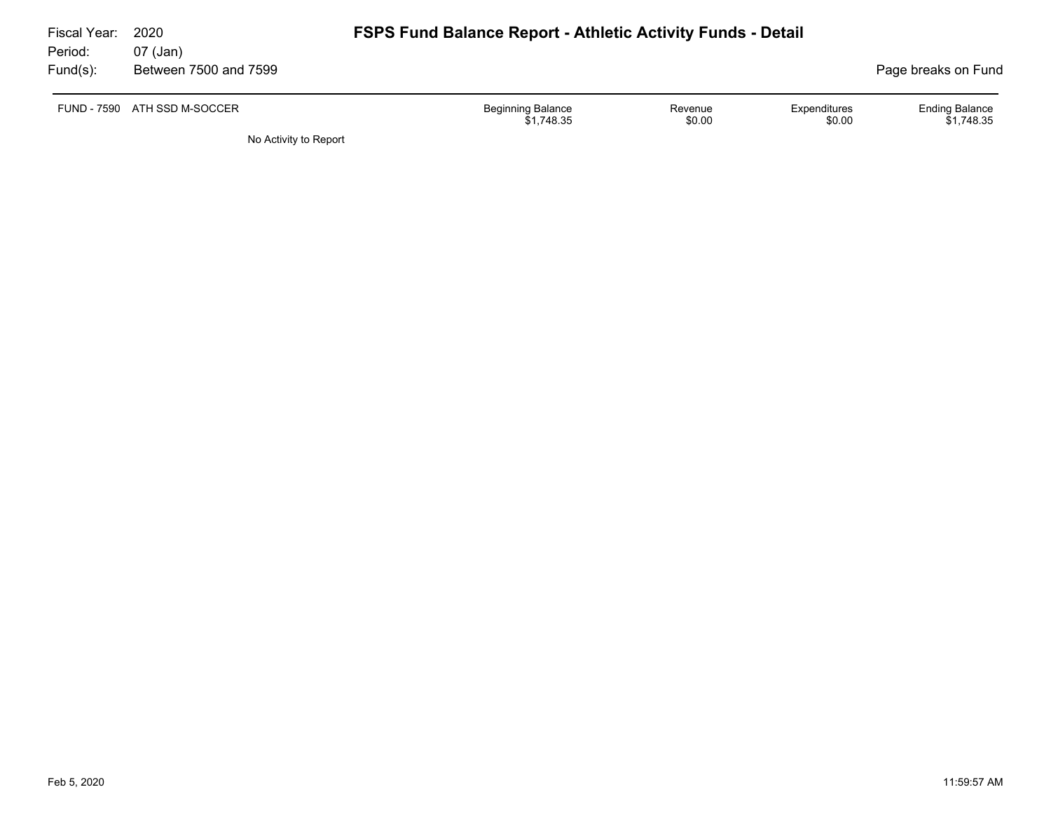Fiscal Year: 2020
Period: 07 (Jan)
Fund(s): Between 7500 and 7599

# FSPS Fund Balance Report - Athletic Activity Funds - Detail

Page breaks on Fund

| FUND - 7590 ATH SSD M-SOCCER | Beginning Balance | Revenue | Expenditures | Ending Balance |
|---|---|---|---|---|
| | $1,748.35 | $0.00 | $0.00 | $1,748.35 |

No Activity to Report

Feb 5, 2020 11:59:57 AM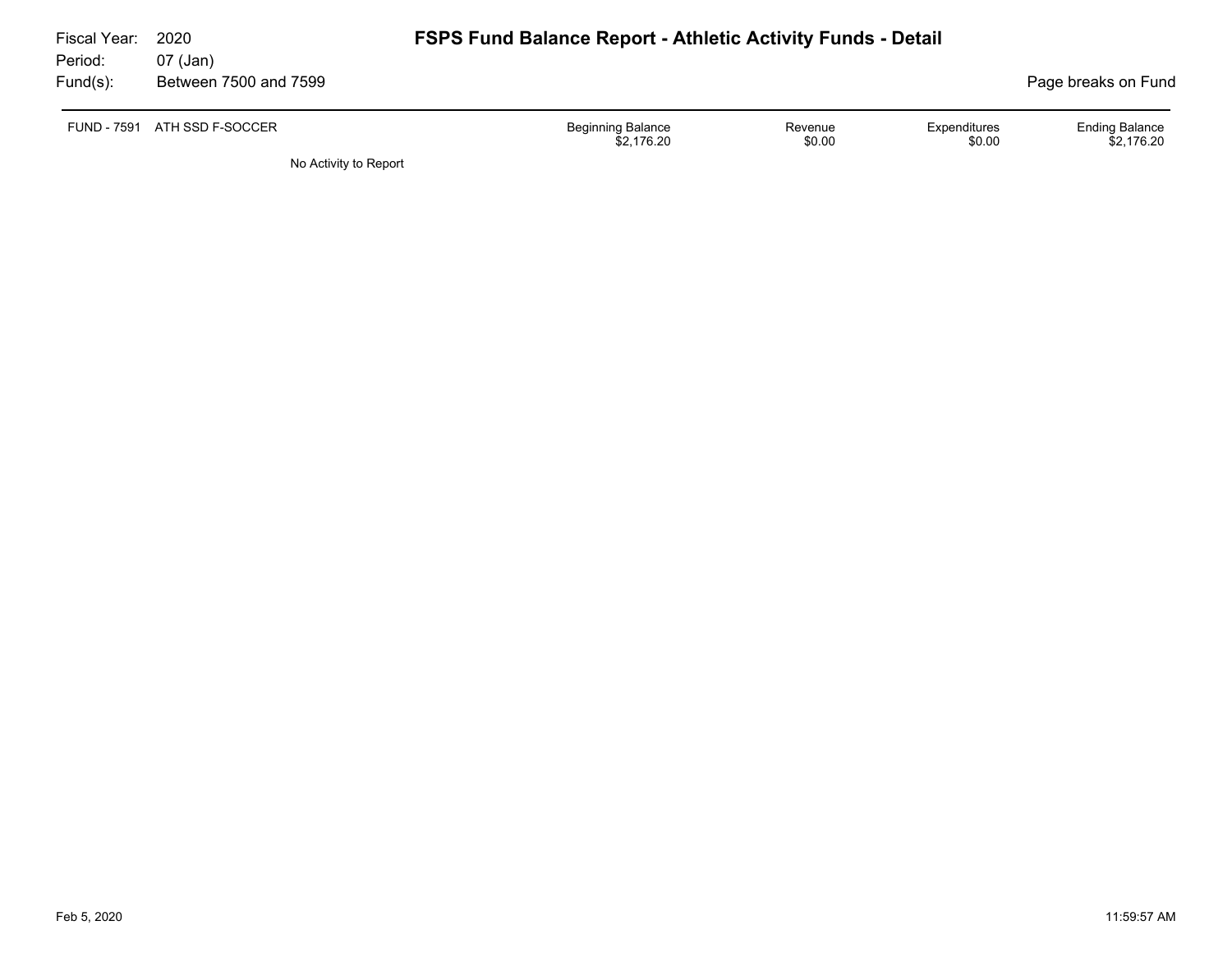Fiscal Year: 2020
Period: 07 (Jan)
Fund(s): Between 7500 and 7599

# FSPS Fund Balance Report - Athletic Activity Funds - Detail

Page breaks on Fund

| FUND - 7591 | ATH SSD F-SOCCER | Beginning Balance | Revenue | Expenditures | Ending Balance |
|---|---|---|---|---|---|
| | | $2,176.20 | $0.00 | $0.00 | $2,176.20 |

No Activity to Report

Feb 5, 2020 11:59:57 AM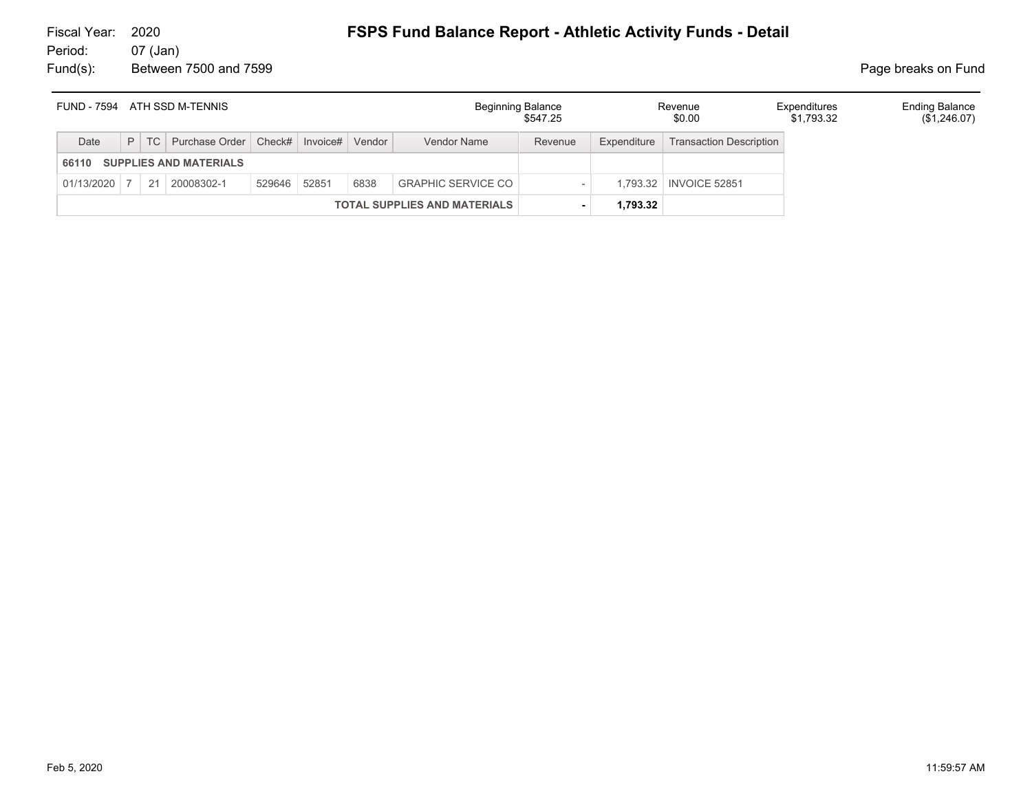Fiscal Year: 2020
Period: 07 (Jan)
Fund(s): Between 7500 and 7599

# FSPS Fund Balance Report - Athletic Activity Funds - Detail

Page breaks on Fund

| FUND - 7594 ATH SSD M-TENNIS | Beginning Balance | Revenue | Expenditures | Ending Balance |
|---|---|---|---|---|
| | $547.25 | $0.00 | $1,793.32 | ($1,246.07) |

| Date | P | TC | Purchase Order | Check# | Invoice# | Vendor | Vendor Name | Revenue | Expenditure | Transaction Description |
|---|---|---|---|---|---|---|---|---|---|---|
| **66110 SUPPLIES AND MATERIALS** | | | | | | | | | | |
| 01/13/2020 | 7 | 21 | 20008302-1 | 529646 | 52851 | 6838 | GRAPHIC SERVICE CO | - | 1,793.32 | INVOICE 52851 |
| | | | | | | | **TOTAL SUPPLIES AND MATERIALS** | **-** | **1,793.32** | |

Feb 5, 2020 11:59:57 AM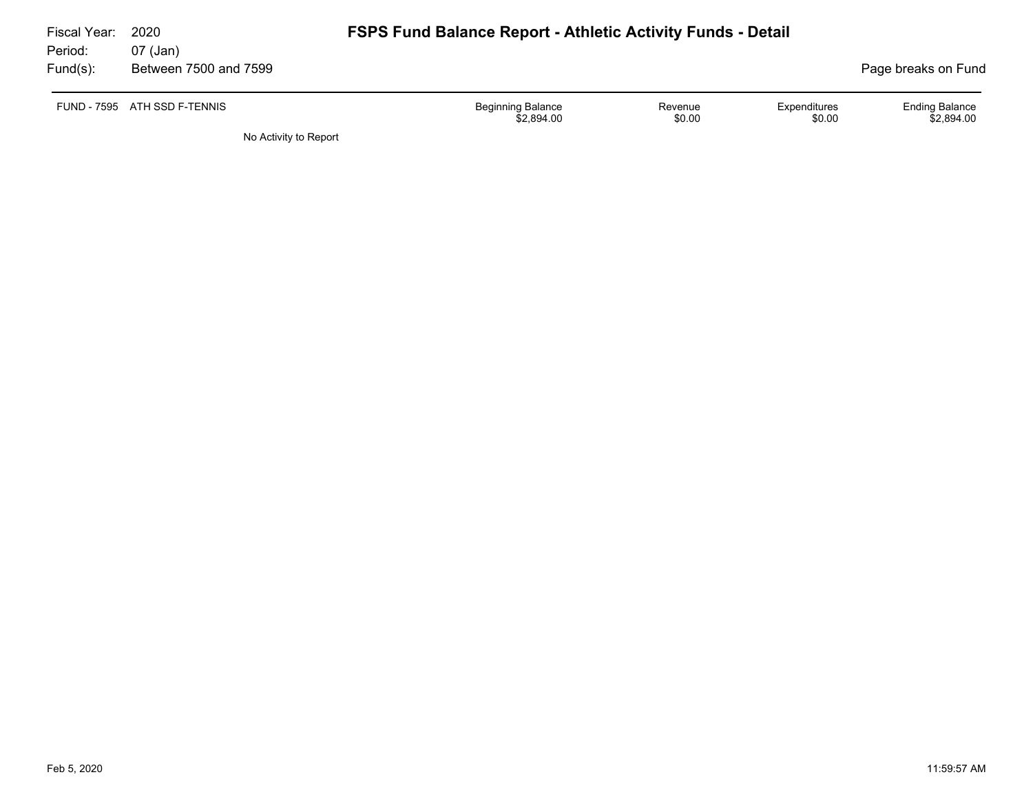Fiscal Year: 2020
Period: 07 (Jan)
Fund(s): Between 7500 and 7599

# FSPS Fund Balance Report - Athletic Activity Funds - Detail

Page breaks on Fund

| FUND - 7595 ATH SSD F-TENNIS | Beginning Balance | Revenue | Expenditures | Ending Balance |
|---|---|---|---|---|
| | $2,894.00 | $0.00 | $0.00 | $2,894.00 |

No Activity to Report

Feb 5, 2020 11:59:57 AM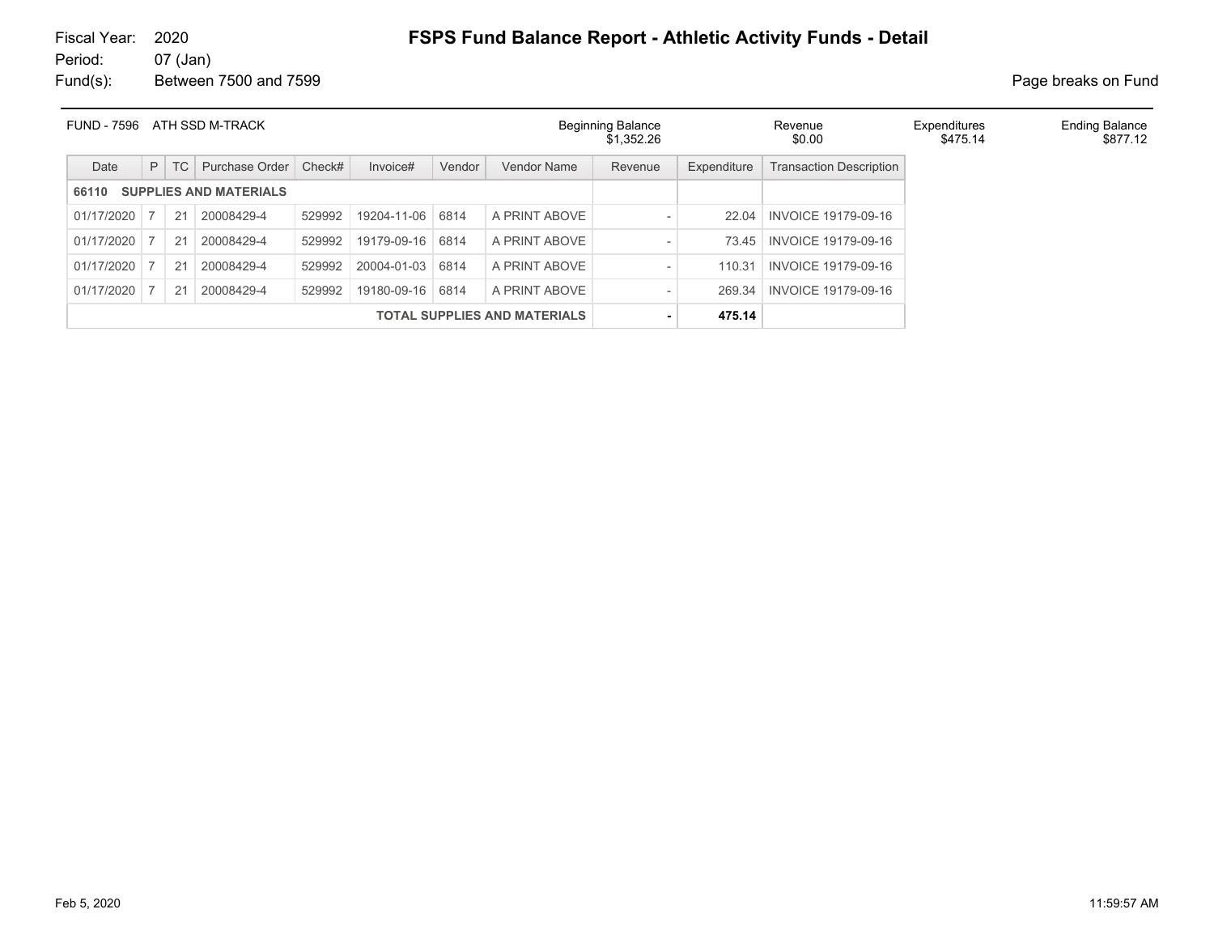Fiscal Year: 2020
Period: 07 (Jan)
Fund(s): Between 7500 and 7599

# FSPS Fund Balance Report - Athletic Activity Funds - Detail

Page breaks on Fund

| FUND - 7596 ATH SSD M-TRACK | Beginning Balance | Revenue | Expenditures | Ending Balance |
|---|---|---|---|---|
| | $1,352.26 | $0.00 | $475.14 | $877.12 |

| Date | P | TC | Purchase Order | Check# | Invoice# | Vendor | Vendor Name | Revenue | Expenditure | Transaction Description |
|---|---|---|---|---|---|---|---|---|---|---|
| **66110 SUPPLIES AND MATERIALS** | | | | | | | | | | |
| 01/17/2020 | 7 | 21 | 20008429-4 | 529992 | 19204-11-06 | 6814 | A PRINT ABOVE | - | 22.04 | INVOICE 19179-09-16 |
| 01/17/2020 | 7 | 21 | 20008429-4 | 529992 | 19179-09-16 | 6814 | A PRINT ABOVE | - | 73.45 | INVOICE 19179-09-16 |
| 01/17/2020 | 7 | 21 | 20008429-4 | 529992 | 20004-01-03 | 6814 | A PRINT ABOVE | - | 110.31 | INVOICE 19179-09-16 |
| 01/17/2020 | 7 | 21 | 20008429-4 | 529992 | 19180-09-16 | 6814 | A PRINT ABOVE | - | 269.34 | INVOICE 19179-09-16 |
| **TOTAL SUPPLIES AND MATERIALS** | | | | | | | | **-** | **475.14** | |

Feb 5, 2020 11:59:57 AM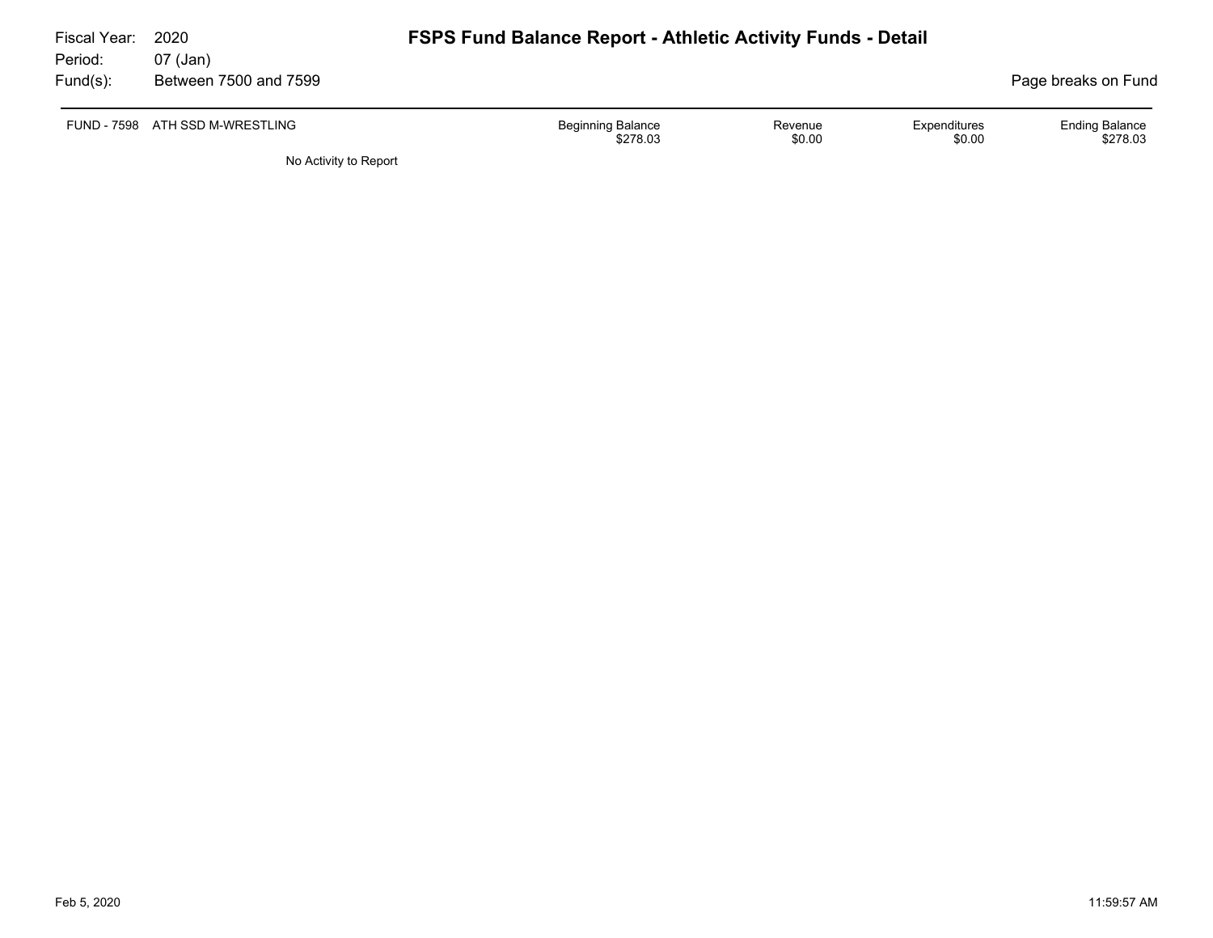Fiscal Year: 2020
Period: 07 (Jan)
Fund(s): Between 7500 and 7599

# FSPS Fund Balance Report - Athletic Activity Funds - Detail

Page breaks on Fund

| FUND - 7598 ATH SSD M-WRESTLING | Beginning Balance | Revenue | Expenditures | Ending Balance |
|---|---|---|---|---|
| | $278.03 | $0.00 | $0.00 | $278.03 |

No Activity to Report

Feb 5, 2020 11:59:57 AM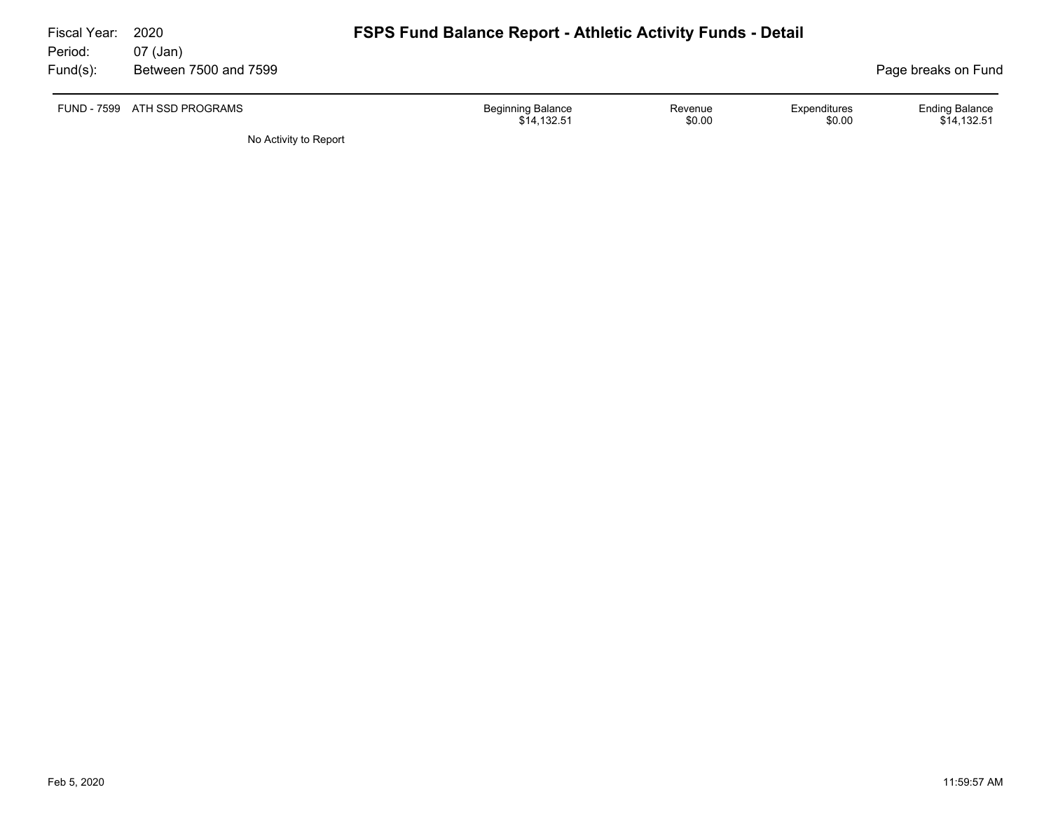Fiscal Year: 2020
Period: 07 (Jan)
Fund(s): Between 7500 and 7599

# FSPS Fund Balance Report - Athletic Activity Funds - Detail

Page breaks on Fund

| FUND - 7599 | ATH SSD PROGRAMS | Beginning Balance | Revenue | Expenditures | Ending Balance |
|---|---|---|---|---|---|
| | | $14,132.51 | $0.00 | $0.00 | $14,132.51 |

No Activity to Report

Feb 5, 2020 11:59:57 AM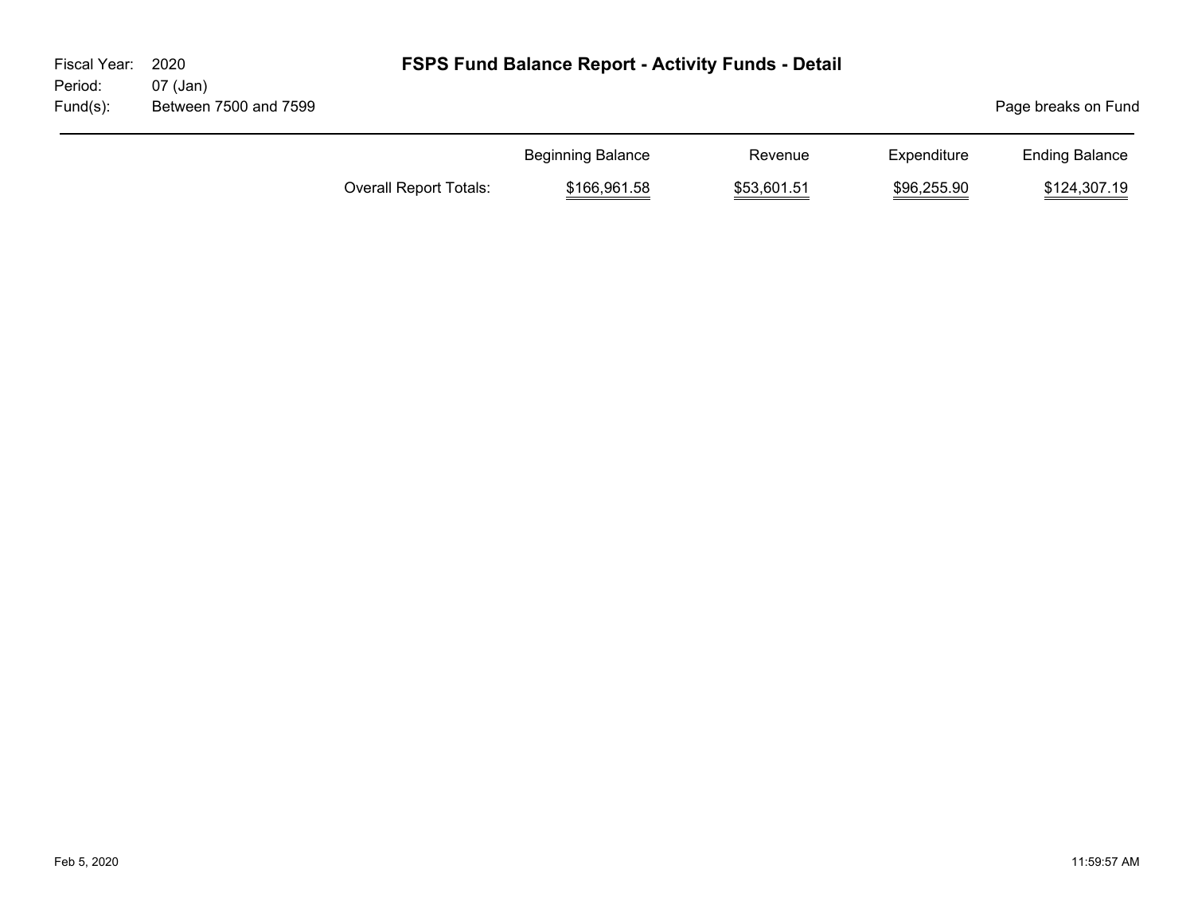Fiscal Year: 2020
Period: 07 (Jan)
Fund(s): Between 7500 and 7599

# FSPS Fund Balance Report - Activity Funds - Detail

Page breaks on Fund

| | Beginning Balance | Revenue | Expenditure | Ending Balance |
|---|---|---|---|---|
| Overall Report Totals: | $166,961.58 | $53,601.51 | $96,255.90 | $124,307.19 |

Feb 5, 2020 11:59:57 AM